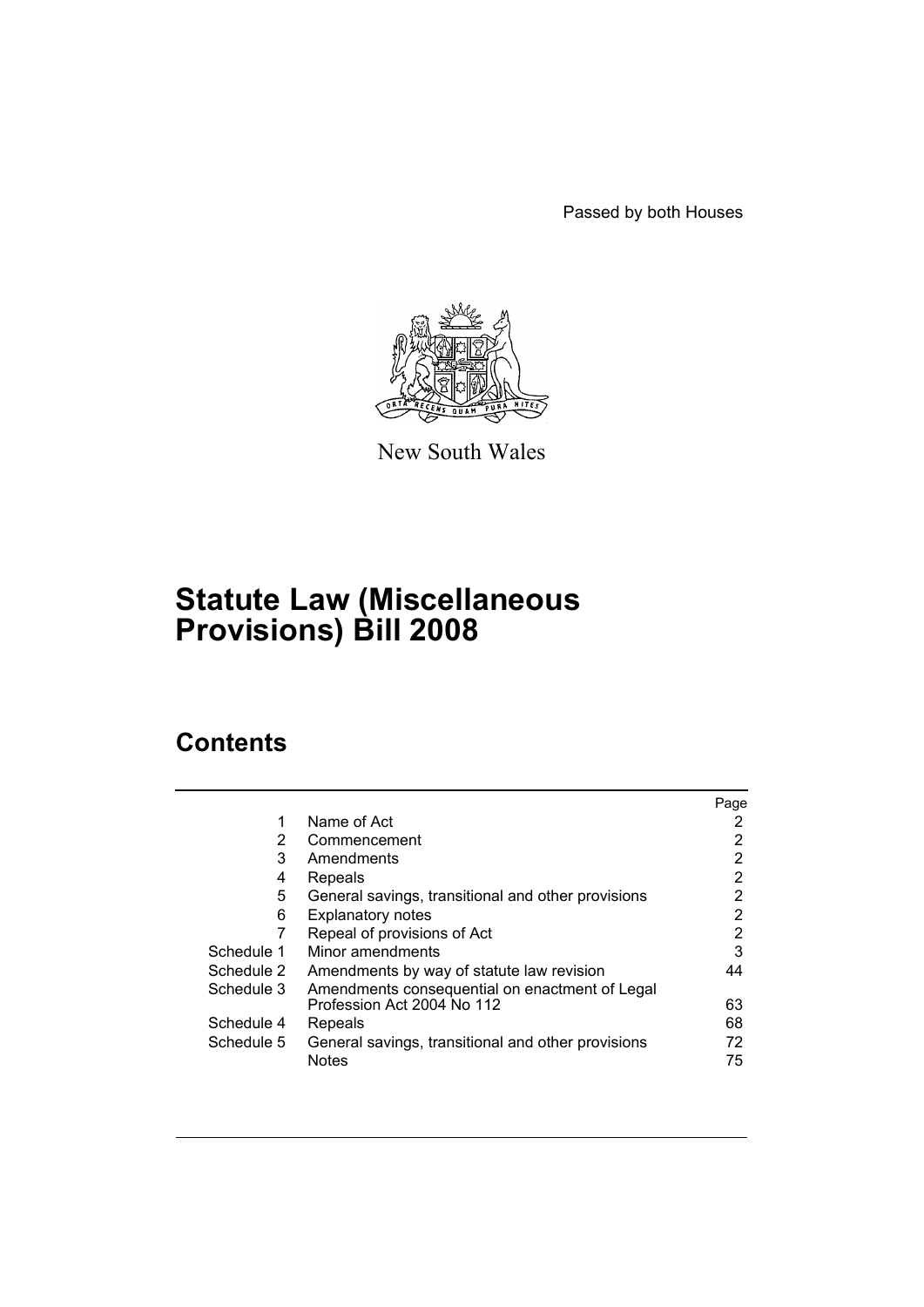Passed by both Houses

New South Wales

# Statute Law (Miscellaneous Provisions) Bill 2008

## Contents

| | | Page |
|---|---|---|
| 1 | Name of Act | 2 |
| 2 | Commencement | 2 |
| 3 | Amendments | 2 |
| 4 | Repeals | 2 |
| 5 | General savings, transitional and other provisions | 2 |
| 6 | Explanatory notes | 2 |
| 7 | Repeal of provisions of Act | 2 |
| Schedule 1 | Minor amendments | 3 |
| Schedule 2 | Amendments by way of statute law revision | 44 |
| Schedule 3 | Amendments consequential on enactment of Legal Profession Act 2004 No 112 | 63 |
| Schedule 4 | Repeals | 68 |
| Schedule 5 | General savings, transitional and other provisions | 72 |
| | Notes | 75 |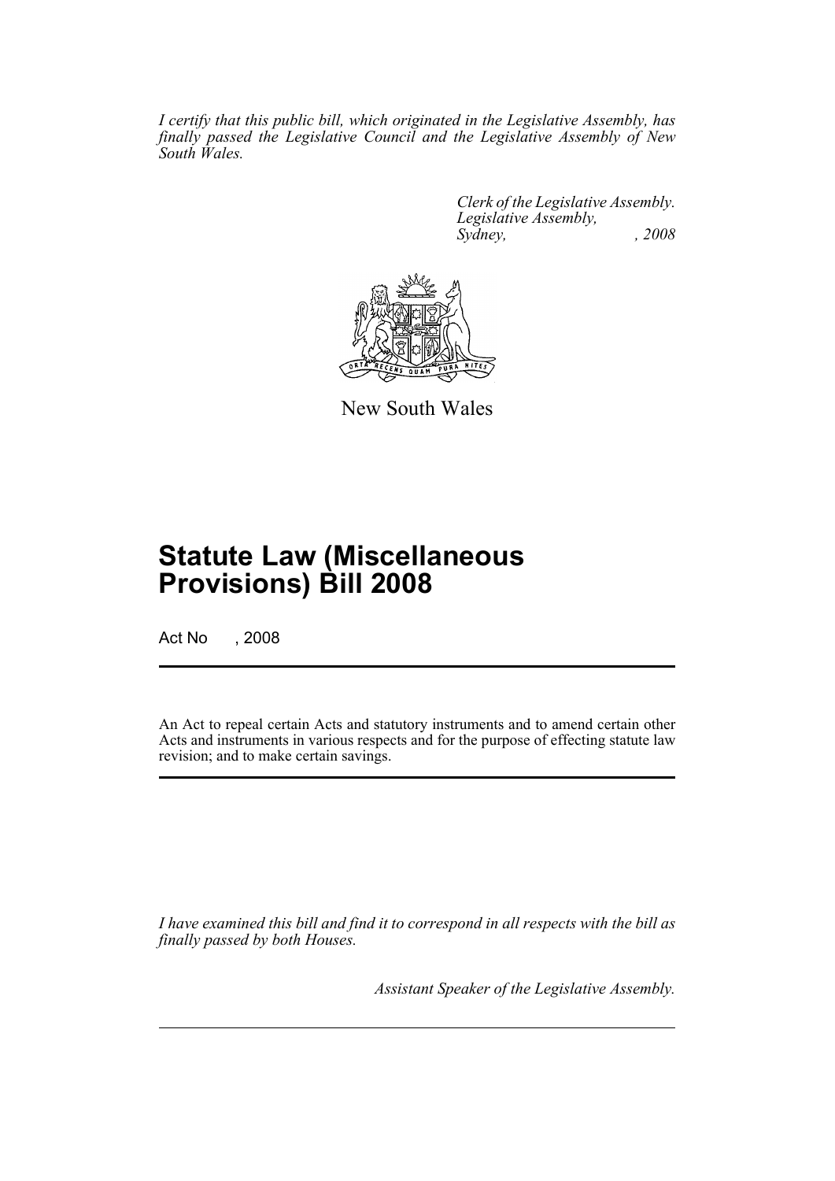*I certify that this public bill, which originated in the Legislative Assembly, has finally passed the Legislative Council and the Legislative Assembly of New South Wales.*

*Clerk of the Legislative Assembly.*
*Legislative Assembly,*
*Sydney, , 2008*

New South Wales

# Statute Law (Miscellaneous Provisions) Bill 2008

Act No , 2008

An Act to repeal certain Acts and statutory instruments and to amend certain other Acts and instruments in various respects and for the purpose of effecting statute law revision; and to make certain savings.

*I have examined this bill and find it to correspond in all respects with the bill as finally passed by both Houses.*

*Assistant Speaker of the Legislative Assembly.*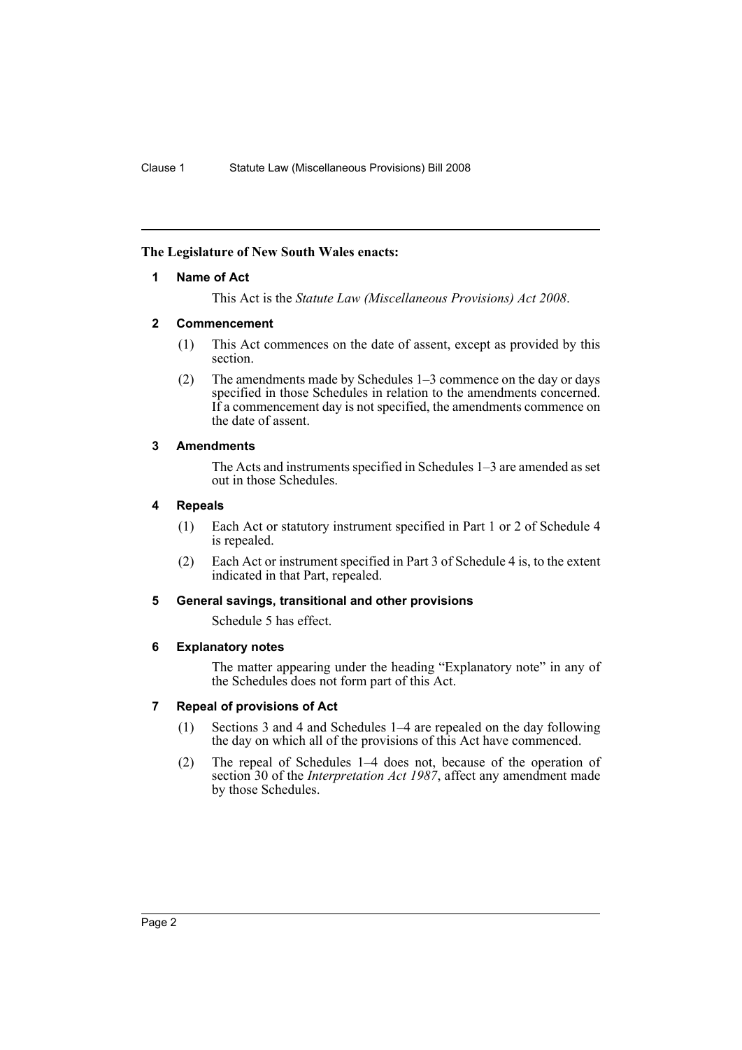**The Legislature of New South Wales enacts:**

### 1 Name of Act

This Act is the *Statute Law (Miscellaneous Provisions) Act 2008*.

### 2 Commencement

(1) This Act commences on the date of assent, except as provided by this section.

(2) The amendments made by Schedules 1–3 commence on the day or days specified in those Schedules in relation to the amendments concerned. If a commencement day is not specified, the amendments commence on the date of assent.

### 3 Amendments

The Acts and instruments specified in Schedules 1–3 are amended as set out in those Schedules.

### 4 Repeals

(1) Each Act or statutory instrument specified in Part 1 or 2 of Schedule 4 is repealed.

(2) Each Act or instrument specified in Part 3 of Schedule 4 is, to the extent indicated in that Part, repealed.

### 5 General savings, transitional and other provisions

Schedule 5 has effect.

### 6 Explanatory notes

The matter appearing under the heading "Explanatory note" in any of the Schedules does not form part of this Act.

### 7 Repeal of provisions of Act

(1) Sections 3 and 4 and Schedules 1–4 are repealed on the day following the day on which all of the provisions of this Act have commenced.

(2) The repeal of Schedules 1–4 does not, because of the operation of section 30 of the *Interpretation Act 1987*, affect any amendment made by those Schedules.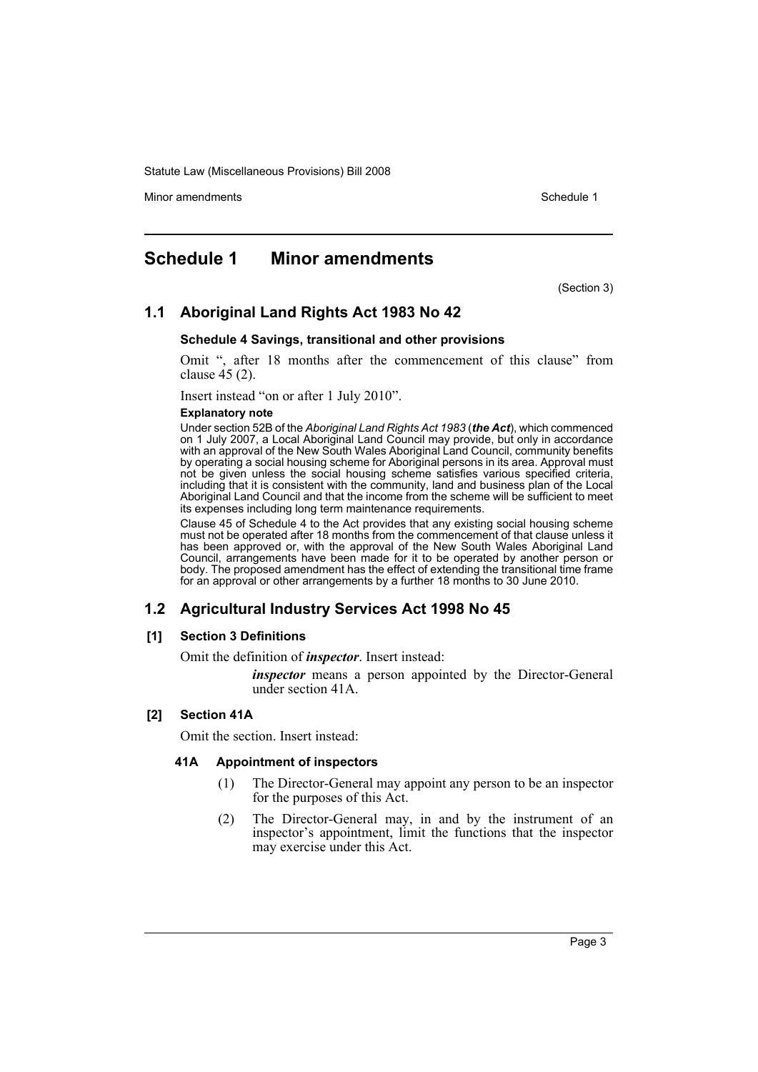# Schedule 1 Minor amendments

(Section 3)

## 1.1 Aboriginal Land Rights Act 1983 No 42

**Schedule 4 Savings, transitional and other provisions**

Omit ", after 18 months after the commencement of this clause" from clause 45 (2).

Insert instead "on or after 1 July 2010".

**Explanatory note**

Under section 52B of the *Aboriginal Land Rights Act 1983* (***the Act***), which commenced on 1 July 2007, a Local Aboriginal Land Council may provide, but only in accordance with an approval of the New South Wales Aboriginal Land Council, community benefits by operating a social housing scheme for Aboriginal persons in its area. Approval must not be given unless the social housing scheme satisfies various specified criteria, including that it is consistent with the community, land and business plan of the Local Aboriginal Land Council and that the income from the scheme will be sufficient to meet its expenses including long term maintenance requirements.

Clause 45 of Schedule 4 to the Act provides that any existing social housing scheme must not be operated after 18 months from the commencement of that clause unless it has been approved or, with the approval of the New South Wales Aboriginal Land Council, arrangements have been made for it to be operated by another person or body. The proposed amendment has the effect of extending the transitional time frame for an approval or other arrangements by a further 18 months to 30 June 2010.

## 1.2 Agricultural Industry Services Act 1998 No 45

**[1] Section 3 Definitions**

Omit the definition of ***inspector***. Insert instead:

> ***inspector*** means a person appointed by the Director-General under section 41A.

**[2] Section 41A**

Omit the section. Insert instead:

**41A Appointment of inspectors**

(1) The Director-General may appoint any person to be an inspector for the purposes of this Act.

(2) The Director-General may, in and by the instrument of an inspector's appointment, limit the functions that the inspector may exercise under this Act.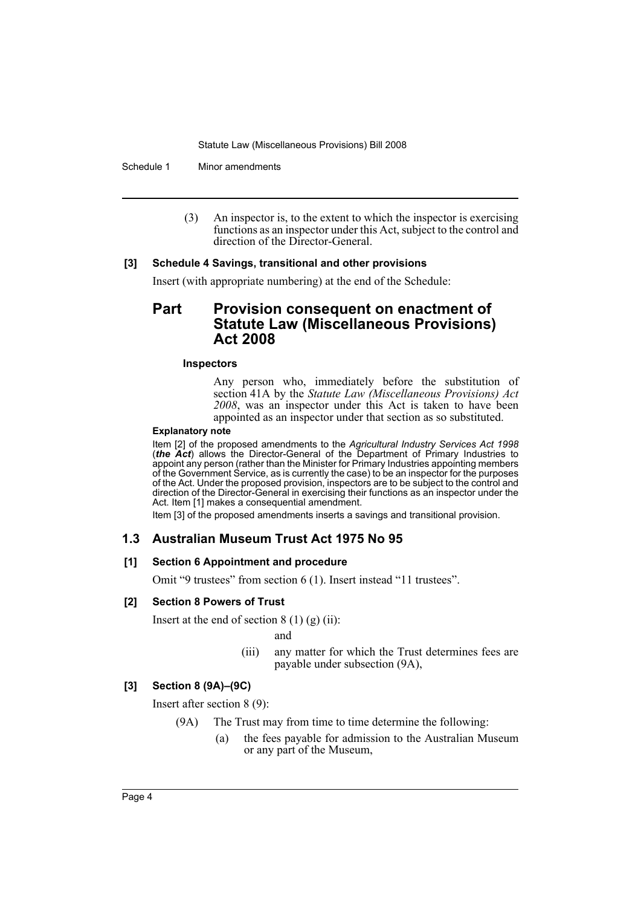(3) An inspector is, to the extent to which the inspector is exercising functions as an inspector under this Act, subject to the control and direction of the Director-General.

**[3] Schedule 4 Savings, transitional and other provisions**

Insert (with appropriate numbering) at the end of the Schedule:

## Part Provision consequent on enactment of Statute Law (Miscellaneous Provisions) Act 2008

**Inspectors**

Any person who, immediately before the substitution of section 41A by the *Statute Law (Miscellaneous Provisions) Act 2008*, was an inspector under this Act is taken to have been appointed as an inspector under that section as so substituted.

**Explanatory note**

Item [2] of the proposed amendments to the *Agricultural Industry Services Act 1998* (***the Act***) allows the Director-General of the Department of Primary Industries to appoint any person (rather than the Minister for Primary Industries appointing members of the Government Service, as is currently the case) to be an inspector for the purposes of the Act. Under the proposed provision, inspectors are to be subject to the control and direction of the Director-General in exercising their functions as an inspector under the Act. Item [1] makes a consequential amendment.

Item [3] of the proposed amendments inserts a savings and transitional provision.

### 1.3 Australian Museum Trust Act 1975 No 95

**[1] Section 6 Appointment and procedure**

Omit "9 trustees" from section 6 (1). Insert instead "11 trustees".

**[2] Section 8 Powers of Trust**

Insert at the end of section 8 (1) (g) (ii):

and

(iii) any matter for which the Trust determines fees are payable under subsection (9A),

**[3] Section 8 (9A)–(9C)**

Insert after section 8 (9):

(9A) The Trust may from time to time determine the following:

(a) the fees payable for admission to the Australian Museum or any part of the Museum,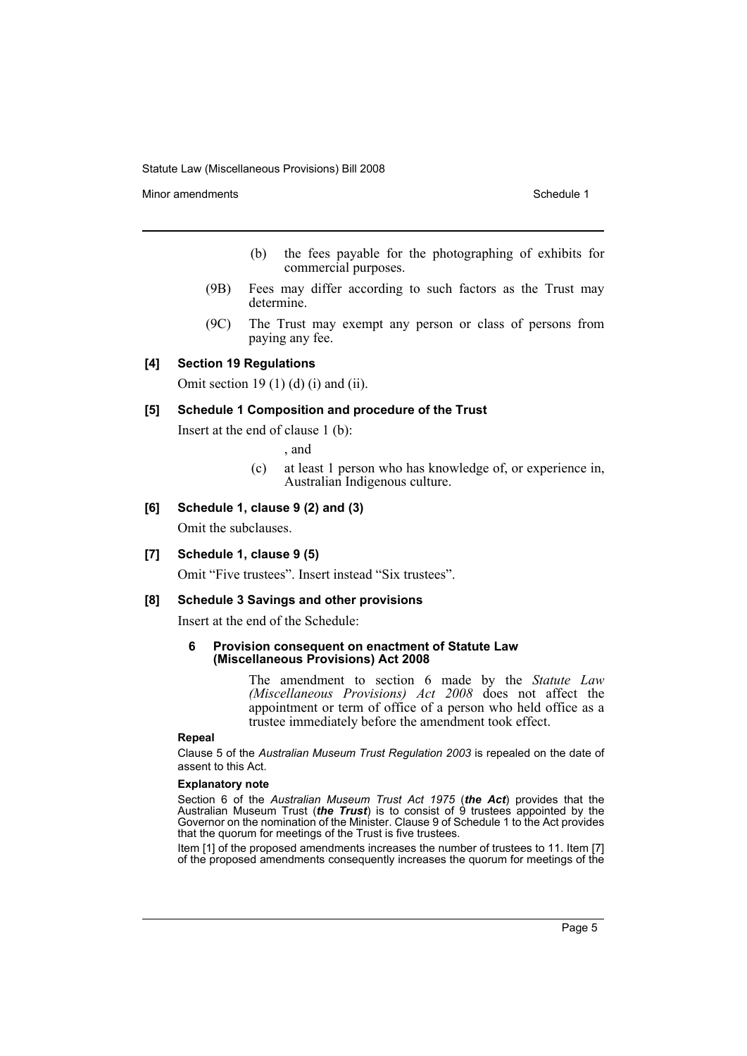(b) the fees payable for the photographing of exhibits for commercial purposes.

(9B) Fees may differ according to such factors as the Trust may determine.

(9C) The Trust may exempt any person or class of persons from paying any fee.

**[4] Section 19 Regulations**

Omit section 19 (1) (d) (i) and (ii).

**[5] Schedule 1 Composition and procedure of the Trust**

Insert at the end of clause 1 (b):

, and

(c) at least 1 person who has knowledge of, or experience in, Australian Indigenous culture.

**[6] Schedule 1, clause 9 (2) and (3)**

Omit the subclauses.

**[7] Schedule 1, clause 9 (5)**

Omit "Five trustees". Insert instead "Six trustees".

**[8] Schedule 3 Savings and other provisions**

Insert at the end of the Schedule:

**6 Provision consequent on enactment of Statute Law (Miscellaneous Provisions) Act 2008**

The amendment to section 6 made by the *Statute Law (Miscellaneous Provisions) Act 2008* does not affect the appointment or term of office of a person who held office as a trustee immediately before the amendment took effect.

**Repeal**

Clause 5 of the *Australian Museum Trust Regulation 2003* is repealed on the date of assent to this Act.

**Explanatory note**

Section 6 of the *Australian Museum Trust Act 1975* (***the Act***) provides that the Australian Museum Trust (***the Trust***) is to consist of 9 trustees appointed by the Governor on the nomination of the Minister. Clause 9 of Schedule 1 to the Act provides that the quorum for meetings of the Trust is five trustees.

Item [1] of the proposed amendments increases the number of trustees to 11. Item [7] of the proposed amendments consequently increases the quorum for meetings of the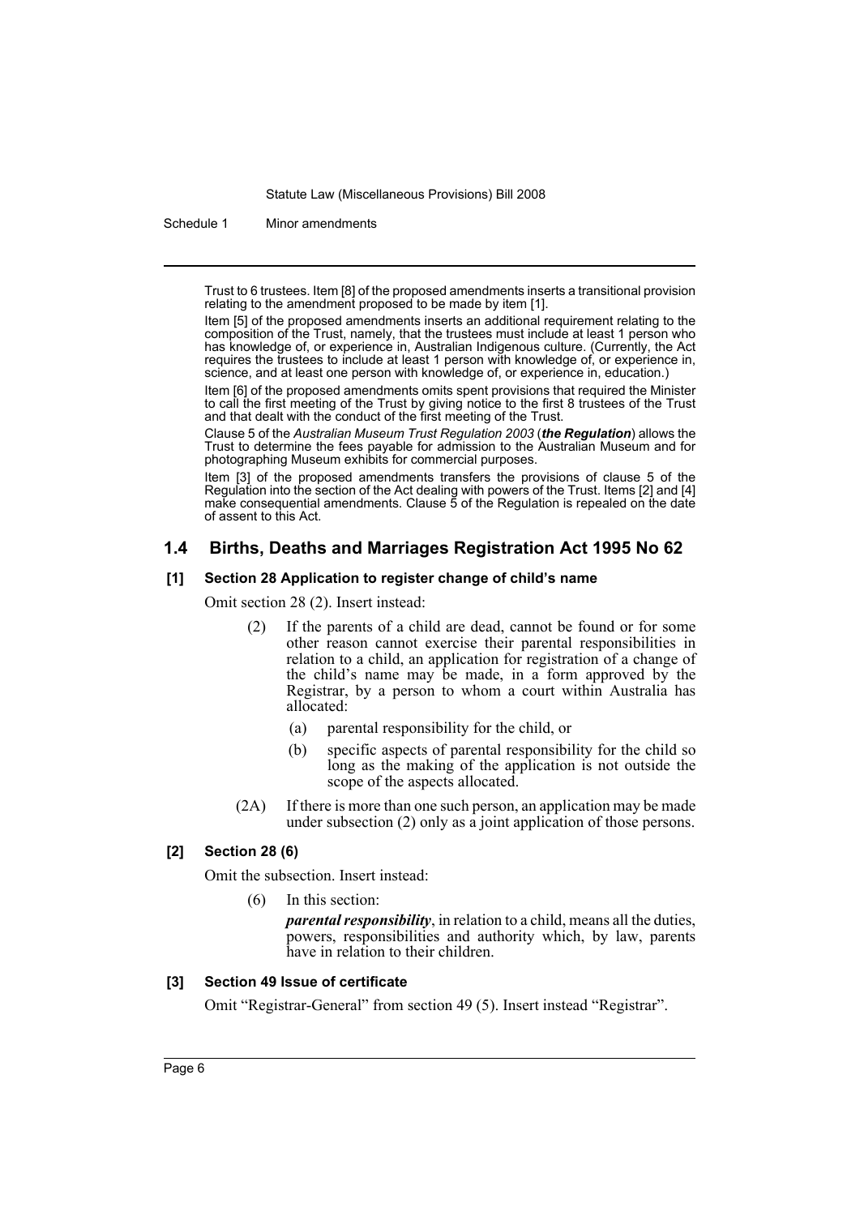Trust to 6 trustees. Item [8] of the proposed amendments inserts a transitional provision relating to the amendment proposed to be made by item [1].

Item [5] of the proposed amendments inserts an additional requirement relating to the composition of the Trust, namely, that the trustees must include at least 1 person who has knowledge of, or experience in, Australian Indigenous culture. (Currently, the Act requires the trustees to include at least 1 person with knowledge of, or experience in, science, and at least one person with knowledge of, or experience in, education.)

Item [6] of the proposed amendments omits spent provisions that required the Minister to call the first meeting of the Trust by giving notice to the first 8 trustees of the Trust and that dealt with the conduct of the first meeting of the Trust.

Clause 5 of the *Australian Museum Trust Regulation 2003* (***the Regulation***) allows the Trust to determine the fees payable for admission to the Australian Museum and for photographing Museum exhibits for commercial purposes.

Item [3] of the proposed amendments transfers the provisions of clause 5 of the Regulation into the section of the Act dealing with powers of the Trust. Items [2] and [4] make consequential amendments. Clause 5 of the Regulation is repealed on the date of assent to this Act.

## 1.4 Births, Deaths and Marriages Registration Act 1995 No 62

**[1] Section 28 Application to register change of child's name**

Omit section 28 (2). Insert instead:

(2) If the parents of a child are dead, cannot be found or for some other reason cannot exercise their parental responsibilities in relation to a child, an application for registration of a change of the child's name may be made, in a form approved by the Registrar, by a person to whom a court within Australia has allocated:

(a) parental responsibility for the child, or

(b) specific aspects of parental responsibility for the child so long as the making of the application is not outside the scope of the aspects allocated.

(2A) If there is more than one such person, an application may be made under subsection (2) only as a joint application of those persons.

**[2] Section 28 (6)**

Omit the subsection. Insert instead:

(6) In this section:

***parental responsibility***, in relation to a child, means all the duties, powers, responsibilities and authority which, by law, parents have in relation to their children.

**[3] Section 49 Issue of certificate**

Omit "Registrar-General" from section 49 (5). Insert instead "Registrar".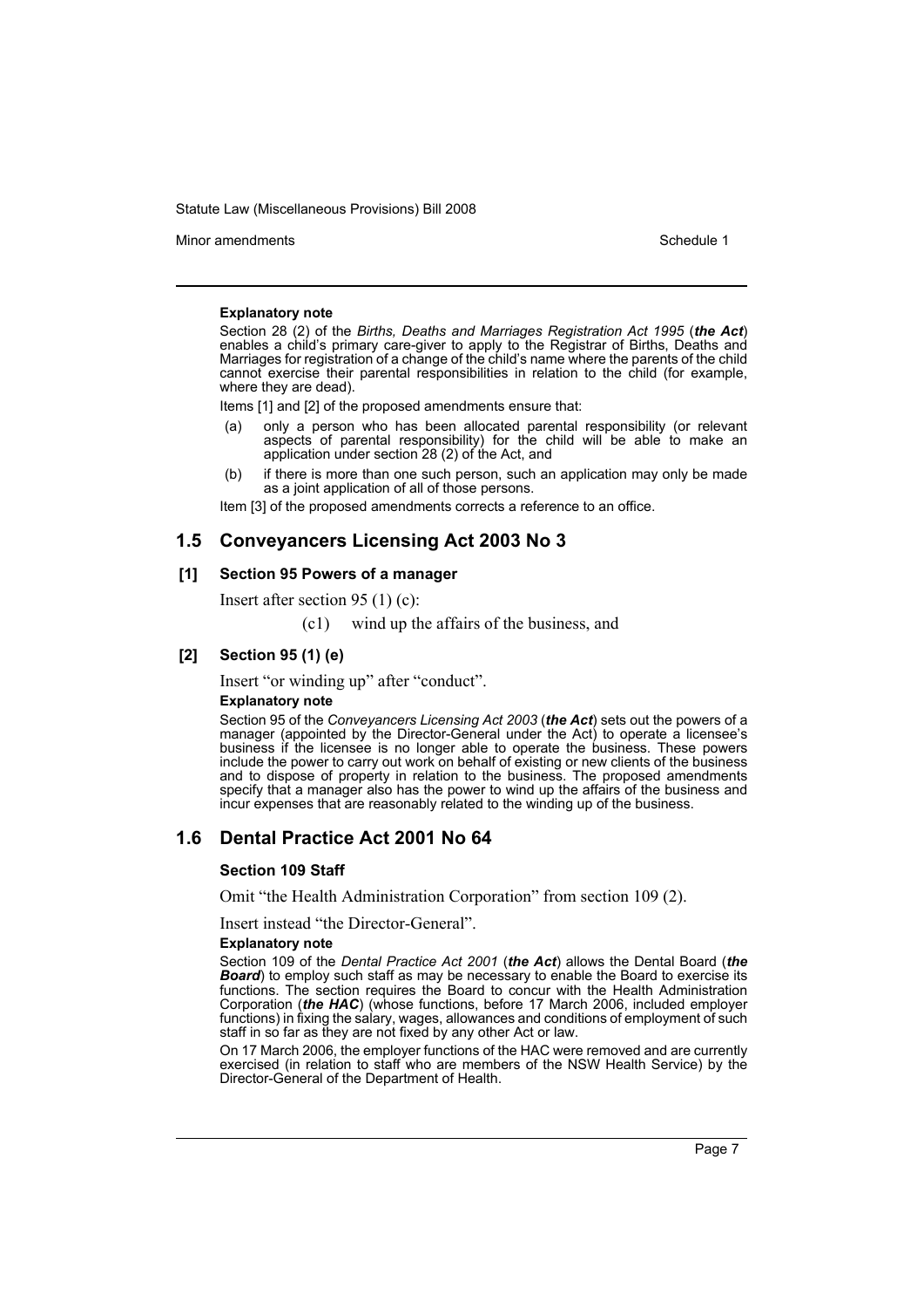#### Explanatory note

Section 28 (2) of the *Births, Deaths and Marriages Registration Act 1995* (***the Act***) enables a child's primary care-giver to apply to the Registrar of Births, Deaths and Marriages for registration of a change of the child's name where the parents of the child cannot exercise their parental responsibilities in relation to the child (for example, where they are dead).

Items [1] and [2] of the proposed amendments ensure that:

(a) only a person who has been allocated parental responsibility (or relevant aspects of parental responsibility) for the child will be able to make an application under section 28 (2) of the Act, and

(b) if there is more than one such person, such an application may only be made as a joint application of all of those persons.

Item [3] of the proposed amendments corrects a reference to an office.

## 1.5 Conveyancers Licensing Act 2003 No 3

### [1] Section 95 Powers of a manager

Insert after section 95 (1) (c):

(c1) wind up the affairs of the business, and

### [2] Section 95 (1) (e)

Insert "or winding up" after "conduct".

#### Explanatory note

Section 95 of the *Conveyancers Licensing Act 2003* (***the Act***) sets out the powers of a manager (appointed by the Director-General under the Act) to operate a licensee's business if the licensee is no longer able to operate the business. These powers include the power to carry out work on behalf of existing or new clients of the business and to dispose of property in relation to the business. The proposed amendments specify that a manager also has the power to wind up the affairs of the business and incur expenses that are reasonably related to the winding up of the business.

## 1.6 Dental Practice Act 2001 No 64

### Section 109 Staff

Omit "the Health Administration Corporation" from section 109 (2).

Insert instead "the Director-General".

#### Explanatory note

Section 109 of the *Dental Practice Act 2001* (***the Act***) allows the Dental Board (***the Board***) to employ such staff as may be necessary to enable the Board to exercise its functions. The section requires the Board to concur with the Health Administration Corporation (***the HAC***) (whose functions, before 17 March 2006, included employer functions) in fixing the salary, wages, allowances and conditions of employment of such staff in so far as they are not fixed by any other Act or law.

On 17 March 2006, the employer functions of the HAC were removed and are currently exercised (in relation to staff who are members of the NSW Health Service) by the Director-General of the Department of Health.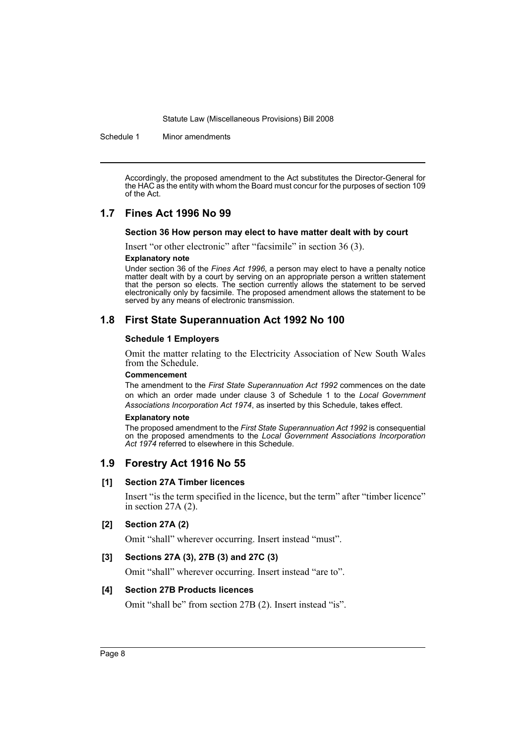Accordingly, the proposed amendment to the Act substitutes the Director-General for the HAC as the entity with whom the Board must concur for the purposes of section 109 of the Act.

## 1.7 Fines Act 1996 No 99

**Section 36 How person may elect to have matter dealt with by court**

Insert "or other electronic" after "facsimile" in section 36 (3).

**Explanatory note**

Under section 36 of the *Fines Act 1996*, a person may elect to have a penalty notice matter dealt with by a court by serving on an appropriate person a written statement that the person so elects. The section currently allows the statement to be served electronically only by facsimile. The proposed amendment allows the statement to be served by any means of electronic transmission.

## 1.8 First State Superannuation Act 1992 No 100

**Schedule 1 Employers**

Omit the matter relating to the Electricity Association of New South Wales from the Schedule.

**Commencement**

The amendment to the *First State Superannuation Act 1992* commences on the date on which an order made under clause 3 of Schedule 1 to the *Local Government Associations Incorporation Act 1974*, as inserted by this Schedule, takes effect.

**Explanatory note**

The proposed amendment to the *First State Superannuation Act 1992* is consequential on the proposed amendments to the *Local Government Associations Incorporation Act 1974* referred to elsewhere in this Schedule.

## 1.9 Forestry Act 1916 No 55

**[1] Section 27A Timber licences**

Insert "is the term specified in the licence, but the term" after "timber licence" in section 27A (2).

**[2] Section 27A (2)**

Omit "shall" wherever occurring. Insert instead "must".

**[3] Sections 27A (3), 27B (3) and 27C (3)**

Omit "shall" wherever occurring. Insert instead "are to".

**[4] Section 27B Products licences**

Omit "shall be" from section 27B (2). Insert instead "is".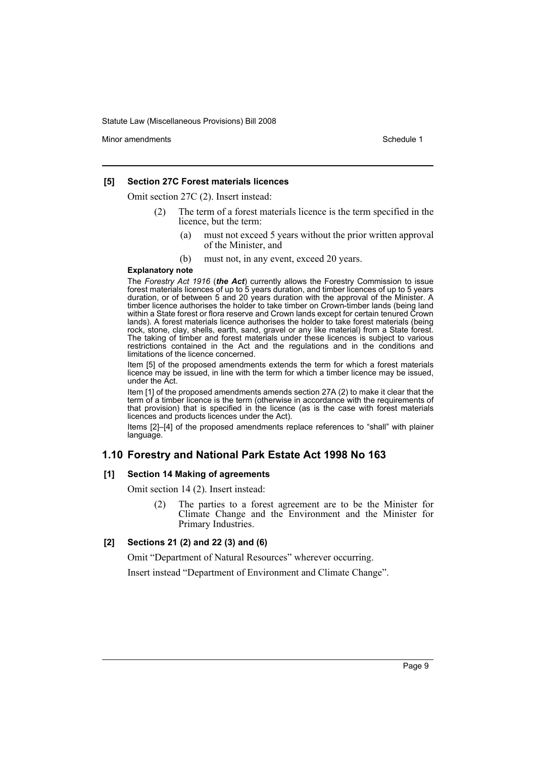### [5] Section 27C Forest materials licences

Omit section 27C (2). Insert instead:

> (2) The term of a forest materials licence is the term specified in the licence, but the term:
>
> (a) must not exceed 5 years without the prior written approval of the Minister, and
>
> (b) must not, in any event, exceed 20 years.

**Explanatory note**

The *Forestry Act 1916* (***the Act***) currently allows the Forestry Commission to issue forest materials licences of up to 5 years duration, and timber licences of up to 5 years duration, or of between 5 and 20 years duration with the approval of the Minister. A timber licence authorises the holder to take timber on Crown-timber lands (being land within a State forest or flora reserve and Crown lands except for certain tenured Crown lands). A forest materials licence authorises the holder to take forest materials (being rock, stone, clay, shells, earth, sand, gravel or any like material) from a State forest. The taking of timber and forest materials under these licences is subject to various restrictions contained in the Act and the regulations and in the conditions and limitations of the licence concerned.

Item [5] of the proposed amendments extends the term for which a forest materials licence may be issued, in line with the term for which a timber licence may be issued, under the Act.

Item [1] of the proposed amendments amends section 27A (2) to make it clear that the term of a timber licence is the term (otherwise in accordance with the requirements of that provision) that is specified in the licence (as is the case with forest materials licences and products licences under the Act).

Items [2]–[4] of the proposed amendments replace references to "shall" with plainer language.

## 1.10 Forestry and National Park Estate Act 1998 No 163

### [1] Section 14 Making of agreements

Omit section 14 (2). Insert instead:

> (2) The parties to a forest agreement are to be the Minister for Climate Change and the Environment and the Minister for Primary Industries.

### [2] Sections 21 (2) and 22 (3) and (6)

Omit "Department of Natural Resources" wherever occurring.

Insert instead "Department of Environment and Climate Change".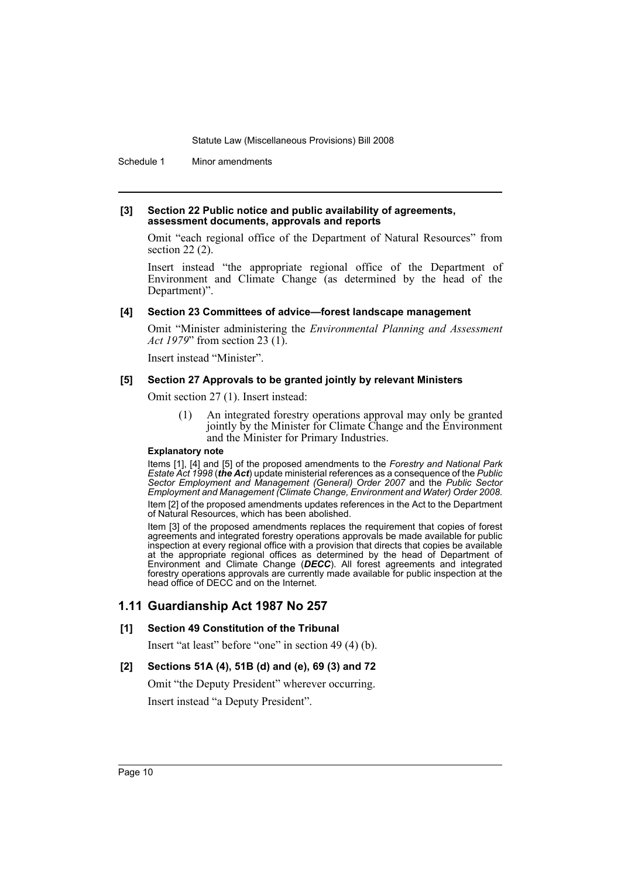**[3] Section 22 Public notice and public availability of agreements, assessment documents, approvals and reports**

Omit "each regional office of the Department of Natural Resources" from section 22 (2).

Insert instead "the appropriate regional office of the Department of Environment and Climate Change (as determined by the head of the Department)".

**[4] Section 23 Committees of advice—forest landscape management**

Omit "Minister administering the *Environmental Planning and Assessment Act 1979*" from section 23 (1).

Insert instead "Minister".

**[5] Section 27 Approvals to be granted jointly by relevant Ministers**

Omit section 27 (1). Insert instead:

> (1) An integrated forestry operations approval may only be granted jointly by the Minister for Climate Change and the Environment and the Minister for Primary Industries.

**Explanatory note**

Items [1], [4] and [5] of the proposed amendments to the *Forestry and National Park Estate Act 1998* (***the Act***) update ministerial references as a consequence of the *Public Sector Employment and Management (General) Order 2007* and the *Public Sector Employment and Management (Climate Change, Environment and Water) Order 2008*.

Item [2] of the proposed amendments updates references in the Act to the Department of Natural Resources, which has been abolished.

Item [3] of the proposed amendments replaces the requirement that copies of forest agreements and integrated forestry operations approvals be made available for public inspection at every regional office with a provision that directs that copies be available at the appropriate regional offices as determined by the head of Department of Environment and Climate Change (***DECC***). All forest agreements and integrated forestry operations approvals are currently made available for public inspection at the head office of DECC and on the Internet.

## 1.11 Guardianship Act 1987 No 257

**[1] Section 49 Constitution of the Tribunal**

Insert "at least" before "one" in section 49 (4) (b).

**[2] Sections 51A (4), 51B (d) and (e), 69 (3) and 72**

Omit "the Deputy President" wherever occurring.

Insert instead "a Deputy President".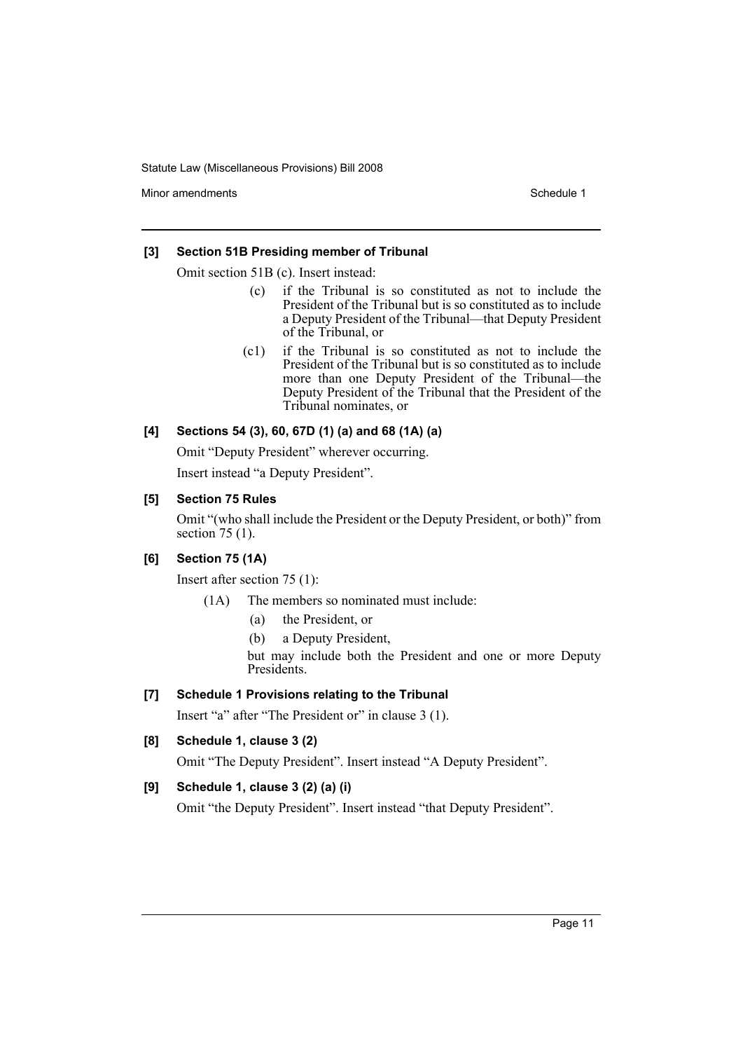**[3] Section 51B Presiding member of Tribunal**

Omit section 51B (c). Insert instead:

> (c) if the Tribunal is so constituted as not to include the President of the Tribunal but is so constituted as to include a Deputy President of the Tribunal—that Deputy President of the Tribunal, or
>
> (c1) if the Tribunal is so constituted as not to include the President of the Tribunal but is so constituted as to include more than one Deputy President of the Tribunal—the Deputy President of the Tribunal that the President of the Tribunal nominates, or

**[4] Sections 54 (3), 60, 67D (1) (a) and 68 (1A) (a)**

Omit "Deputy President" wherever occurring.

Insert instead "a Deputy President".

**[5] Section 75 Rules**

Omit "(who shall include the President or the Deputy President, or both)" from section 75 (1).

**[6] Section 75 (1A)**

Insert after section 75 (1):

> (1A) The members so nominated must include:
>
> (a) the President, or
>
> (b) a Deputy President,
>
> but may include both the President and one or more Deputy Presidents.

**[7] Schedule 1 Provisions relating to the Tribunal**

Insert "a" after "The President or" in clause 3 (1).

**[8] Schedule 1, clause 3 (2)**

Omit "The Deputy President". Insert instead "A Deputy President".

**[9] Schedule 1, clause 3 (2) (a) (i)**

Omit "the Deputy President". Insert instead "that Deputy President".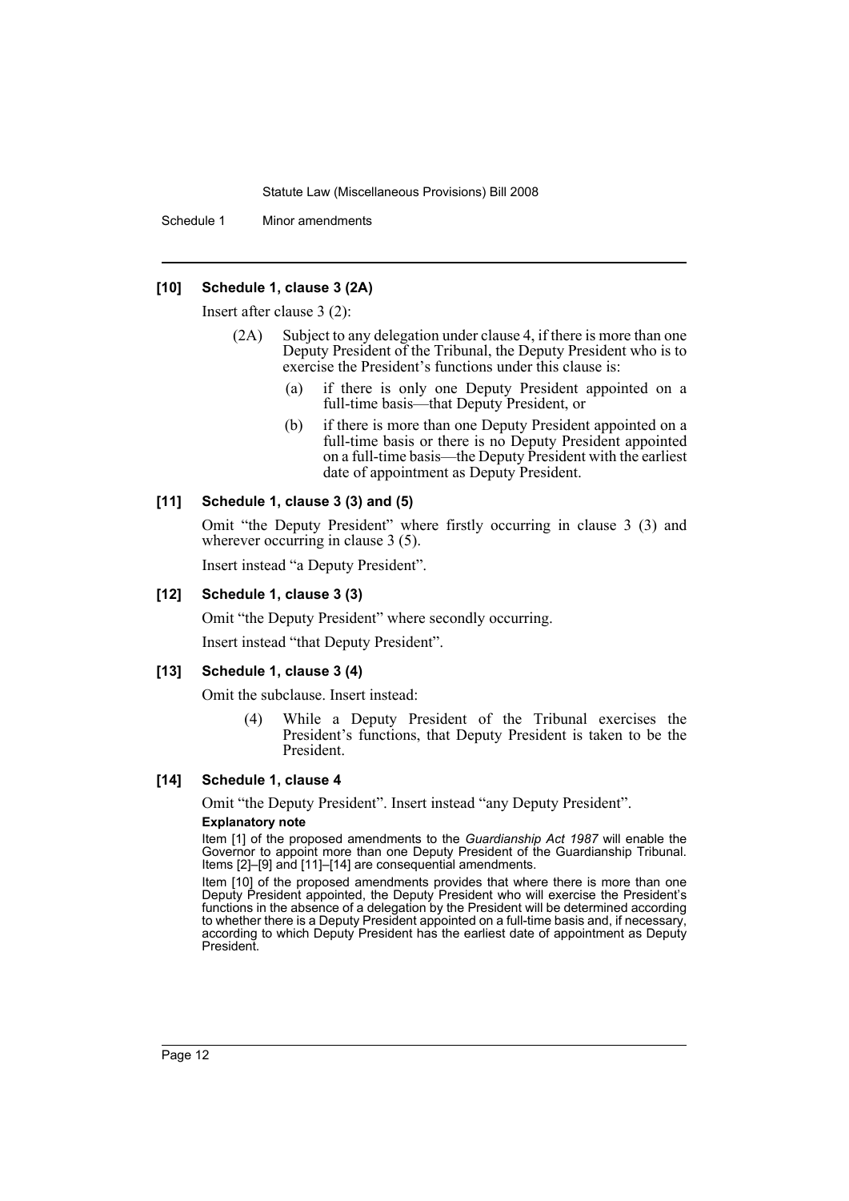#### [10] Schedule 1, clause 3 (2A)

Insert after clause 3 (2):

> (2A) Subject to any delegation under clause 4, if there is more than one Deputy President of the Tribunal, the Deputy President who is to exercise the President's functions under this clause is:
>
> (a) if there is only one Deputy President appointed on a full-time basis—that Deputy President, or
>
> (b) if there is more than one Deputy President appointed on a full-time basis or there is no Deputy President appointed on a full-time basis—the Deputy President with the earliest date of appointment as Deputy President.

#### [11] Schedule 1, clause 3 (3) and (5)

Omit "the Deputy President" where firstly occurring in clause 3 (3) and wherever occurring in clause 3 (5).

Insert instead "a Deputy President".

#### [12] Schedule 1, clause 3 (3)

Omit "the Deputy President" where secondly occurring.

Insert instead "that Deputy President".

#### [13] Schedule 1, clause 3 (4)

Omit the subclause. Insert instead:

> (4) While a Deputy President of the Tribunal exercises the President's functions, that Deputy President is taken to be the President.

#### [14] Schedule 1, clause 4

Omit "the Deputy President". Insert instead "any Deputy President".

**Explanatory note**

Item [1] of the proposed amendments to the *Guardianship Act 1987* will enable the Governor to appoint more than one Deputy President of the Guardianship Tribunal. Items [2]–[9] and [11]–[14] are consequential amendments.

Item [10] of the proposed amendments provides that where there is more than one Deputy President appointed, the Deputy President who will exercise the President's functions in the absence of a delegation by the President will be determined according to whether there is a Deputy President appointed on a full-time basis and, if necessary, according to which Deputy President has the earliest date of appointment as Deputy President.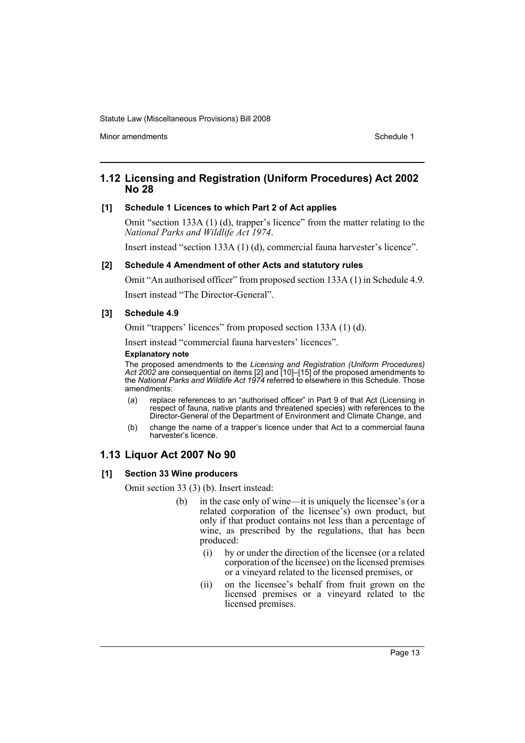## 1.12 Licensing and Registration (Uniform Procedures) Act 2002 No 28

**[1] Schedule 1 Licences to which Part 2 of Act applies**

Omit "section 133A (1) (d), trapper's licence" from the matter relating to the *National Parks and Wildlife Act 1974*.

Insert instead "section 133A (1) (d), commercial fauna harvester's licence".

**[2] Schedule 4 Amendment of other Acts and statutory rules**

Omit "An authorised officer" from proposed section 133A (1) in Schedule 4.9.

Insert instead "The Director-General".

**[3] Schedule 4.9**

Omit "trappers' licences" from proposed section 133A (1) (d).

Insert instead "commercial fauna harvesters' licences".

**Explanatory note**

The proposed amendments to the *Licensing and Registration (Uniform Procedures) Act 2002* are consequential on items [2] and [10]–[15] of the proposed amendments to the *National Parks and Wildlife Act 1974* referred to elsewhere in this Schedule. Those amendments:

(a) replace references to an "authorised officer" in Part 9 of that Act (Licensing in respect of fauna, native plants and threatened species) with references to the Director-General of the Department of Environment and Climate Change, and

(b) change the name of a trapper's licence under that Act to a commercial fauna harvester's licence.

## 1.13 Liquor Act 2007 No 90

**[1] Section 33 Wine producers**

Omit section 33 (3) (b). Insert instead:

(b) in the case only of wine—it is uniquely the licensee's (or a related corporation of the licensee's) own product, but only if that product contains not less than a percentage of wine, as prescribed by the regulations, that has been produced:

(i) by or under the direction of the licensee (or a related corporation of the licensee) on the licensed premises or a vineyard related to the licensed premises, or

(ii) on the licensee's behalf from fruit grown on the licensed premises or a vineyard related to the licensed premises.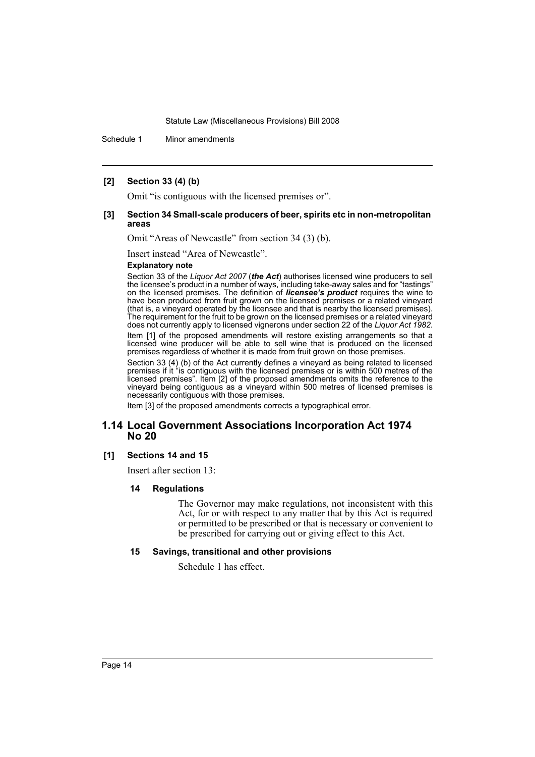**[2] Section 33 (4) (b)**

Omit "is contiguous with the licensed premises or".

**[3] Section 34 Small-scale producers of beer, spirits etc in non-metropolitan areas**

Omit "Areas of Newcastle" from section 34 (3) (b).

Insert instead "Area of Newcastle".

**Explanatory note**

Section 33 of the *Liquor Act 2007* (***the Act***) authorises licensed wine producers to sell the licensee's product in a number of ways, including take-away sales and for "tastings" on the licensed premises. The definition of ***licensee's product*** requires the wine to have been produced from fruit grown on the licensed premises or a related vineyard (that is, a vineyard operated by the licensee and that is nearby the licensed premises). The requirement for the fruit to be grown on the licensed premises or a related vineyard does not currently apply to licensed vignerons under section 22 of the *Liquor Act 1982*.

Item [1] of the proposed amendments will restore existing arrangements so that a licensed wine producer will be able to sell wine that is produced on the licensed premises regardless of whether it is made from fruit grown on those premises.

Section 33 (4) (b) of the Act currently defines a vineyard as being related to licensed premises if it "is contiguous with the licensed premises or is within 500 metres of the licensed premises". Item [2] of the proposed amendments omits the reference to the vineyard being contiguous as a vineyard within 500 metres of licensed premises is necessarily contiguous with those premises.

Item [3] of the proposed amendments corrects a typographical error.

## 1.14 Local Government Associations Incorporation Act 1974 No 20

**[1] Sections 14 and 15**

Insert after section 13:

**14 Regulations**

The Governor may make regulations, not inconsistent with this Act, for or with respect to any matter that by this Act is required or permitted to be prescribed or that is necessary or convenient to be prescribed for carrying out or giving effect to this Act.

**15 Savings, transitional and other provisions**

Schedule 1 has effect.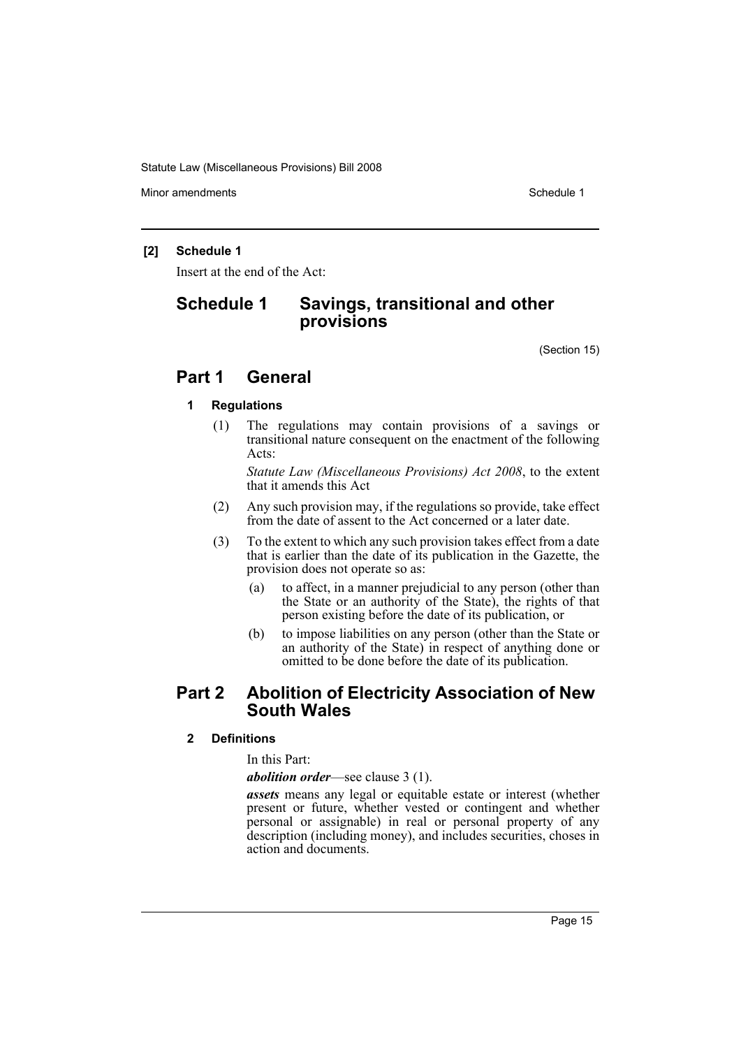**[2] Schedule 1**

Insert at the end of the Act:

# Schedule 1 Savings, transitional and other provisions

(Section 15)

## Part 1 General

### 1 Regulations

(1) The regulations may contain provisions of a savings or transitional nature consequent on the enactment of the following Acts:

*Statute Law (Miscellaneous Provisions) Act 2008*, to the extent that it amends this Act

(2) Any such provision may, if the regulations so provide, take effect from the date of assent to the Act concerned or a later date.

(3) To the extent to which any such provision takes effect from a date that is earlier than the date of its publication in the Gazette, the provision does not operate so as:

(a) to affect, in a manner prejudicial to any person (other than the State or an authority of the State), the rights of that person existing before the date of its publication, or

(b) to impose liabilities on any person (other than the State or an authority of the State) in respect of anything done or omitted to be done before the date of its publication.

## Part 2 Abolition of Electricity Association of New South Wales

### 2 Definitions

In this Part:

***abolition order***—see clause 3 (1).

***assets*** means any legal or equitable estate or interest (whether present or future, whether vested or contingent and whether personal or assignable) in real or personal property of any description (including money), and includes securities, choses in action and documents.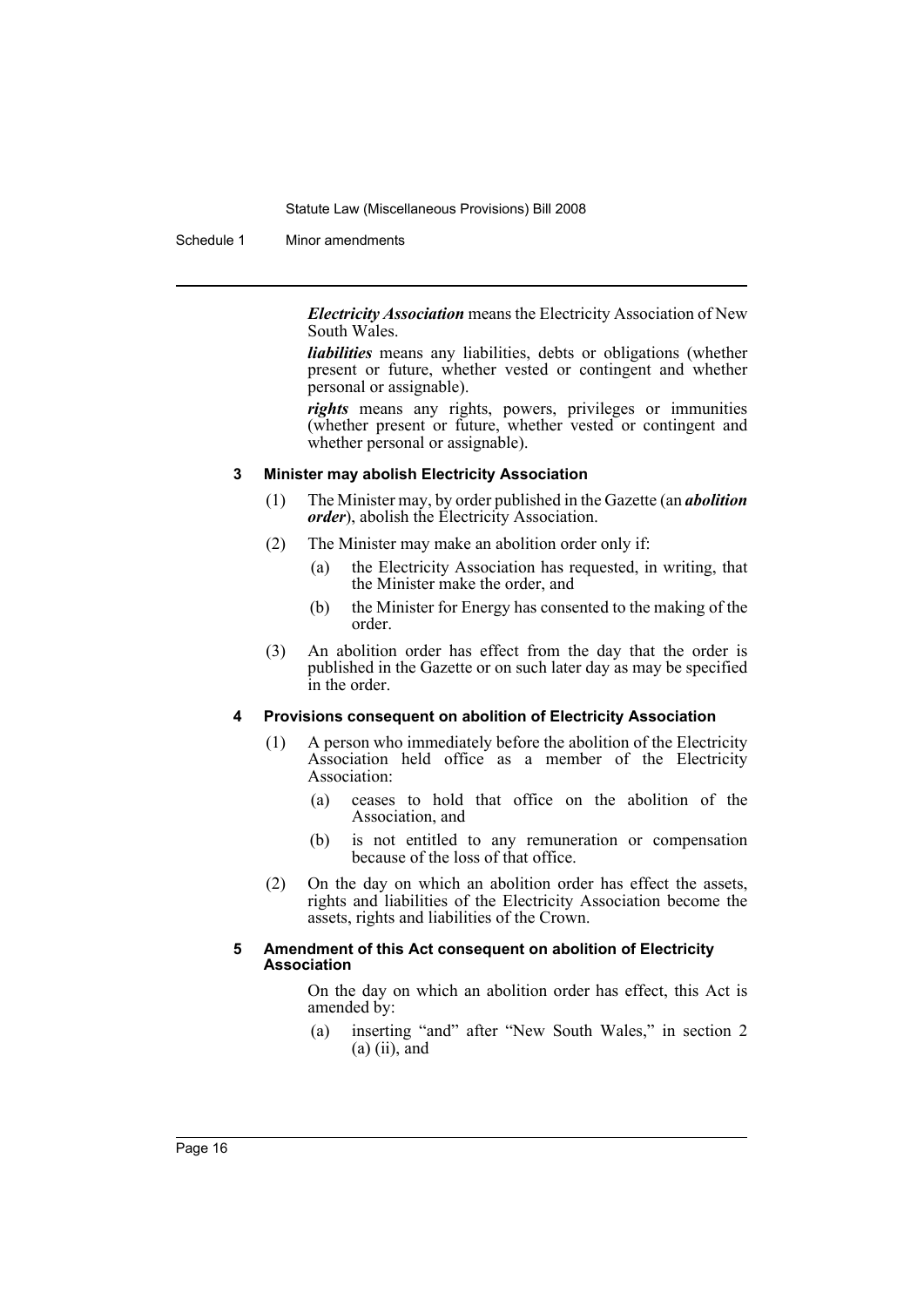***Electricity Association*** means the Electricity Association of New South Wales.

***liabilities*** means any liabilities, debts or obligations (whether present or future, whether vested or contingent and whether personal or assignable).

***rights*** means any rights, powers, privileges or immunities (whether present or future, whether vested or contingent and whether personal or assignable).

**3 Minister may abolish Electricity Association**

(1) The Minister may, by order published in the Gazette (an ***abolition order***), abolish the Electricity Association.

(2) The Minister may make an abolition order only if:

- (a) the Electricity Association has requested, in writing, that the Minister make the order, and
- (b) the Minister for Energy has consented to the making of the order.

(3) An abolition order has effect from the day that the order is published in the Gazette or on such later day as may be specified in the order.

**4 Provisions consequent on abolition of Electricity Association**

(1) A person who immediately before the abolition of the Electricity Association held office as a member of the Electricity Association:

- (a) ceases to hold that office on the abolition of the Association, and
- (b) is not entitled to any remuneration or compensation because of the loss of that office.

(2) On the day on which an abolition order has effect the assets, rights and liabilities of the Electricity Association become the assets, rights and liabilities of the Crown.

**5 Amendment of this Act consequent on abolition of Electricity Association**

On the day on which an abolition order has effect, this Act is amended by:

- (a) inserting "and" after "New South Wales," in section 2 (a) (ii), and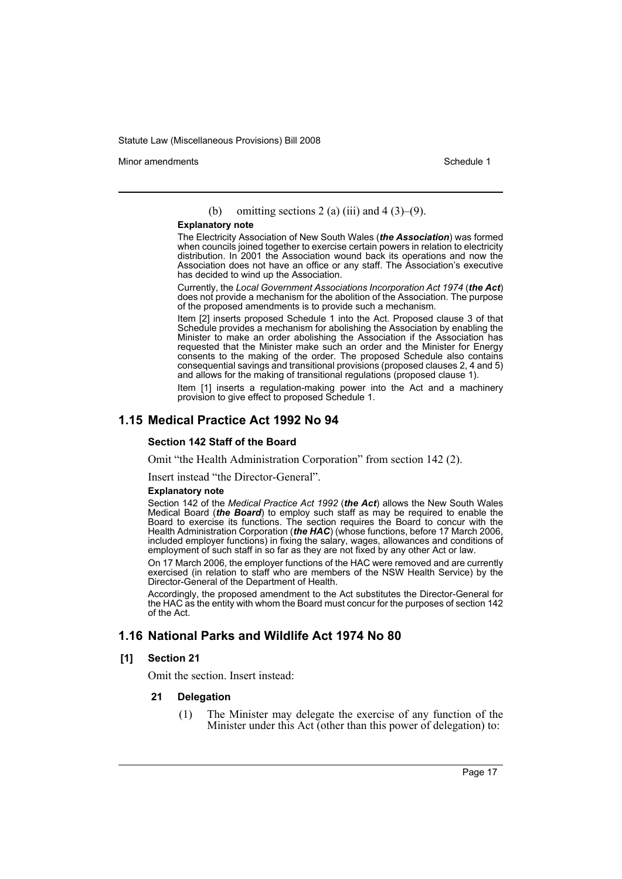(b) omitting sections 2 (a) (iii) and 4 (3)–(9).

**Explanatory note**

The Electricity Association of New South Wales (***the Association***) was formed when councils joined together to exercise certain powers in relation to electricity distribution. In 2001 the Association wound back its operations and now the Association does not have an office or any staff. The Association's executive has decided to wind up the Association.

Currently, the *Local Government Associations Incorporation Act 1974* (***the Act***) does not provide a mechanism for the abolition of the Association. The purpose of the proposed amendments is to provide such a mechanism.

Item [2] inserts proposed Schedule 1 into the Act. Proposed clause 3 of that Schedule provides a mechanism for abolishing the Association by enabling the Minister to make an order abolishing the Association if the Association has requested that the Minister make such an order and the Minister for Energy consents to the making of the order. The proposed Schedule also contains consequential savings and transitional provisions (proposed clauses 2, 4 and 5) and allows for the making of transitional regulations (proposed clause 1).

Item [1] inserts a regulation-making power into the Act and a machinery provision to give effect to proposed Schedule 1.

## 1.15 Medical Practice Act 1992 No 94

### Section 142 Staff of the Board

Omit "the Health Administration Corporation" from section 142 (2).

Insert instead "the Director-General".

**Explanatory note**

Section 142 of the *Medical Practice Act 1992* (***the Act***) allows the New South Wales Medical Board (***the Board***) to employ such staff as may be required to enable the Board to exercise its functions. The section requires the Board to concur with the Health Administration Corporation (***the HAC***) (whose functions, before 17 March 2006, included employer functions) in fixing the salary, wages, allowances and conditions of employment of such staff in so far as they are not fixed by any other Act or law.

On 17 March 2006, the employer functions of the HAC were removed and are currently exercised (in relation to staff who are members of the NSW Health Service) by the Director-General of the Department of Health.

Accordingly, the proposed amendment to the Act substitutes the Director-General for the HAC as the entity with whom the Board must concur for the purposes of section 142 of the Act.

## 1.16 National Parks and Wildlife Act 1974 No 80

### [1] Section 21

Omit the section. Insert instead:

#### 21 Delegation

(1) The Minister may delegate the exercise of any function of the Minister under this Act (other than this power of delegation) to: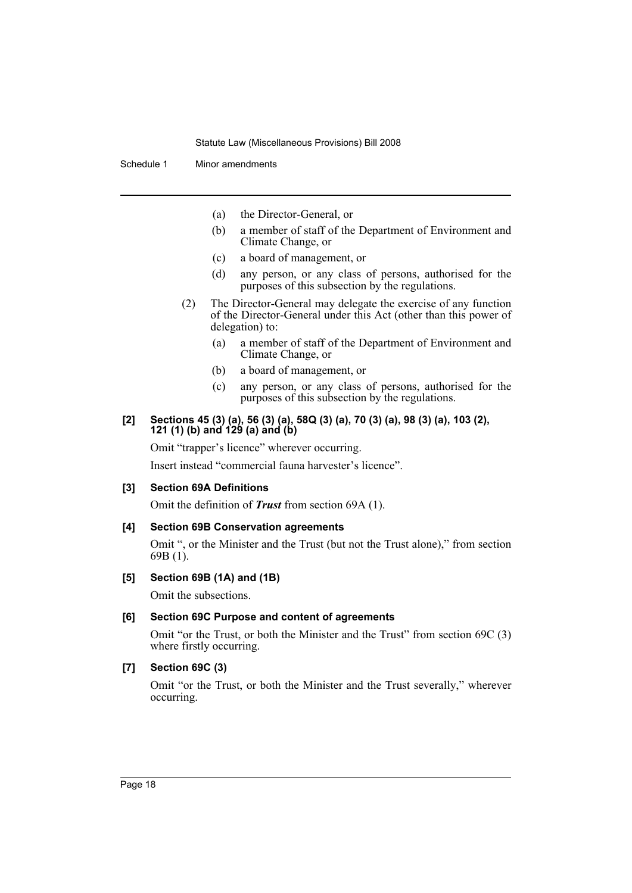(a) the Director-General, or

(b) a member of staff of the Department of Environment and Climate Change, or

(c) a board of management, or

(d) any person, or any class of persons, authorised for the purposes of this subsection by the regulations.

(2) The Director-General may delegate the exercise of any function of the Director-General under this Act (other than this power of delegation) to:

(a) a member of staff of the Department of Environment and Climate Change, or

(b) a board of management, or

(c) any person, or any class of persons, authorised for the purposes of this subsection by the regulations.

**[2] Sections 45 (3) (a), 56 (3) (a), 58Q (3) (a), 70 (3) (a), 98 (3) (a), 103 (2), 121 (1) (b) and 129 (a) and (b)**

Omit "trapper's licence" wherever occurring.

Insert instead "commercial fauna harvester's licence".

**[3] Section 69A Definitions**

Omit the definition of ***Trust*** from section 69A (1).

**[4] Section 69B Conservation agreements**

Omit ", or the Minister and the Trust (but not the Trust alone)," from section 69B (1).

**[5] Section 69B (1A) and (1B)**

Omit the subsections.

**[6] Section 69C Purpose and content of agreements**

Omit "or the Trust, or both the Minister and the Trust" from section 69C (3) where firstly occurring.

**[7] Section 69C (3)**

Omit "or the Trust, or both the Minister and the Trust severally," wherever occurring.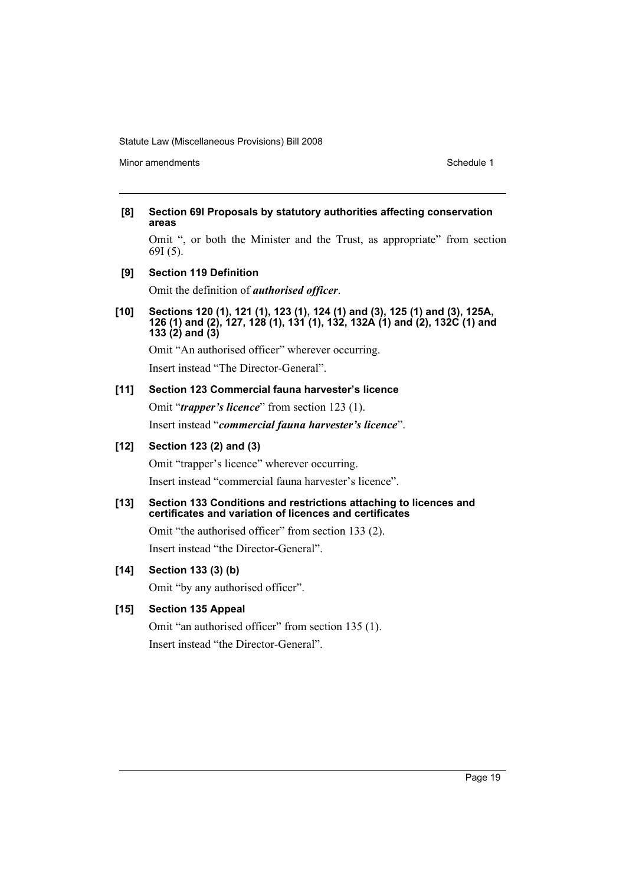**[8] Section 69I Proposals by statutory authorities affecting conservation areas**

Omit ", or both the Minister and the Trust, as appropriate" from section 69I (5).

**[9] Section 119 Definition**

Omit the definition of ***authorised officer***.

**[10] Sections 120 (1), 121 (1), 123 (1), 124 (1) and (3), 125 (1) and (3), 125A, 126 (1) and (2), 127, 128 (1), 131 (1), 132, 132A (1) and (2), 132C (1) and 133 (2) and (3)**

Omit "An authorised officer" wherever occurring.

Insert instead "The Director-General".

**[11] Section 123 Commercial fauna harvester's licence**

Omit "***trapper's licence***" from section 123 (1).

Insert instead "***commercial fauna harvester's licence***".

**[12] Section 123 (2) and (3)**

Omit "trapper's licence" wherever occurring.

Insert instead "commercial fauna harvester's licence".

**[13] Section 133 Conditions and restrictions attaching to licences and certificates and variation of licences and certificates**

Omit "the authorised officer" from section 133 (2).

Insert instead "the Director-General".

**[14] Section 133 (3) (b)**

Omit "by any authorised officer".

**[15] Section 135 Appeal**

Omit "an authorised officer" from section 135 (1).

Insert instead "the Director-General".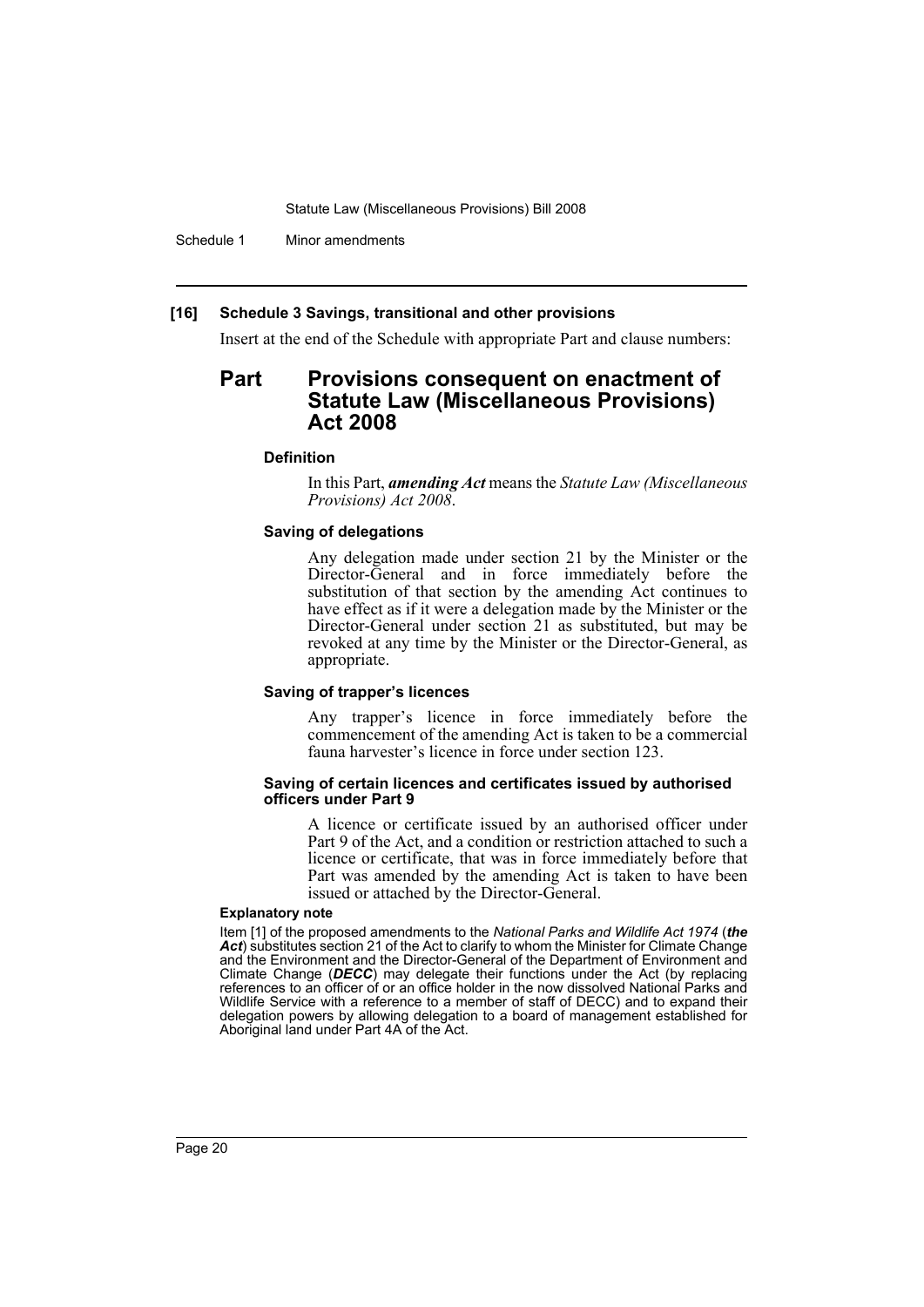**[16] Schedule 3 Savings, transitional and other provisions**

Insert at the end of the Schedule with appropriate Part and clause numbers:

## Part Provisions consequent on enactment of Statute Law (Miscellaneous Provisions) Act 2008

**Definition**

In this Part, ***amending Act*** means the *Statute Law (Miscellaneous Provisions) Act 2008*.

**Saving of delegations**

Any delegation made under section 21 by the Minister or the Director-General and in force immediately before the substitution of that section by the amending Act continues to have effect as if it were a delegation made by the Minister or the Director-General under section 21 as substituted, but may be revoked at any time by the Minister or the Director-General, as appropriate.

**Saving of trapper's licences**

Any trapper's licence in force immediately before the commencement of the amending Act is taken to be a commercial fauna harvester's licence in force under section 123.

**Saving of certain licences and certificates issued by authorised officers under Part 9**

A licence or certificate issued by an authorised officer under Part 9 of the Act, and a condition or restriction attached to such a licence or certificate, that was in force immediately before that Part was amended by the amending Act is taken to have been issued or attached by the Director-General.

**Explanatory note**

Item [1] of the proposed amendments to the *National Parks and Wildlife Act 1974* (***the Act***) substitutes section 21 of the Act to clarify to whom the Minister for Climate Change and the Environment and the Director-General of the Department of Environment and Climate Change (***DECC***) may delegate their functions under the Act (by replacing references to an officer of or an office holder in the now dissolved National Parks and Wildlife Service with a reference to a member of staff of DECC) and to expand their delegation powers by allowing delegation to a board of management established for Aboriginal land under Part 4A of the Act.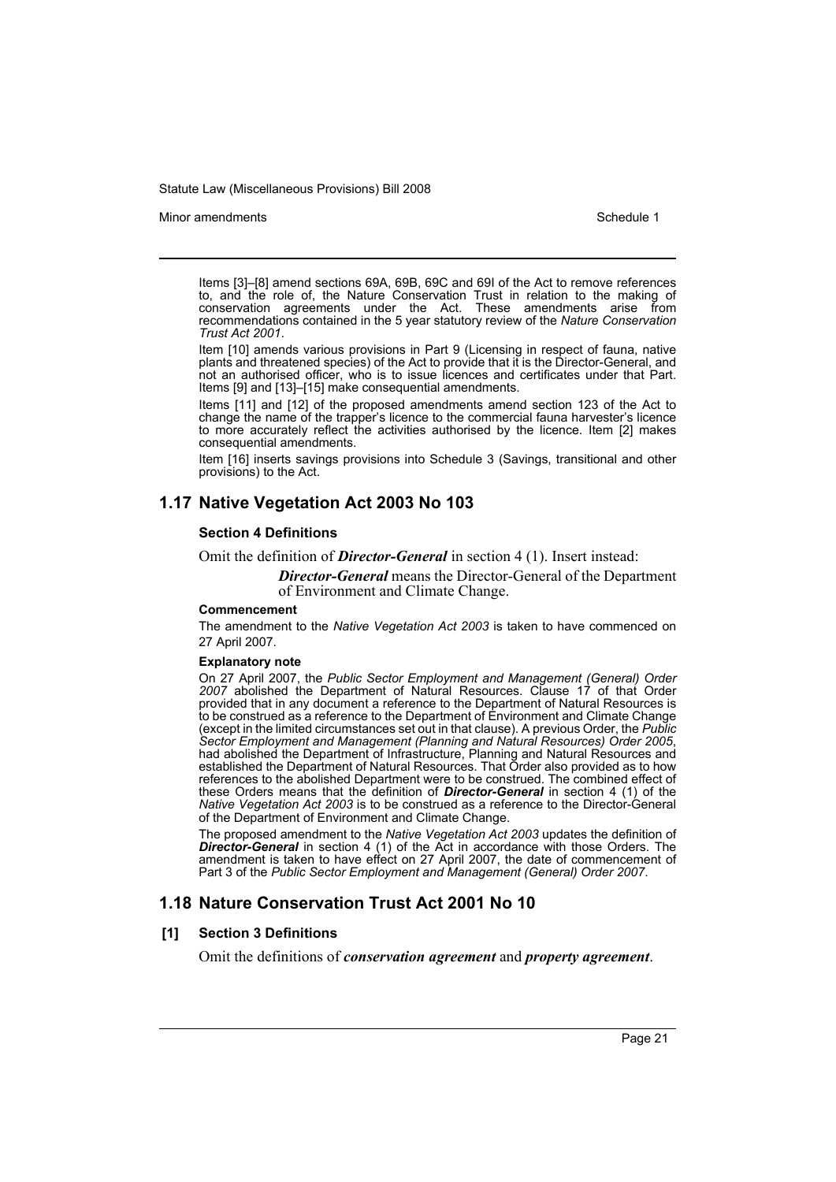Items [3]–[8] amend sections 69A, 69B, 69C and 69I of the Act to remove references to, and the role of, the Nature Conservation Trust in relation to the making of conservation agreements under the Act. These amendments arise from recommendations contained in the 5 year statutory review of the *Nature Conservation Trust Act 2001*.

Item [10] amends various provisions in Part 9 (Licensing in respect of fauna, native plants and threatened species) of the Act to provide that it is the Director-General, and not an authorised officer, who is to issue licences and certificates under that Part. Items [9] and [13]–[15] make consequential amendments.

Items [11] and [12] of the proposed amendments amend section 123 of the Act to change the name of the trapper's licence to the commercial fauna harvester's licence to more accurately reflect the activities authorised by the licence. Item [2] makes consequential amendments.

Item [16] inserts savings provisions into Schedule 3 (Savings, transitional and other provisions) to the Act.

## 1.17 Native Vegetation Act 2003 No 103

### Section 4 Definitions

Omit the definition of ***Director-General*** in section 4 (1). Insert instead:

> ***Director-General*** means the Director-General of the Department of Environment and Climate Change.

#### Commencement

The amendment to the *Native Vegetation Act 2003* is taken to have commenced on 27 April 2007.

#### Explanatory note

On 27 April 2007, the *Public Sector Employment and Management (General) Order 2007* abolished the Department of Natural Resources. Clause 17 of that Order provided that in any document a reference to the Department of Natural Resources is to be construed as a reference to the Department of Environment and Climate Change (except in the limited circumstances set out in that clause). A previous Order, the *Public Sector Employment and Management (Planning and Natural Resources) Order 2005*, had abolished the Department of Infrastructure, Planning and Natural Resources and established the Department of Natural Resources. That Order also provided as to how references to the abolished Department were to be construed. The combined effect of these Orders means that the definition of ***Director-General*** in section 4 (1) of the *Native Vegetation Act 2003* is to be construed as a reference to the Director-General of the Department of Environment and Climate Change.

The proposed amendment to the *Native Vegetation Act 2003* updates the definition of ***Director-General*** in section 4 (1) of the Act in accordance with those Orders. The amendment is taken to have effect on 27 April 2007, the date of commencement of Part 3 of the *Public Sector Employment and Management (General) Order 2007*.

## 1.18 Nature Conservation Trust Act 2001 No 10

### [1] Section 3 Definitions

Omit the definitions of ***conservation agreement*** and ***property agreement***.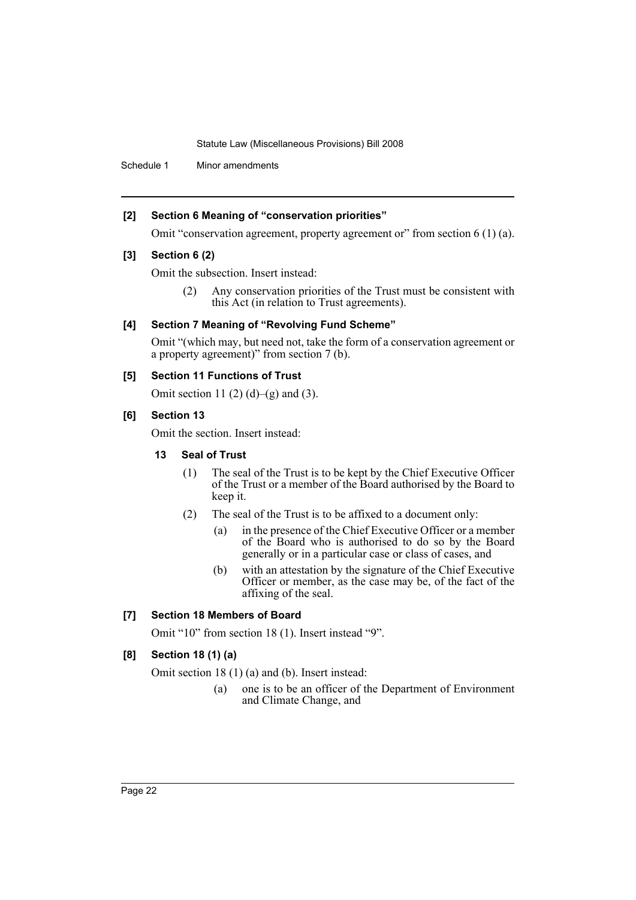**[2] Section 6 Meaning of "conservation priorities"**

Omit "conservation agreement, property agreement or" from section 6 (1) (a).

**[3] Section 6 (2)**

Omit the subsection. Insert instead:

(2) Any conservation priorities of the Trust must be consistent with this Act (in relation to Trust agreements).

**[4] Section 7 Meaning of "Revolving Fund Scheme"**

Omit "(which may, but need not, take the form of a conservation agreement or a property agreement)" from section 7 (b).

**[5] Section 11 Functions of Trust**

Omit section 11 (2) (d)–(g) and (3).

**[6] Section 13**

Omit the section. Insert instead:

**13 Seal of Trust**

(1) The seal of the Trust is to be kept by the Chief Executive Officer of the Trust or a member of the Board authorised by the Board to keep it.

(2) The seal of the Trust is to be affixed to a document only:

(a) in the presence of the Chief Executive Officer or a member of the Board who is authorised to do so by the Board generally or in a particular case or class of cases, and

(b) with an attestation by the signature of the Chief Executive Officer or member, as the case may be, of the fact of the affixing of the seal.

**[7] Section 18 Members of Board**

Omit "10" from section 18 (1). Insert instead "9".

**[8] Section 18 (1) (a)**

Omit section 18 (1) (a) and (b). Insert instead:

(a) one is to be an officer of the Department of Environment and Climate Change, and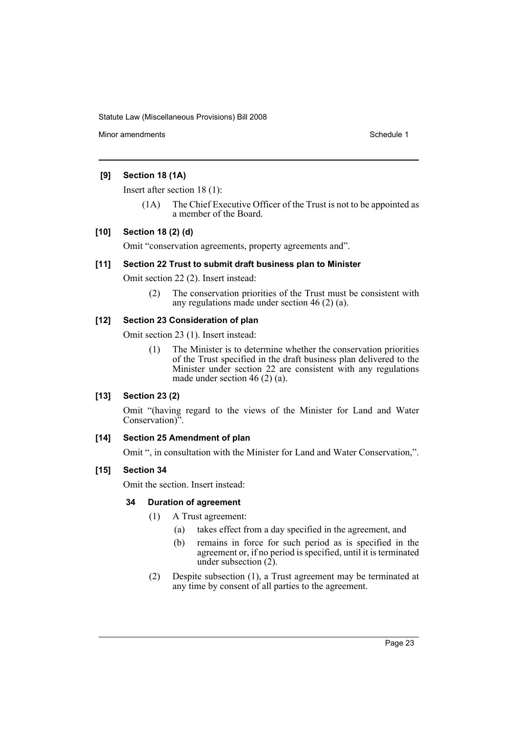**[9] Section 18 (1A)**

Insert after section 18 (1):

> (1A) The Chief Executive Officer of the Trust is not to be appointed as a member of the Board.

**[10] Section 18 (2) (d)**

Omit "conservation agreements, property agreements and".

**[11] Section 22 Trust to submit draft business plan to Minister**

Omit section 22 (2). Insert instead:

> (2) The conservation priorities of the Trust must be consistent with any regulations made under section 46 (2) (a).

**[12] Section 23 Consideration of plan**

Omit section 23 (1). Insert instead:

> (1) The Minister is to determine whether the conservation priorities of the Trust specified in the draft business plan delivered to the Minister under section 22 are consistent with any regulations made under section 46 (2) (a).

**[13] Section 23 (2)**

Omit "(having regard to the views of the Minister for Land and Water Conservation)".

**[14] Section 25 Amendment of plan**

Omit ", in consultation with the Minister for Land and Water Conservation,".

**[15] Section 34**

Omit the section. Insert instead:

> **34 Duration of agreement**
>
> (1) A Trust agreement:
>
> (a) takes effect from a day specified in the agreement, and
>
> (b) remains in force for such period as is specified in the agreement or, if no period is specified, until it is terminated under subsection (2).
>
> (2) Despite subsection (1), a Trust agreement may be terminated at any time by consent of all parties to the agreement.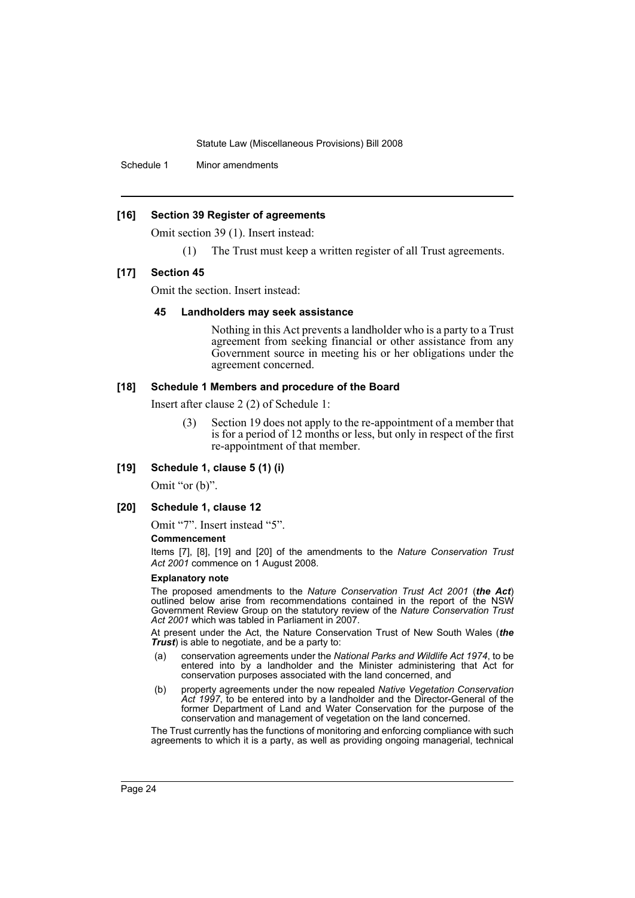**[16] Section 39 Register of agreements**

Omit section 39 (1). Insert instead:

(1) The Trust must keep a written register of all Trust agreements.

**[17] Section 45**

Omit the section. Insert instead:

**45 Landholders may seek assistance**

Nothing in this Act prevents a landholder who is a party to a Trust agreement from seeking financial or other assistance from any Government source in meeting his or her obligations under the agreement concerned.

**[18] Schedule 1 Members and procedure of the Board**

Insert after clause 2 (2) of Schedule 1:

(3) Section 19 does not apply to the re-appointment of a member that is for a period of 12 months or less, but only in respect of the first re-appointment of that member.

**[19] Schedule 1, clause 5 (1) (i)**

Omit "or (b)".

**[20] Schedule 1, clause 12**

Omit "7". Insert instead "5".

**Commencement**

Items [7], [8], [19] and [20] of the amendments to the *Nature Conservation Trust Act 2001* commence on 1 August 2008.

**Explanatory note**

The proposed amendments to the *Nature Conservation Trust Act 2001* (***the Act***) outlined below arise from recommendations contained in the report of the NSW Government Review Group on the statutory review of the *Nature Conservation Trust Act 2001* which was tabled in Parliament in 2007.

At present under the Act, the Nature Conservation Trust of New South Wales (***the Trust***) is able to negotiate, and be a party to:

(a) conservation agreements under the *National Parks and Wildlife Act 1974*, to be entered into by a landholder and the Minister administering that Act for conservation purposes associated with the land concerned, and

(b) property agreements under the now repealed *Native Vegetation Conservation Act 1997*, to be entered into by a landholder and the Director-General of the former Department of Land and Water Conservation for the purpose of the conservation and management of vegetation on the land concerned.

The Trust currently has the functions of monitoring and enforcing compliance with such agreements to which it is a party, as well as providing ongoing managerial, technical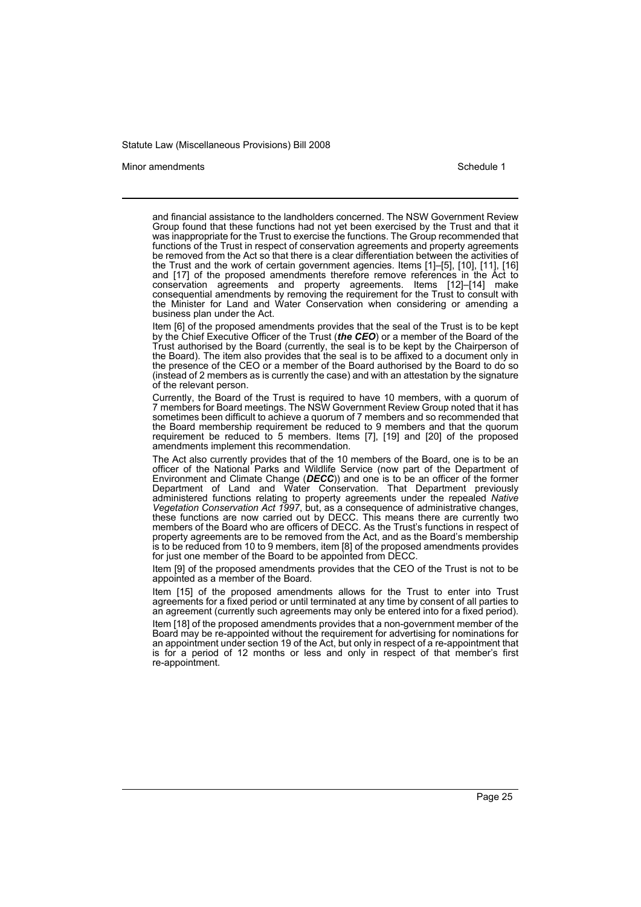and financial assistance to the landholders concerned. The NSW Government Review Group found that these functions had not yet been exercised by the Trust and that it was inappropriate for the Trust to exercise the functions. The Group recommended that functions of the Trust in respect of conservation agreements and property agreements be removed from the Act so that there is a clear differentiation between the activities of the Trust and the work of certain government agencies. Items [1]–[5], [10], [11], [16] and [17] of the proposed amendments therefore remove references in the Act to conservation agreements and property agreements. Items [12]–[14] make consequential amendments by removing the requirement for the Trust to consult with the Minister for Land and Water Conservation when considering or amending a business plan under the Act.

Item [6] of the proposed amendments provides that the seal of the Trust is to be kept by the Chief Executive Officer of the Trust (***the CEO***) or a member of the Board of the Trust authorised by the Board (currently, the seal is to be kept by the Chairperson of the Board). The item also provides that the seal is to be affixed to a document only in the presence of the CEO or a member of the Board authorised by the Board to do so (instead of 2 members as is currently the case) and with an attestation by the signature of the relevant person.

Currently, the Board of the Trust is required to have 10 members, with a quorum of 7 members for Board meetings. The NSW Government Review Group noted that it has sometimes been difficult to achieve a quorum of 7 members and so recommended that the Board membership requirement be reduced to 9 members and that the quorum requirement be reduced to 5 members. Items [7], [19] and [20] of the proposed amendments implement this recommendation.

The Act also currently provides that of the 10 members of the Board, one is to be an officer of the National Parks and Wildlife Service (now part of the Department of Environment and Climate Change (***DECC***)) and one is to be an officer of the former Department of Land and Water Conservation. That Department previously administered functions relating to property agreements under the repealed *Native Vegetation Conservation Act 1997*, but, as a consequence of administrative changes, these functions are now carried out by DECC. This means there are currently two members of the Board who are officers of DECC. As the Trust's functions in respect of property agreements are to be removed from the Act, and as the Board's membership is to be reduced from 10 to 9 members, item [8] of the proposed amendments provides for just one member of the Board to be appointed from DECC.

Item [9] of the proposed amendments provides that the CEO of the Trust is not to be appointed as a member of the Board.

Item [15] of the proposed amendments allows for the Trust to enter into Trust agreements for a fixed period or until terminated at any time by consent of all parties to an agreement (currently such agreements may only be entered into for a fixed period).

Item [18] of the proposed amendments provides that a non-government member of the Board may be re-appointed without the requirement for advertising for nominations for an appointment under section 19 of the Act, but only in respect of a re-appointment that is for a period of 12 months or less and only in respect of that member's first re-appointment.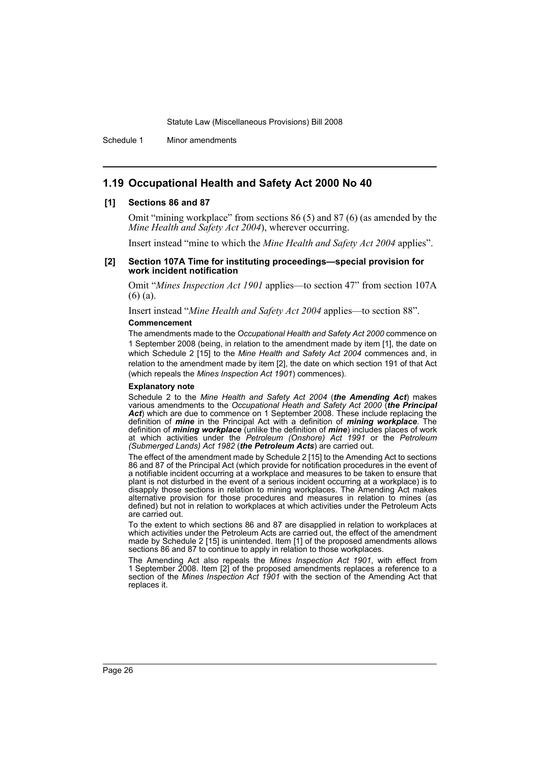## 1.19 Occupational Health and Safety Act 2000 No 40

### [1] Sections 86 and 87

Omit "mining workplace" from sections 86 (5) and 87 (6) (as amended by the *Mine Health and Safety Act 2004*), wherever occurring.

Insert instead "mine to which the *Mine Health and Safety Act 2004* applies".

### [2] Section 107A Time for instituting proceedings—special provision for work incident notification

Omit "*Mines Inspection Act 1901* applies—to section 47" from section 107A (6) (a).

Insert instead "*Mine Health and Safety Act 2004* applies—to section 88".

**Commencement**

The amendments made to the *Occupational Health and Safety Act 2000* commence on 1 September 2008 (being, in relation to the amendment made by item [1], the date on which Schedule 2 [15] to the *Mine Health and Safety Act 2004* commences and, in relation to the amendment made by item [2], the date on which section 191 of that Act (which repeals the *Mines Inspection Act 1901*) commences).

**Explanatory note**

Schedule 2 to the *Mine Health and Safety Act 2004* (***the Amending Act***) makes various amendments to the *Occupational Heath and Safety Act 2000* (***the Principal Act***) which are due to commence on 1 September 2008. These include replacing the definition of ***mine*** in the Principal Act with a definition of ***mining workplace***. The definition of ***mining workplace*** (unlike the definition of ***mine***) includes places of work at which activities under the *Petroleum (Onshore) Act 1991* or the *Petroleum (Submerged Lands) Act 1982* (***the Petroleum Acts***) are carried out.

The effect of the amendment made by Schedule 2 [15] to the Amending Act to sections 86 and 87 of the Principal Act (which provide for notification procedures in the event of a notifiable incident occurring at a workplace and measures to be taken to ensure that plant is not disturbed in the event of a serious incident occurring at a workplace) is to disapply those sections in relation to mining workplaces. The Amending Act makes alternative provision for those procedures and measures in relation to mines (as defined) but not in relation to workplaces at which activities under the Petroleum Acts are carried out.

To the extent to which sections 86 and 87 are disapplied in relation to workplaces at which activities under the Petroleum Acts are carried out, the effect of the amendment made by Schedule 2 [15] is unintended. Item [1] of the proposed amendments allows sections 86 and 87 to continue to apply in relation to those workplaces.

The Amending Act also repeals the *Mines Inspection Act 1901*, with effect from 1 September 2008. Item [2] of the proposed amendments replaces a reference to a section of the *Mines Inspection Act 1901* with the section of the Amending Act that replaces it.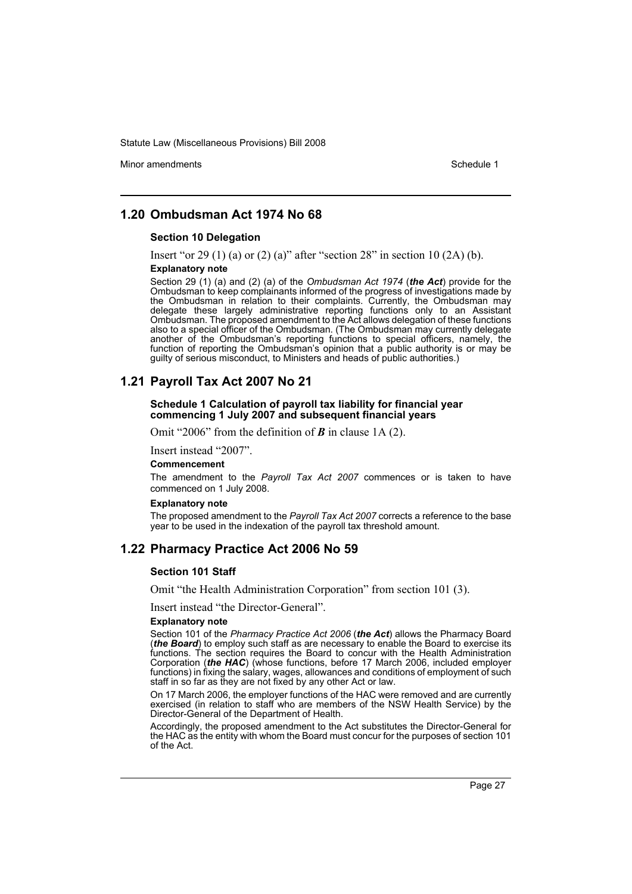## 1.20 Ombudsman Act 1974 No 68

### Section 10 Delegation

Insert "or 29 (1) (a) or (2) (a)" after "section 28" in section 10 (2A) (b).

**Explanatory note**

Section 29 (1) (a) and (2) (a) of the *Ombudsman Act 1974* (***the Act***) provide for the Ombudsman to keep complainants informed of the progress of investigations made by the Ombudsman in relation to their complaints. Currently, the Ombudsman may delegate these largely administrative reporting functions only to an Assistant Ombudsman. The proposed amendment to the Act allows delegation of these functions also to a special officer of the Ombudsman. (The Ombudsman may currently delegate another of the Ombudsman's reporting functions to special officers, namely, the function of reporting the Ombudsman's opinion that a public authority is or may be guilty of serious misconduct, to Ministers and heads of public authorities.)

## 1.21 Payroll Tax Act 2007 No 21

### Schedule 1 Calculation of payroll tax liability for financial year commencing 1 July 2007 and subsequent financial years

Omit "2006" from the definition of ***B*** in clause 1A (2).

Insert instead "2007".

**Commencement**

The amendment to the *Payroll Tax Act 2007* commences or is taken to have commenced on 1 July 2008.

**Explanatory note**

The proposed amendment to the *Payroll Tax Act 2007* corrects a reference to the base year to be used in the indexation of the payroll tax threshold amount.

## 1.22 Pharmacy Practice Act 2006 No 59

### Section 101 Staff

Omit "the Health Administration Corporation" from section 101 (3).

Insert instead "the Director-General".

**Explanatory note**

Section 101 of the *Pharmacy Practice Act 2006* (***the Act***) allows the Pharmacy Board (***the Board***) to employ such staff as are necessary to enable the Board to exercise its functions. The section requires the Board to concur with the Health Administration Corporation (***the HAC***) (whose functions, before 17 March 2006, included employer functions) in fixing the salary, wages, allowances and conditions of employment of such staff in so far as they are not fixed by any other Act or law.

On 17 March 2006, the employer functions of the HAC were removed and are currently exercised (in relation to staff who are members of the NSW Health Service) by the Director-General of the Department of Health.

Accordingly, the proposed amendment to the Act substitutes the Director-General for the HAC as the entity with whom the Board must concur for the purposes of section 101 of the Act.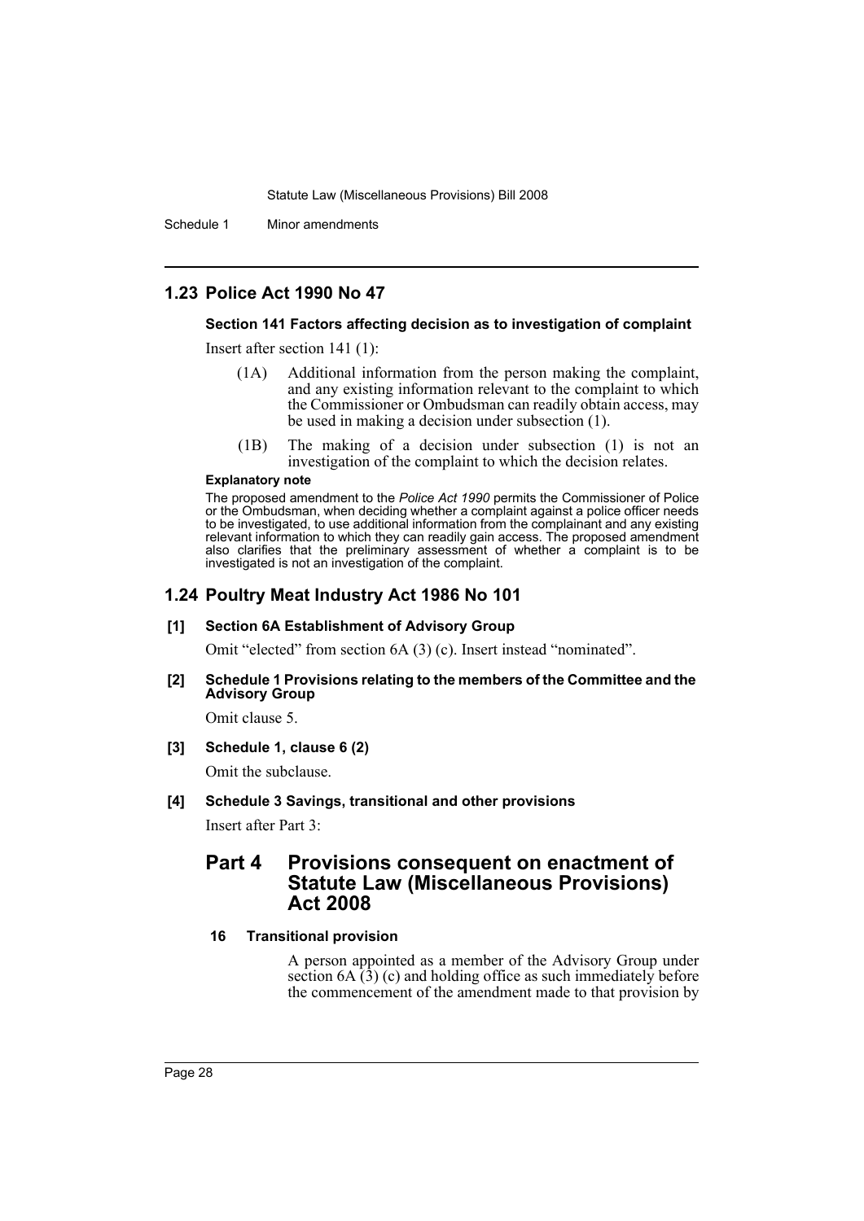## 1.23 Police Act 1990 No 47

### Section 141 Factors affecting decision as to investigation of complaint

Insert after section 141 (1):

> (1A) Additional information from the person making the complaint, and any existing information relevant to the complaint to which the Commissioner or Ombudsman can readily obtain access, may be used in making a decision under subsection (1).
>
> (1B) The making of a decision under subsection (1) is not an investigation of the complaint to which the decision relates.

**Explanatory note**

The proposed amendment to the *Police Act 1990* permits the Commissioner of Police or the Ombudsman, when deciding whether a complaint against a police officer needs to be investigated, to use additional information from the complainant and any existing relevant information to which they can readily gain access. The proposed amendment also clarifies that the preliminary assessment of whether a complaint is to be investigated is not an investigation of the complaint.

## 1.24 Poultry Meat Industry Act 1986 No 101

**[1] Section 6A Establishment of Advisory Group**

Omit "elected" from section 6A (3) (c). Insert instead "nominated".

**[2] Schedule 1 Provisions relating to the members of the Committee and the Advisory Group**

Omit clause 5.

**[3] Schedule 1, clause 6 (2)**

Omit the subclause.

**[4] Schedule 3 Savings, transitional and other provisions**

Insert after Part 3:

## Part 4 Provisions consequent on enactment of Statute Law (Miscellaneous Provisions) Act 2008

**16 Transitional provision**

A person appointed as a member of the Advisory Group under section 6A (3) (c) and holding office as such immediately before the commencement of the amendment made to that provision by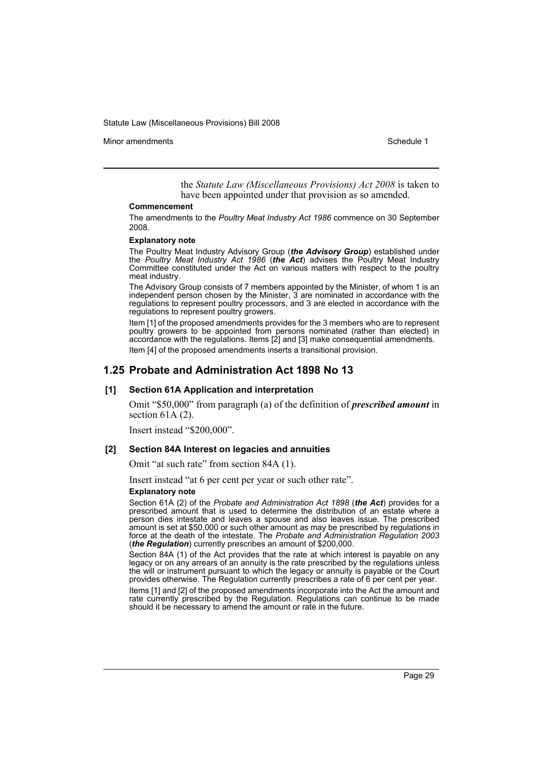the *Statute Law (Miscellaneous Provisions) Act 2008* is taken to have been appointed under that provision as so amended.

**Commencement**

The amendments to the *Poultry Meat Industry Act 1986* commence on 30 September 2008.

**Explanatory note**

The Poultry Meat Industry Advisory Group (***the Advisory Group***) established under the *Poultry Meat Industry Act 1986* (***the Act***) advises the Poultry Meat Industry Committee constituted under the Act on various matters with respect to the poultry meat industry.

The Advisory Group consists of 7 members appointed by the Minister, of whom 1 is an independent person chosen by the Minister, 3 are nominated in accordance with the regulations to represent poultry processors, and 3 are elected in accordance with the regulations to represent poultry growers.

Item [1] of the proposed amendments provides for the 3 members who are to represent poultry growers to be appointed from persons nominated (rather than elected) in accordance with the regulations. Items [2] and [3] make consequential amendments.

Item [4] of the proposed amendments inserts a transitional provision.

## 1.25 Probate and Administration Act 1898 No 13

### [1] Section 61A Application and interpretation

Omit "$50,000" from paragraph (a) of the definition of ***prescribed amount*** in section 61A (2).

Insert instead "$200,000".

### [2] Section 84A Interest on legacies and annuities

Omit "at such rate" from section 84A (1).

Insert instead "at 6 per cent per year or such other rate".

**Explanatory note**

Section 61A (2) of the *Probate and Administration Act 1898* (***the Act***) provides for a prescribed amount that is used to determine the distribution of an estate where a person dies intestate and leaves a spouse and also leaves issue. The prescribed amount is set at $50,000 or such other amount as may be prescribed by regulations in force at the death of the intestate. The *Probate and Administration Regulation 2003* (***the Regulation***) currently prescribes an amount of $200,000.

Section 84A (1) of the Act provides that the rate at which interest is payable on any legacy or on any arrears of an annuity is the rate prescribed by the regulations unless the will or instrument pursuant to which the legacy or annuity is payable or the Court provides otherwise. The Regulation currently prescribes a rate of 6 per cent per year.

Items [1] and [2] of the proposed amendments incorporate into the Act the amount and rate currently prescribed by the Regulation. Regulations can continue to be made should it be necessary to amend the amount or rate in the future.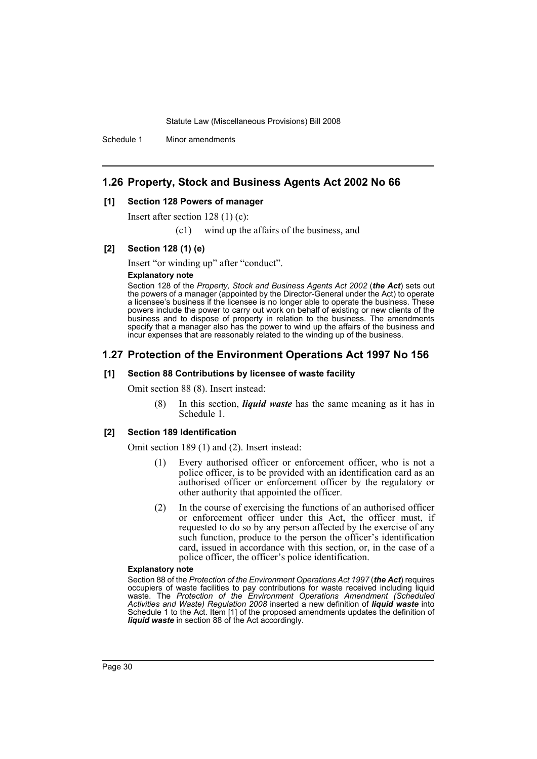## 1.26 Property, Stock and Business Agents Act 2002 No 66

### [1] Section 128 Powers of manager

Insert after section 128 (1) (c):

> (c1) wind up the affairs of the business, and

### [2] Section 128 (1) (e)

Insert "or winding up" after "conduct".

**Explanatory note**

Section 128 of the *Property, Stock and Business Agents Act 2002* (***the Act***) sets out the powers of a manager (appointed by the Director-General under the Act) to operate a licensee's business if the licensee is no longer able to operate the business. These powers include the power to carry out work on behalf of existing or new clients of the business and to dispose of property in relation to the business. The amendments specify that a manager also has the power to wind up the affairs of the business and incur expenses that are reasonably related to the winding up of the business.

## 1.27 Protection of the Environment Operations Act 1997 No 156

### [1] Section 88 Contributions by licensee of waste facility

Omit section 88 (8). Insert instead:

> (8) In this section, ***liquid waste*** has the same meaning as it has in Schedule 1.

### [2] Section 189 Identification

Omit section 189 (1) and (2). Insert instead:

> (1) Every authorised officer or enforcement officer, who is not a police officer, is to be provided with an identification card as an authorised officer or enforcement officer by the regulatory or other authority that appointed the officer.
>
> (2) In the course of exercising the functions of an authorised officer or enforcement officer under this Act, the officer must, if requested to do so by any person affected by the exercise of any such function, produce to the person the officer's identification card, issued in accordance with this section, or, in the case of a police officer, the officer's police identification.

**Explanatory note**

Section 88 of the *Protection of the Environment Operations Act 1997* (***the Act***) requires occupiers of waste facilities to pay contributions for waste received including liquid waste. The *Protection of the Environment Operations Amendment (Scheduled Activities and Waste) Regulation 2008* inserted a new definition of ***liquid waste*** into Schedule 1 to the Act. Item [1] of the proposed amendments updates the definition of ***liquid waste*** in section 88 of the Act accordingly.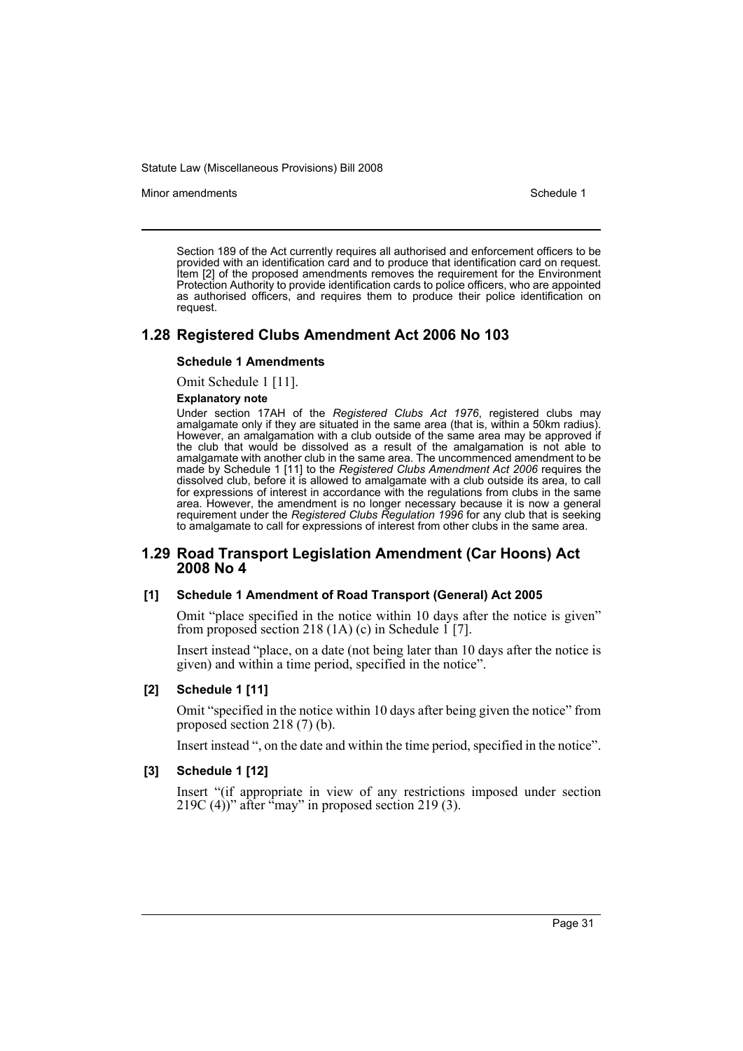Section 189 of the Act currently requires all authorised and enforcement officers to be provided with an identification card and to produce that identification card on request. Item [2] of the proposed amendments removes the requirement for the Environment Protection Authority to provide identification cards to police officers, who are appointed as authorised officers, and requires them to produce their police identification on request.

## 1.28 Registered Clubs Amendment Act 2006 No 103

**Schedule 1 Amendments**

Omit Schedule 1 [11].

**Explanatory note**

Under section 17AH of the *Registered Clubs Act 1976*, registered clubs may amalgamate only if they are situated in the same area (that is, within a 50km radius). However, an amalgamation with a club outside of the same area may be approved if the club that would be dissolved as a result of the amalgamation is not able to amalgamate with another club in the same area. The uncommenced amendment to be made by Schedule 1 [11] to the *Registered Clubs Amendment Act 2006* requires the dissolved club, before it is allowed to amalgamate with a club outside its area, to call for expressions of interest in accordance with the regulations from clubs in the same area. However, the amendment is no longer necessary because it is now a general requirement under the *Registered Clubs Regulation 1996* for any club that is seeking to amalgamate to call for expressions of interest from other clubs in the same area.

## 1.29 Road Transport Legislation Amendment (Car Hoons) Act 2008 No 4

**[1] Schedule 1 Amendment of Road Transport (General) Act 2005**

Omit "place specified in the notice within 10 days after the notice is given" from proposed section 218 (1A) (c) in Schedule 1 [7].

Insert instead "place, on a date (not being later than 10 days after the notice is given) and within a time period, specified in the notice".

**[2] Schedule 1 [11]**

Omit "specified in the notice within 10 days after being given the notice" from proposed section 218 (7) (b).

Insert instead ", on the date and within the time period, specified in the notice".

**[3] Schedule 1 [12]**

Insert "(if appropriate in view of any restrictions imposed under section 219C (4))" after "may" in proposed section 219 (3).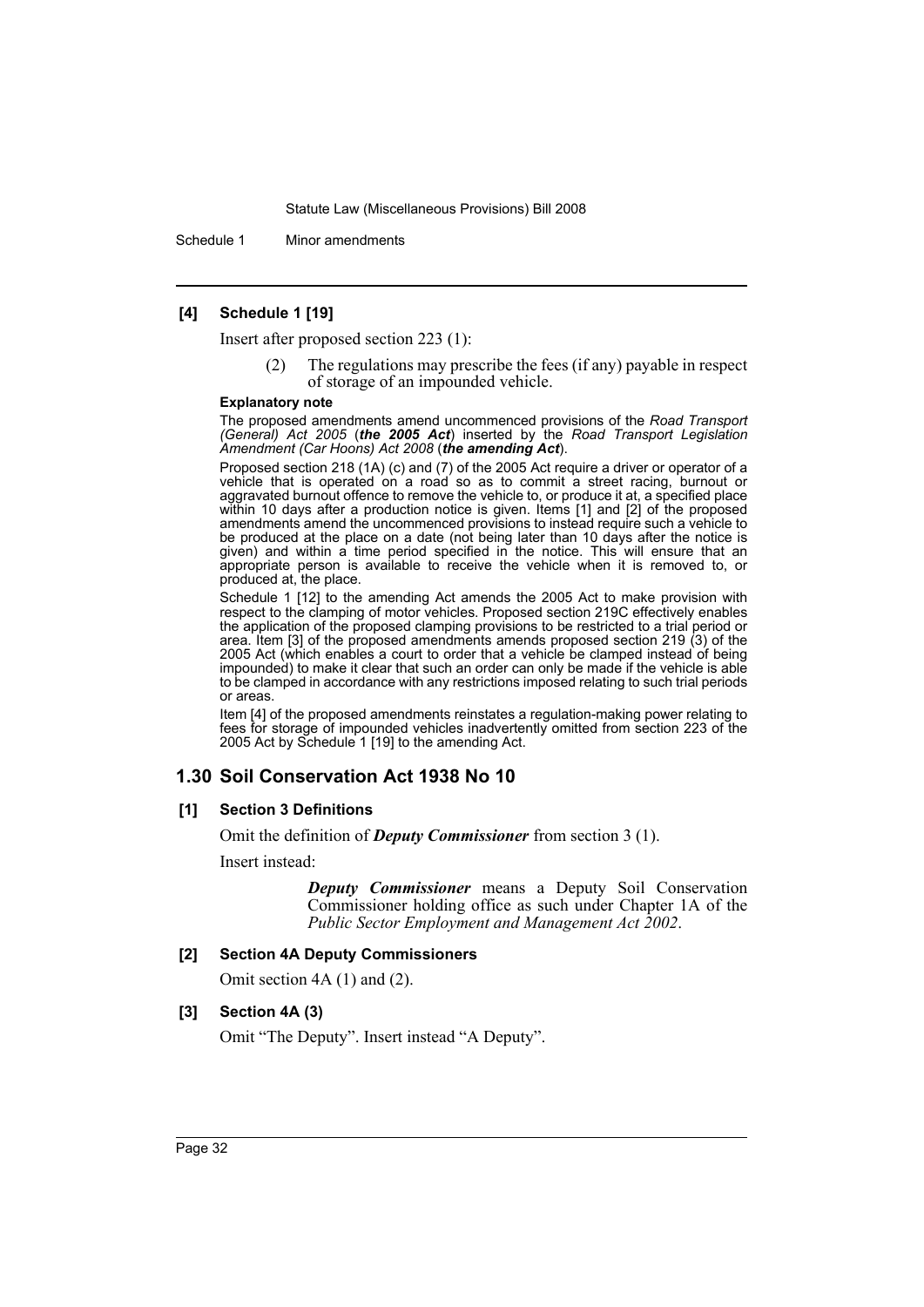### [4] Schedule 1 [19]

Insert after proposed section 223 (1):

> (2) The regulations may prescribe the fees (if any) payable in respect of storage of an impounded vehicle.

**Explanatory note**

The proposed amendments amend uncommenced provisions of the *Road Transport (General) Act 2005* (***the 2005 Act***) inserted by the *Road Transport Legislation Amendment (Car Hoons) Act 2008* (***the amending Act***).

Proposed section 218 (1A) (c) and (7) of the 2005 Act require a driver or operator of a vehicle that is operated on a road so as to commit a street racing, burnout or aggravated burnout offence to remove the vehicle to, or produce it at, a specified place within 10 days after a production notice is given. Items [1] and [2] of the proposed amendments amend the uncommenced provisions to instead require such a vehicle to be produced at the place on a date (not being later than 10 days after the notice is given) and within a time period specified in the notice. This will ensure that an appropriate person is available to receive the vehicle when it is removed to, or produced at, the place.

Schedule 1 [12] to the amending Act amends the 2005 Act to make provision with respect to the clamping of motor vehicles. Proposed section 219C effectively enables the application of the proposed clamping provisions to be restricted to a trial period or area. Item [3] of the proposed amendments amends proposed section 219 (3) of the 2005 Act (which enables a court to order that a vehicle be clamped instead of being impounded) to make it clear that such an order can only be made if the vehicle is able to be clamped in accordance with any restrictions imposed relating to such trial periods or areas.

Item [4] of the proposed amendments reinstates a regulation-making power relating to fees for storage of impounded vehicles inadvertently omitted from section 223 of the 2005 Act by Schedule 1 [19] to the amending Act.

## 1.30 Soil Conservation Act 1938 No 10

### [1] Section 3 Definitions

Omit the definition of ***Deputy Commissioner*** from section 3 (1).

Insert instead:

> ***Deputy Commissioner*** means a Deputy Soil Conservation Commissioner holding office as such under Chapter 1A of the *Public Sector Employment and Management Act 2002*.

### [2] Section 4A Deputy Commissioners

Omit section 4A (1) and (2).

### [3] Section 4A (3)

Omit "The Deputy". Insert instead "A Deputy".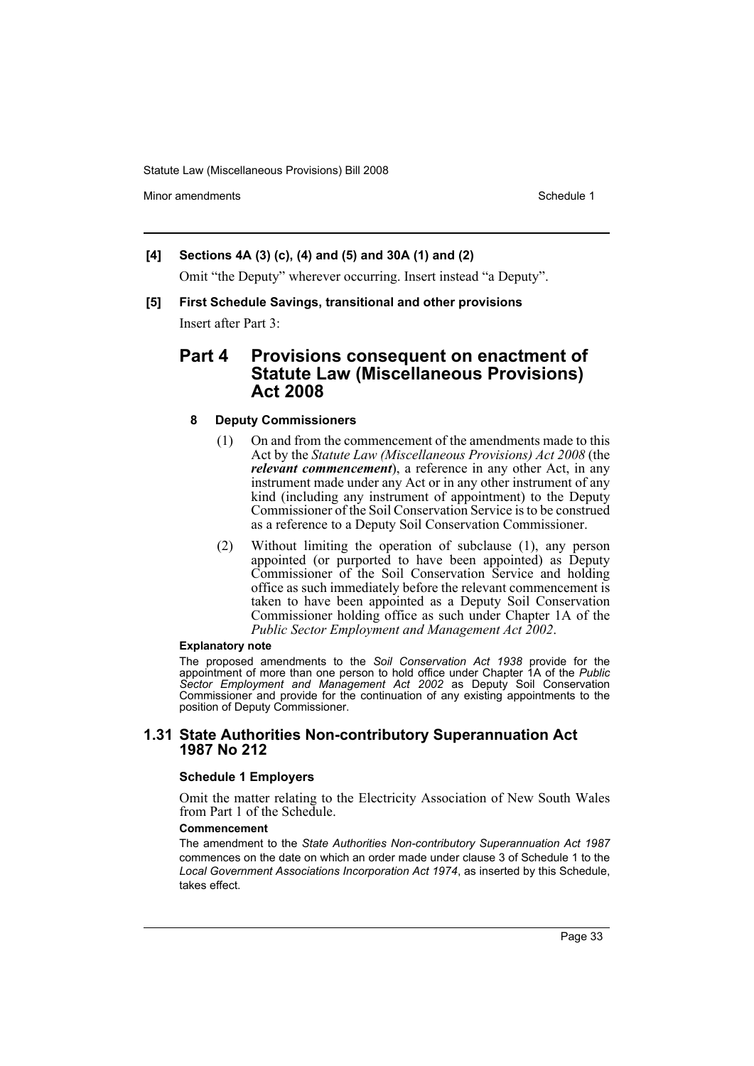**[4] Sections 4A (3) (c), (4) and (5) and 30A (1) and (2)**

Omit "the Deputy" wherever occurring. Insert instead "a Deputy".

**[5] First Schedule Savings, transitional and other provisions**

Insert after Part 3:

## Part 4 Provisions consequent on enactment of Statute Law (Miscellaneous Provisions) Act 2008

### 8 Deputy Commissioners

(1) On and from the commencement of the amendments made to this Act by the *Statute Law (Miscellaneous Provisions) Act 2008* (the ***relevant commencement***), a reference in any other Act, in any instrument made under any Act or in any other instrument of any kind (including any instrument of appointment) to the Deputy Commissioner of the Soil Conservation Service is to be construed as a reference to a Deputy Soil Conservation Commissioner.

(2) Without limiting the operation of subclause (1), any person appointed (or purported to have been appointed) as Deputy Commissioner of the Soil Conservation Service and holding office as such immediately before the relevant commencement is taken to have been appointed as a Deputy Soil Conservation Commissioner holding office as such under Chapter 1A of the *Public Sector Employment and Management Act 2002*.

**Explanatory note**

The proposed amendments to the *Soil Conservation Act 1938* provide for the appointment of more than one person to hold office under Chapter 1A of the *Public Sector Employment and Management Act 2002* as Deputy Soil Conservation Commissioner and provide for the continuation of any existing appointments to the position of Deputy Commissioner.

## 1.31 State Authorities Non-contributory Superannuation Act 1987 No 212

**Schedule 1 Employers**

Omit the matter relating to the Electricity Association of New South Wales from Part 1 of the Schedule.

**Commencement**

The amendment to the *State Authorities Non-contributory Superannuation Act 1987* commences on the date on which an order made under clause 3 of Schedule 1 to the *Local Government Associations Incorporation Act 1974*, as inserted by this Schedule, takes effect.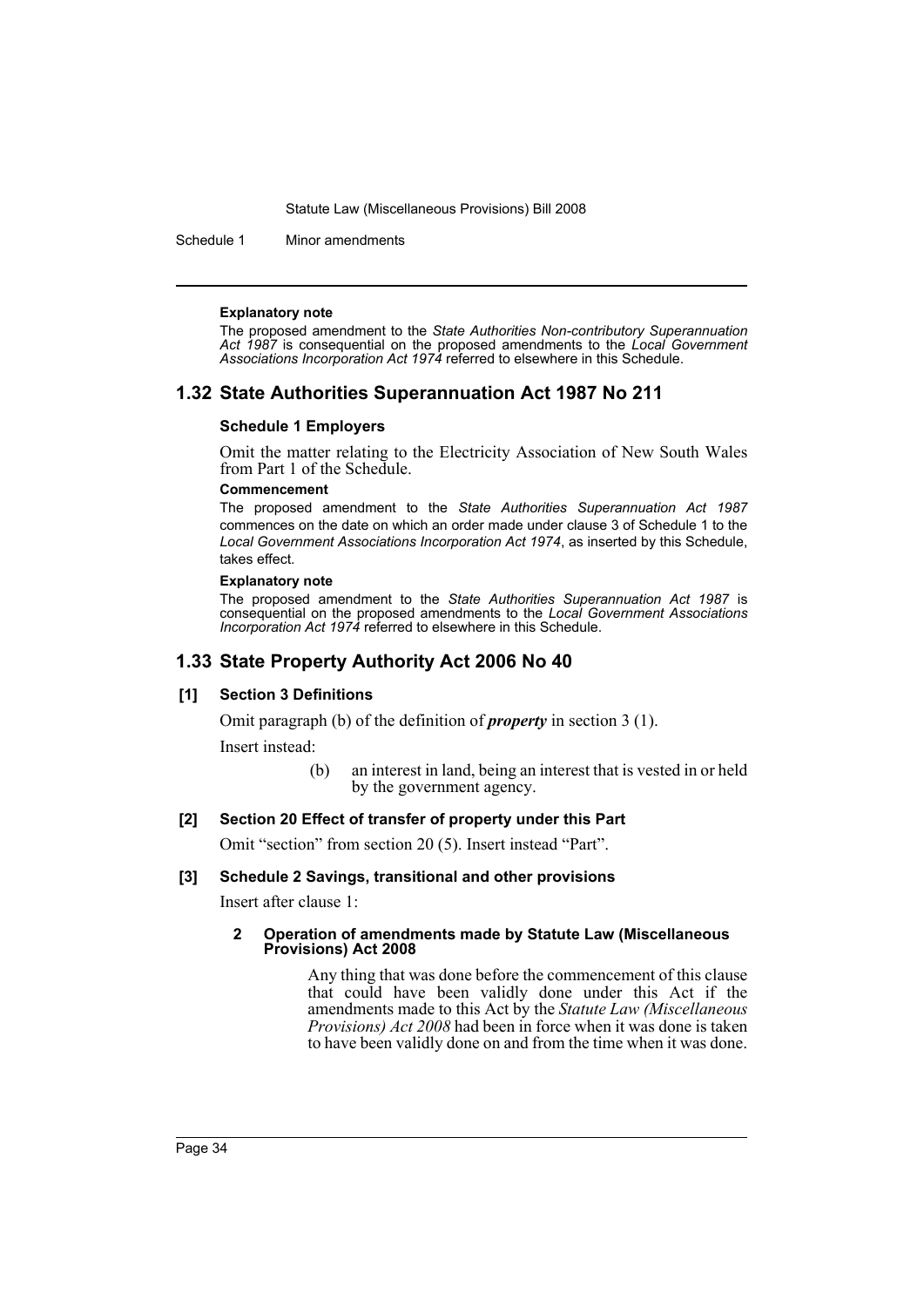#### Explanatory note

The proposed amendment to the *State Authorities Non-contributory Superannuation Act 1987* is consequential on the proposed amendments to the *Local Government Associations Incorporation Act 1974* referred to elsewhere in this Schedule.

## 1.32 State Authorities Superannuation Act 1987 No 211

### Schedule 1 Employers

Omit the matter relating to the Electricity Association of New South Wales from Part 1 of the Schedule.

#### Commencement

The proposed amendment to the *State Authorities Superannuation Act 1987* commences on the date on which an order made under clause 3 of Schedule 1 to the *Local Government Associations Incorporation Act 1974*, as inserted by this Schedule, takes effect.

#### Explanatory note

The proposed amendment to the *State Authorities Superannuation Act 1987* is consequential on the proposed amendments to the *Local Government Associations Incorporation Act 1974* referred to elsewhere in this Schedule.

## 1.33 State Property Authority Act 2006 No 40

### [1] Section 3 Definitions

Omit paragraph (b) of the definition of ***property*** in section 3 (1).

Insert instead:

> (b) an interest in land, being an interest that is vested in or held by the government agency.

### [2] Section 20 Effect of transfer of property under this Part

Omit "section" from section 20 (5). Insert instead "Part".

### [3] Schedule 2 Savings, transitional and other provisions

Insert after clause 1:

> **2 Operation of amendments made by Statute Law (Miscellaneous Provisions) Act 2008**
>
> Any thing that was done before the commencement of this clause that could have been validly done under this Act if the amendments made to this Act by the *Statute Law (Miscellaneous Provisions) Act 2008* had been in force when it was done is taken to have been validly done on and from the time when it was done.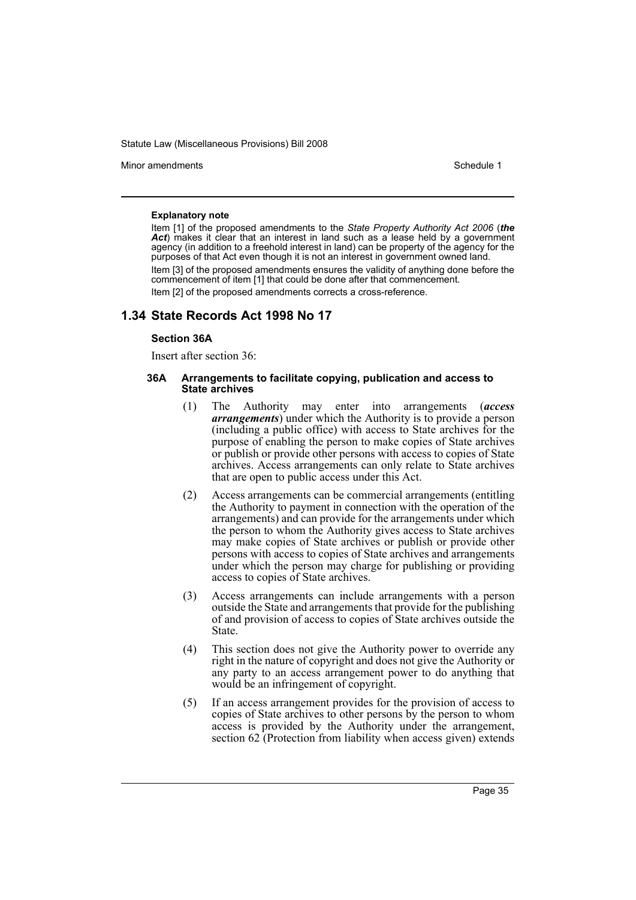#### Explanatory note

Item [1] of the proposed amendments to the *State Property Authority Act 2006* (***the Act***) makes it clear that an interest in land such as a lease held by a government agency (in addition to a freehold interest in land) can be property of the agency for the purposes of that Act even though it is not an interest in government owned land.

Item [3] of the proposed amendments ensures the validity of anything done before the commencement of item [1] that could be done after that commencement.

Item [2] of the proposed amendments corrects a cross-reference.

## 1.34 State Records Act 1998 No 17

### Section 36A

Insert after section 36:

#### 36A Arrangements to facilitate copying, publication and access to State archives

(1) The Authority may enter into arrangements (***access arrangements***) under which the Authority is to provide a person (including a public office) with access to State archives for the purpose of enabling the person to make copies of State archives or publish or provide other persons with access to copies of State archives. Access arrangements can only relate to State archives that are open to public access under this Act.

(2) Access arrangements can be commercial arrangements (entitling the Authority to payment in connection with the operation of the arrangements) and can provide for the arrangements under which the person to whom the Authority gives access to State archives may make copies of State archives or publish or provide other persons with access to copies of State archives and arrangements under which the person may charge for publishing or providing access to copies of State archives.

(3) Access arrangements can include arrangements with a person outside the State and arrangements that provide for the publishing of and provision of access to copies of State archives outside the State.

(4) This section does not give the Authority power to override any right in the nature of copyright and does not give the Authority or any party to an access arrangement power to do anything that would be an infringement of copyright.

(5) If an access arrangement provides for the provision of access to copies of State archives to other persons by the person to whom access is provided by the Authority under the arrangement, section 62 (Protection from liability when access given) extends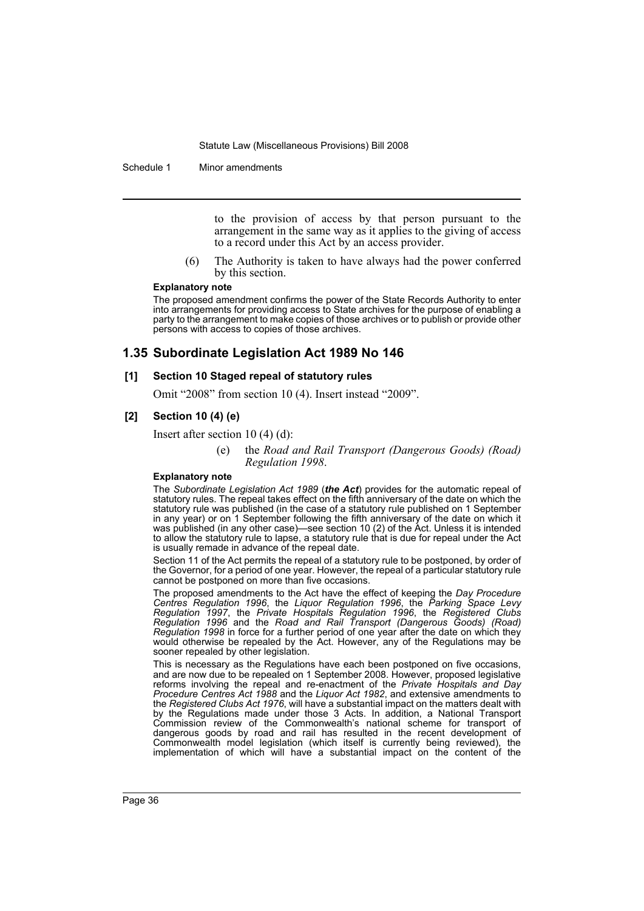to the provision of access by that person pursuant to the arrangement in the same way as it applies to the giving of access to a record under this Act by an access provider.

(6) The Authority is taken to have always had the power conferred by this section.

**Explanatory note**

The proposed amendment confirms the power of the State Records Authority to enter into arrangements for providing access to State archives for the purpose of enabling a party to the arrangement to make copies of those archives or to publish or provide other persons with access to copies of those archives.

## 1.35 Subordinate Legislation Act 1989 No 146

### [1] Section 10 Staged repeal of statutory rules

Omit "2008" from section 10 (4). Insert instead "2009".

### [2] Section 10 (4) (e)

Insert after section 10 (4) (d):

> (e) the *Road and Rail Transport (Dangerous Goods) (Road) Regulation 1998*.

**Explanatory note**

The *Subordinate Legislation Act 1989* (***the Act***) provides for the automatic repeal of statutory rules. The repeal takes effect on the fifth anniversary of the date on which the statutory rule was published (in the case of a statutory rule published on 1 September in any year) or on 1 September following the fifth anniversary of the date on which it was published (in any other case)—see section 10 (2) of the Act. Unless it is intended to allow the statutory rule to lapse, a statutory rule that is due for repeal under the Act is usually remade in advance of the repeal date.

Section 11 of the Act permits the repeal of a statutory rule to be postponed, by order of the Governor, for a period of one year. However, the repeal of a particular statutory rule cannot be postponed on more than five occasions.

The proposed amendments to the Act have the effect of keeping the *Day Procedure Centres Regulation 1996*, the *Liquor Regulation 1996*, the *Parking Space Levy Regulation 1997*, the *Private Hospitals Regulation 1996*, the *Registered Clubs Regulation 1996* and the *Road and Rail Transport (Dangerous Goods) (Road) Regulation 1998* in force for a further period of one year after the date on which they would otherwise be repealed by the Act. However, any of the Regulations may be sooner repealed by other legislation.

This is necessary as the Regulations have each been postponed on five occasions, and are now due to be repealed on 1 September 2008. However, proposed legislative reforms involving the repeal and re-enactment of the *Private Hospitals and Day Procedure Centres Act 1988* and the *Liquor Act 1982*, and extensive amendments to the *Registered Clubs Act 1976*, will have a substantial impact on the matters dealt with by the Regulations made under those 3 Acts. In addition, a National Transport Commission review of the Commonwealth's national scheme for transport of dangerous goods by road and rail has resulted in the recent development of Commonwealth model legislation (which itself is currently being reviewed), the implementation of which will have a substantial impact on the content of the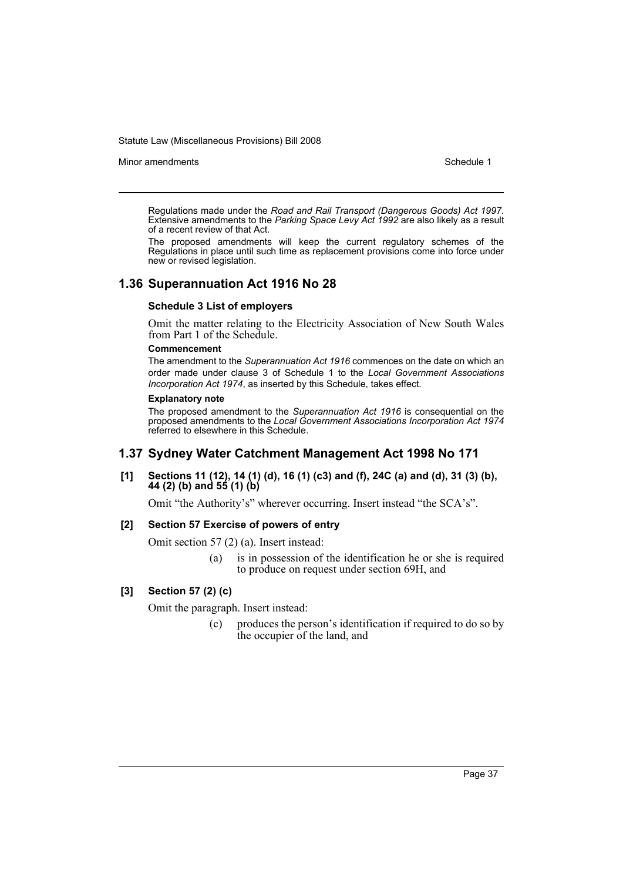Regulations made under the *Road and Rail Transport (Dangerous Goods) Act 1997*. Extensive amendments to the *Parking Space Levy Act 1992* are also likely as a result of a recent review of that Act.

The proposed amendments will keep the current regulatory schemes of the Regulations in place until such time as replacement provisions come into force under new or revised legislation.

## 1.36 Superannuation Act 1916 No 28

**Schedule 3 List of employers**

Omit the matter relating to the Electricity Association of New South Wales from Part 1 of the Schedule.

**Commencement**

The amendment to the *Superannuation Act 1916* commences on the date on which an order made under clause 3 of Schedule 1 to the *Local Government Associations Incorporation Act 1974*, as inserted by this Schedule, takes effect.

**Explanatory note**

The proposed amendment to the *Superannuation Act 1916* is consequential on the proposed amendments to the *Local Government Associations Incorporation Act 1974* referred to elsewhere in this Schedule.

## 1.37 Sydney Water Catchment Management Act 1998 No 171

**[1] Sections 11 (12), 14 (1) (d), 16 (1) (c3) and (f), 24C (a) and (d), 31 (3) (b), 44 (2) (b) and 55 (1) (b)**

Omit "the Authority's" wherever occurring. Insert instead "the SCA's".

**[2] Section 57 Exercise of powers of entry**

Omit section 57 (2) (a). Insert instead:

(a) is in possession of the identification he or she is required to produce on request under section 69H, and

**[3] Section 57 (2) (c)**

Omit the paragraph. Insert instead:

(c) produces the person's identification if required to do so by the occupier of the land, and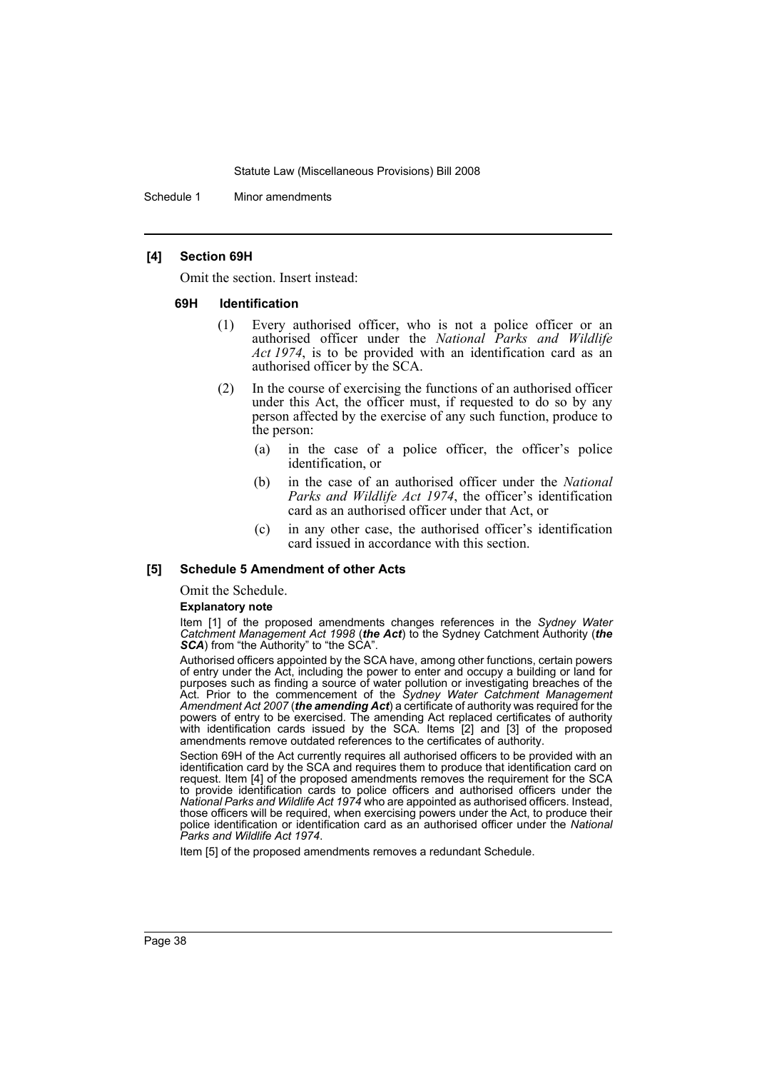**[4] Section 69H**

Omit the section. Insert instead:

**69H Identification**

(1) Every authorised officer, who is not a police officer or an authorised officer under the *National Parks and Wildlife Act 1974*, is to be provided with an identification card as an authorised officer by the SCA.

(2) In the course of exercising the functions of an authorised officer under this Act, the officer must, if requested to do so by any person affected by the exercise of any such function, produce to the person:

(a) in the case of a police officer, the officer's police identification, or

(b) in the case of an authorised officer under the *National Parks and Wildlife Act 1974*, the officer's identification card as an authorised officer under that Act, or

(c) in any other case, the authorised officer's identification card issued in accordance with this section.

**[5] Schedule 5 Amendment of other Acts**

Omit the Schedule.

**Explanatory note**

Item [1] of the proposed amendments changes references in the *Sydney Water Catchment Management Act 1998* (***the Act***) to the Sydney Catchment Authority (***the SCA***) from "the Authority" to "the SCA".

Authorised officers appointed by the SCA have, among other functions, certain powers of entry under the Act, including the power to enter and occupy a building or land for purposes such as finding a source of water pollution or investigating breaches of the Act. Prior to the commencement of the *Sydney Water Catchment Management Amendment Act 2007* (***the amending Act***) a certificate of authority was required for the powers of entry to be exercised. The amending Act replaced certificates of authority with identification cards issued by the SCA. Items [2] and [3] of the proposed amendments remove outdated references to the certificates of authority.

Section 69H of the Act currently requires all authorised officers to be provided with an identification card by the SCA and requires them to produce that identification card on request. Item [4] of the proposed amendments removes the requirement for the SCA to provide identification cards to police officers and authorised officers under the *National Parks and Wildlife Act 1974* who are appointed as authorised officers. Instead, those officers will be required, when exercising powers under the Act, to produce their police identification or identification card as an authorised officer under the *National Parks and Wildlife Act 1974*.

Item [5] of the proposed amendments removes a redundant Schedule.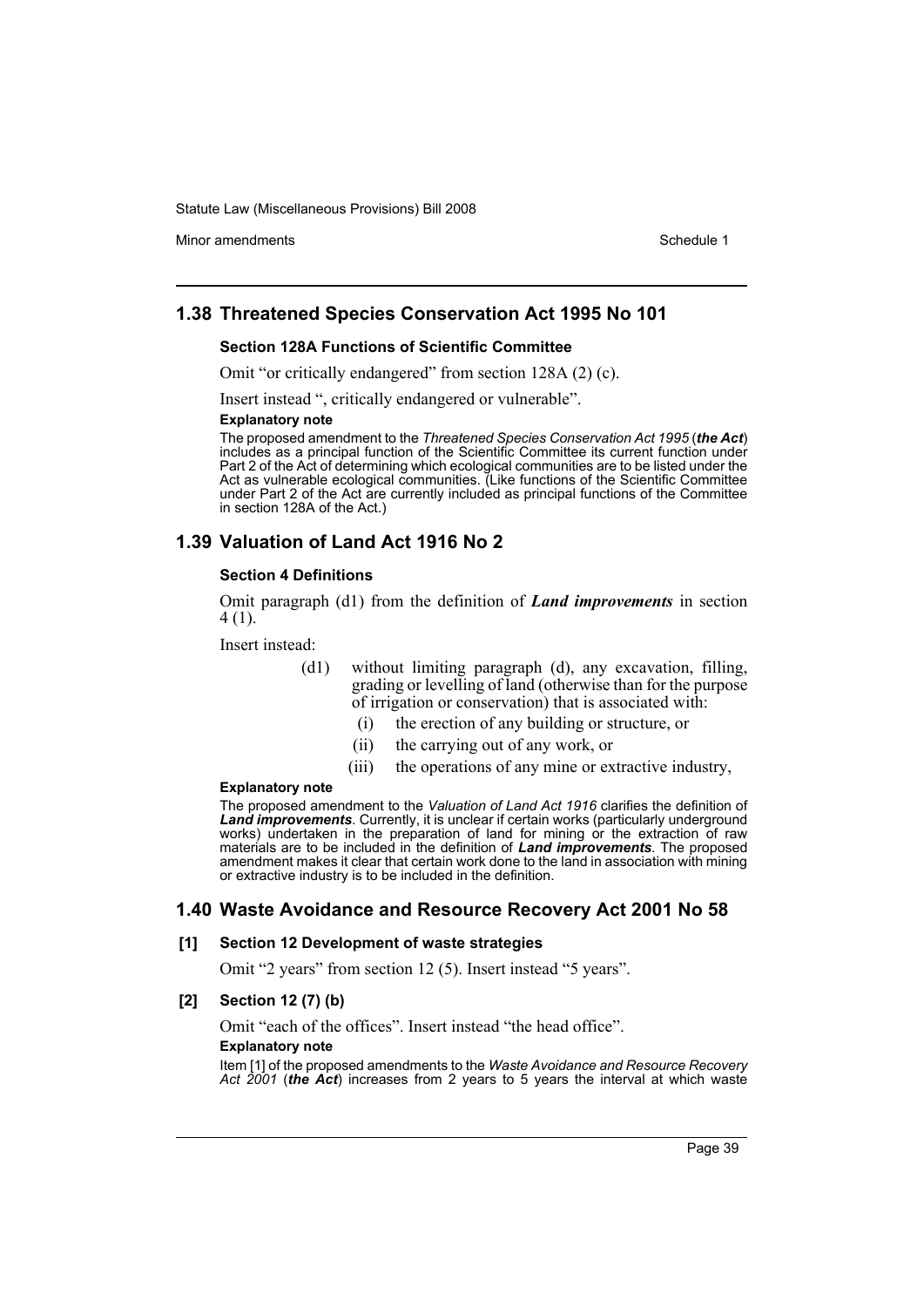## 1.38 Threatened Species Conservation Act 1995 No 101

### Section 128A Functions of Scientific Committee

Omit "or critically endangered" from section 128A (2) (c).

Insert instead ", critically endangered or vulnerable".

#### Explanatory note

The proposed amendment to the *Threatened Species Conservation Act 1995* (***the Act***) includes as a principal function of the Scientific Committee its current function under Part 2 of the Act of determining which ecological communities are to be listed under the Act as vulnerable ecological communities. (Like functions of the Scientific Committee under Part 2 of the Act are currently included as principal functions of the Committee in section 128A of the Act.)

## 1.39 Valuation of Land Act 1916 No 2

### Section 4 Definitions

Omit paragraph (d1) from the definition of ***Land improvements*** in section 4 (1).

Insert instead:

> (d1) without limiting paragraph (d), any excavation, filling, grading or levelling of land (otherwise than for the purpose of irrigation or conservation) that is associated with:
>
> (i) the erection of any building or structure, or
>
> (ii) the carrying out of any work, or
>
> (iii) the operations of any mine or extractive industry,

#### Explanatory note

The proposed amendment to the *Valuation of Land Act 1916* clarifies the definition of ***Land improvements***. Currently, it is unclear if certain works (particularly underground works) undertaken in the preparation of land for mining or the extraction of raw materials are to be included in the definition of ***Land improvements***. The proposed amendment makes it clear that certain work done to the land in association with mining or extractive industry is to be included in the definition.

## 1.40 Waste Avoidance and Resource Recovery Act 2001 No 58

### [1] Section 12 Development of waste strategies

Omit "2 years" from section 12 (5). Insert instead "5 years".

### [2] Section 12 (7) (b)

Omit "each of the offices". Insert instead "the head office".

#### Explanatory note

Item [1] of the proposed amendments to the *Waste Avoidance and Resource Recovery Act 2001* (***the Act***) increases from 2 years to 5 years the interval at which waste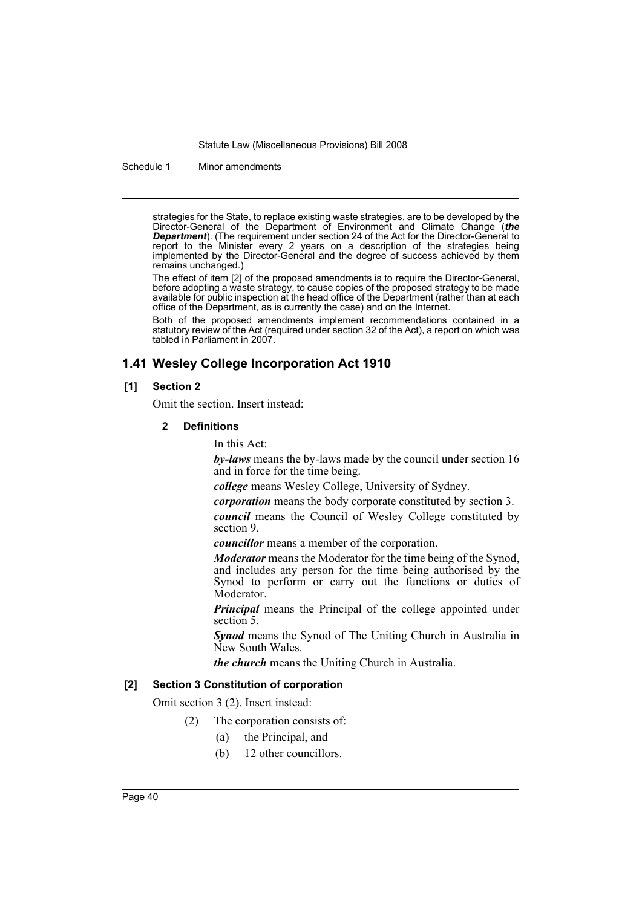strategies for the State, to replace existing waste strategies, are to be developed by the Director-General of the Department of Environment and Climate Change (***the Department***). (The requirement under section 24 of the Act for the Director-General to report to the Minister every 2 years on a description of the strategies being implemented by the Director-General and the degree of success achieved by them remains unchanged.)

The effect of item [2] of the proposed amendments is to require the Director-General, before adopting a waste strategy, to cause copies of the proposed strategy to be made available for public inspection at the head office of the Department (rather than at each office of the Department, as is currently the case) and on the Internet.

Both of the proposed amendments implement recommendations contained in a statutory review of the Act (required under section 32 of the Act), a report on which was tabled in Parliament in 2007.

## 1.41 Wesley College Incorporation Act 1910

### [1] Section 2

Omit the section. Insert instead:

#### 2 Definitions

In this Act:

***by-laws*** means the by-laws made by the council under section 16 and in force for the time being.

***college*** means Wesley College, University of Sydney.

***corporation*** means the body corporate constituted by section 3.

***council*** means the Council of Wesley College constituted by section 9.

***councillor*** means a member of the corporation.

***Moderator*** means the Moderator for the time being of the Synod, and includes any person for the time being authorised by the Synod to perform or carry out the functions or duties of Moderator.

***Principal*** means the Principal of the college appointed under section 5.

***Synod*** means the Synod of The Uniting Church in Australia in New South Wales.

***the church*** means the Uniting Church in Australia.

### [2] Section 3 Constitution of corporation

Omit section 3 (2). Insert instead:

(2) The corporation consists of:

(a) the Principal, and

(b) 12 other councillors.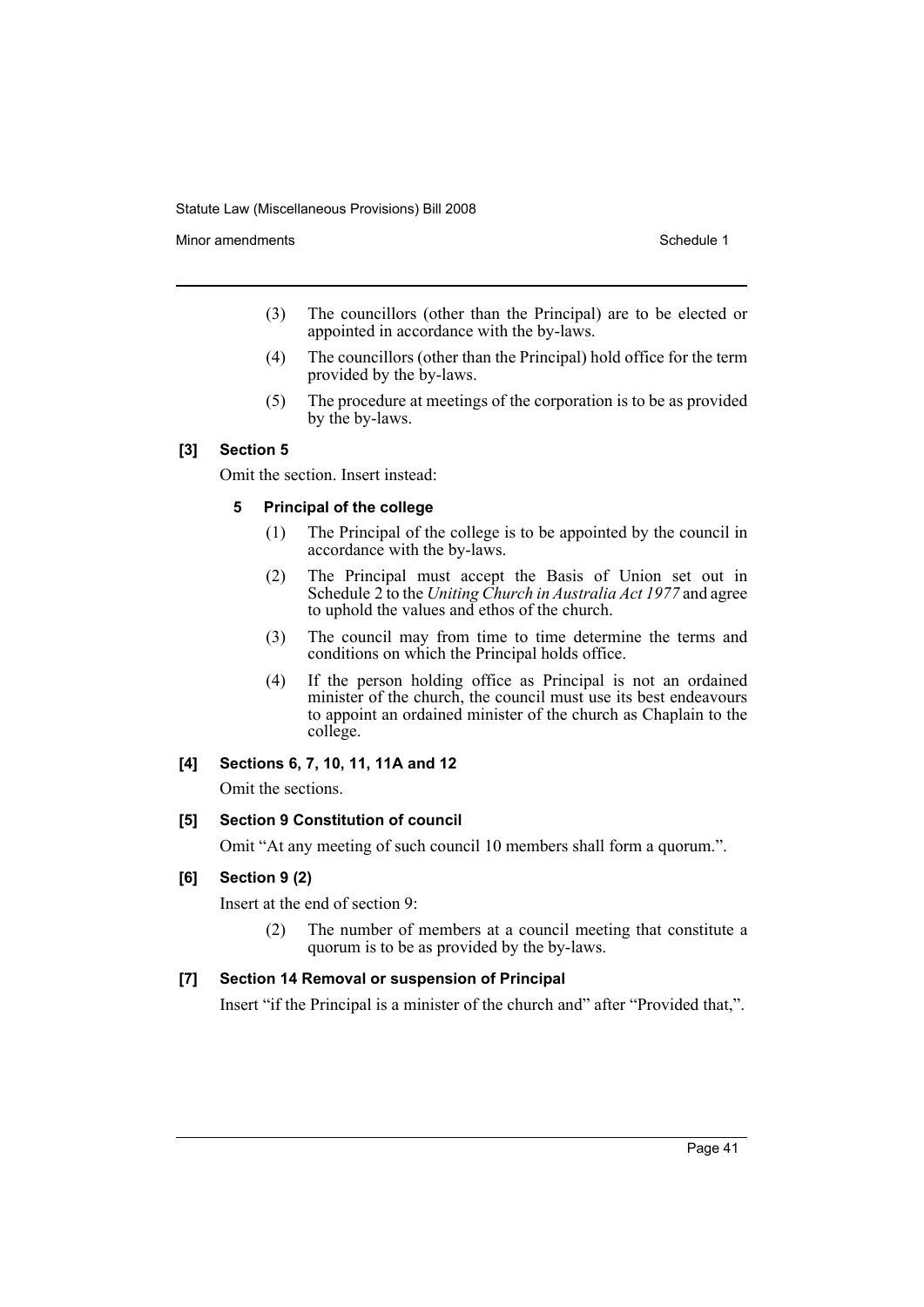(3) The councillors (other than the Principal) are to be elected or appointed in accordance with the by-laws.

(4) The councillors (other than the Principal) hold office for the term provided by the by-laws.

(5) The procedure at meetings of the corporation is to be as provided by the by-laws.

**[3] Section 5**

Omit the section. Insert instead:

**5 Principal of the college**

(1) The Principal of the college is to be appointed by the council in accordance with the by-laws.

(2) The Principal must accept the Basis of Union set out in Schedule 2 to the *Uniting Church in Australia Act 1977* and agree to uphold the values and ethos of the church.

(3) The council may from time to time determine the terms and conditions on which the Principal holds office.

(4) If the person holding office as Principal is not an ordained minister of the church, the council must use its best endeavours to appoint an ordained minister of the church as Chaplain to the college.

**[4] Sections 6, 7, 10, 11, 11A and 12**

Omit the sections.

**[5] Section 9 Constitution of council**

Omit "At any meeting of such council 10 members shall form a quorum.".

**[6] Section 9 (2)**

Insert at the end of section 9:

(2) The number of members at a council meeting that constitute a quorum is to be as provided by the by-laws.

**[7] Section 14 Removal or suspension of Principal**

Insert "if the Principal is a minister of the church and" after "Provided that,".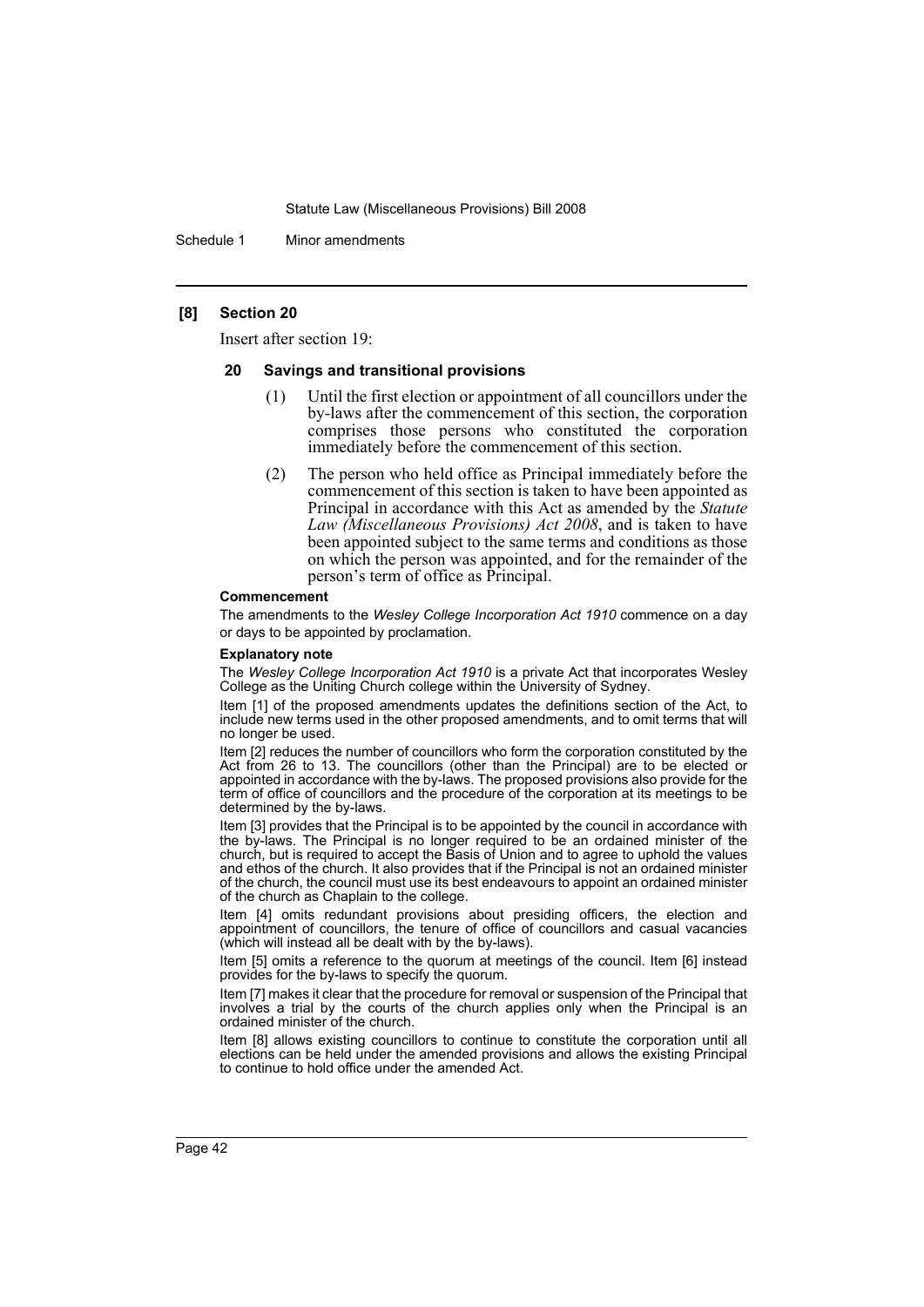### [8] Section 20

Insert after section 19:

#### 20 Savings and transitional provisions

(1) Until the first election or appointment of all councillors under the by-laws after the commencement of this section, the corporation comprises those persons who constituted the corporation immediately before the commencement of this section.

(2) The person who held office as Principal immediately before the commencement of this section is taken to have been appointed as Principal in accordance with this Act as amended by the *Statute Law (Miscellaneous Provisions) Act 2008*, and is taken to have been appointed subject to the same terms and conditions as those on which the person was appointed, and for the remainder of the person's term of office as Principal.

**Commencement**

The amendments to the *Wesley College Incorporation Act 1910* commence on a day or days to be appointed by proclamation.

**Explanatory note**

The *Wesley College Incorporation Act 1910* is a private Act that incorporates Wesley College as the Uniting Church college within the University of Sydney.

Item [1] of the proposed amendments updates the definitions section of the Act, to include new terms used in the other proposed amendments, and to omit terms that will no longer be used.

Item [2] reduces the number of councillors who form the corporation constituted by the Act from 26 to 13. The councillors (other than the Principal) are to be elected or appointed in accordance with the by-laws. The proposed provisions also provide for the term of office of councillors and the procedure of the corporation at its meetings to be determined by the by-laws.

Item [3] provides that the Principal is to be appointed by the council in accordance with the by-laws. The Principal is no longer required to be an ordained minister of the church, but is required to accept the Basis of Union and to agree to uphold the values and ethos of the church. It also provides that if the Principal is not an ordained minister of the church, the council must use its best endeavours to appoint an ordained minister of the church as Chaplain to the college.

Item [4] omits redundant provisions about presiding officers, the election and appointment of councillors, the tenure of office of councillors and casual vacancies (which will instead all be dealt with by the by-laws).

Item [5] omits a reference to the quorum at meetings of the council. Item [6] instead provides for the by-laws to specify the quorum.

Item [7] makes it clear that the procedure for removal or suspension of the Principal that involves a trial by the courts of the church applies only when the Principal is an ordained minister of the church.

Item [8] allows existing councillors to continue to constitute the corporation until all elections can be held under the amended provisions and allows the existing Principal to continue to hold office under the amended Act.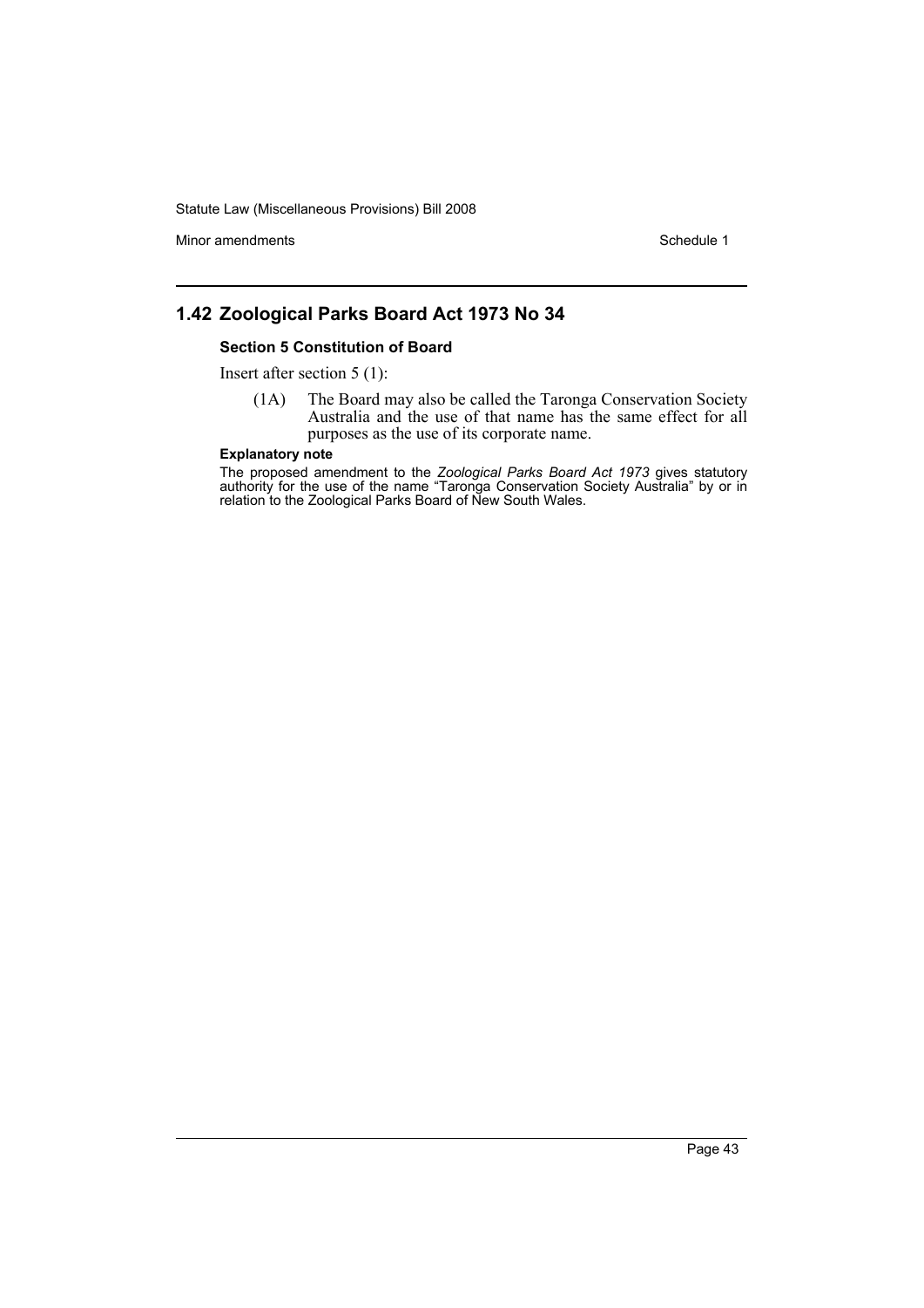## 1.42 Zoological Parks Board Act 1973 No 34

### Section 5 Constitution of Board

Insert after section 5 (1):

> (1A) The Board may also be called the Taronga Conservation Society Australia and the use of that name has the same effect for all purposes as the use of its corporate name.

**Explanatory note**

The proposed amendment to the *Zoological Parks Board Act 1973* gives statutory authority for the use of the name "Taronga Conservation Society Australia" by or in relation to the Zoological Parks Board of New South Wales.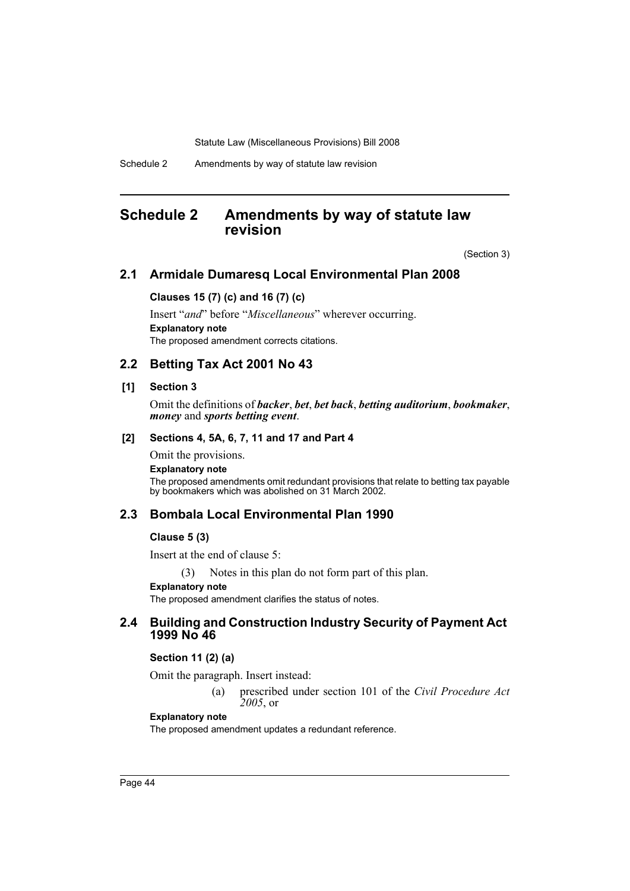# Schedule 2 Amendments by way of statute law revision

(Section 3)

## 2.1 Armidale Dumaresq Local Environmental Plan 2008

### Clauses 15 (7) (c) and 16 (7) (c)

Insert "*and*" before "*Miscellaneous*" wherever occurring.

**Explanatory note**

The proposed amendment corrects citations.

## 2.2 Betting Tax Act 2001 No 43

### [1] Section 3

Omit the definitions of ***backer***, ***bet***, ***bet back***, ***betting auditorium***, ***bookmaker***, ***money*** and ***sports betting event***.

### [2] Sections 4, 5A, 6, 7, 11 and 17 and Part 4

Omit the provisions.

**Explanatory note**

The proposed amendments omit redundant provisions that relate to betting tax payable by bookmakers which was abolished on 31 March 2002.

## 2.3 Bombala Local Environmental Plan 1990

### Clause 5 (3)

Insert at the end of clause 5:

(3) Notes in this plan do not form part of this plan.

**Explanatory note**

The proposed amendment clarifies the status of notes.

## 2.4 Building and Construction Industry Security of Payment Act 1999 No 46

### Section 11 (2) (a)

Omit the paragraph. Insert instead:

(a) prescribed under section 101 of the *Civil Procedure Act 2005*, or

**Explanatory note**

The proposed amendment updates a redundant reference.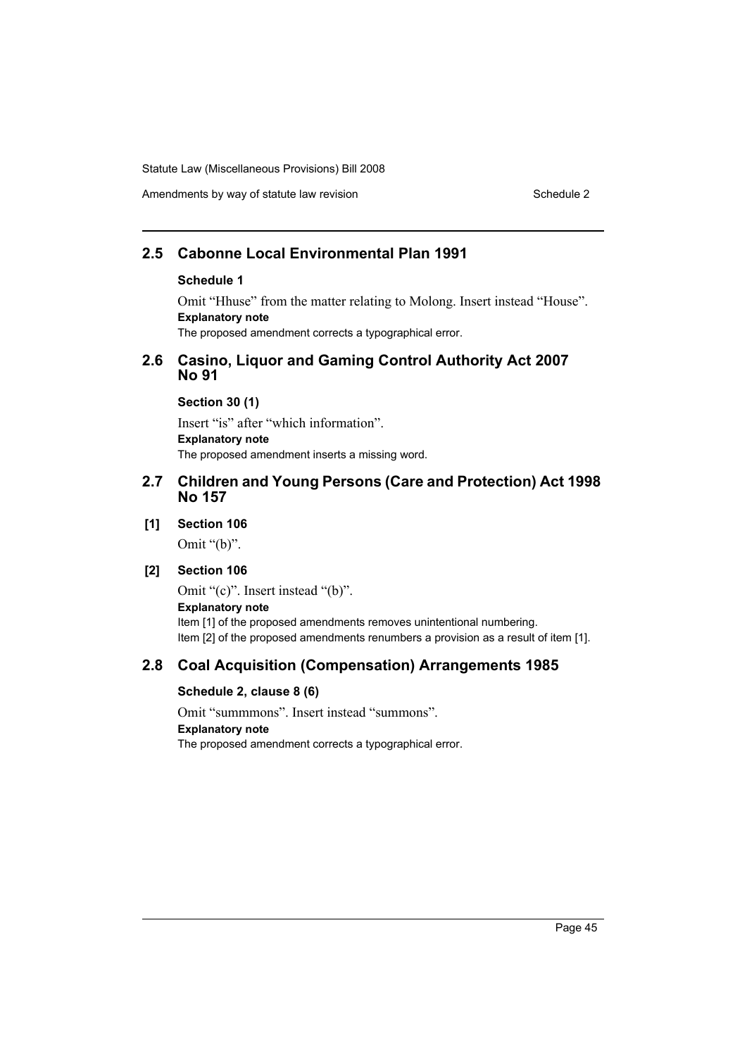## 2.5 Cabonne Local Environmental Plan 1991

### Schedule 1

Omit "Hhuse" from the matter relating to Molong. Insert instead "House".

**Explanatory note**

The proposed amendment corrects a typographical error.

## 2.6 Casino, Liquor and Gaming Control Authority Act 2007 No 91

### Section 30 (1)

Insert "is" after "which information".

**Explanatory note**

The proposed amendment inserts a missing word.

## 2.7 Children and Young Persons (Care and Protection) Act 1998 No 157

### [1] Section 106

Omit "(b)".

### [2] Section 106

Omit "(c)". Insert instead "(b)".

**Explanatory note**

Item [1] of the proposed amendments removes unintentional numbering.

Item [2] of the proposed amendments renumbers a provision as a result of item [1].

## 2.8 Coal Acquisition (Compensation) Arrangements 1985

### Schedule 2, clause 8 (6)

Omit "summmons". Insert instead "summons".

**Explanatory note**

The proposed amendment corrects a typographical error.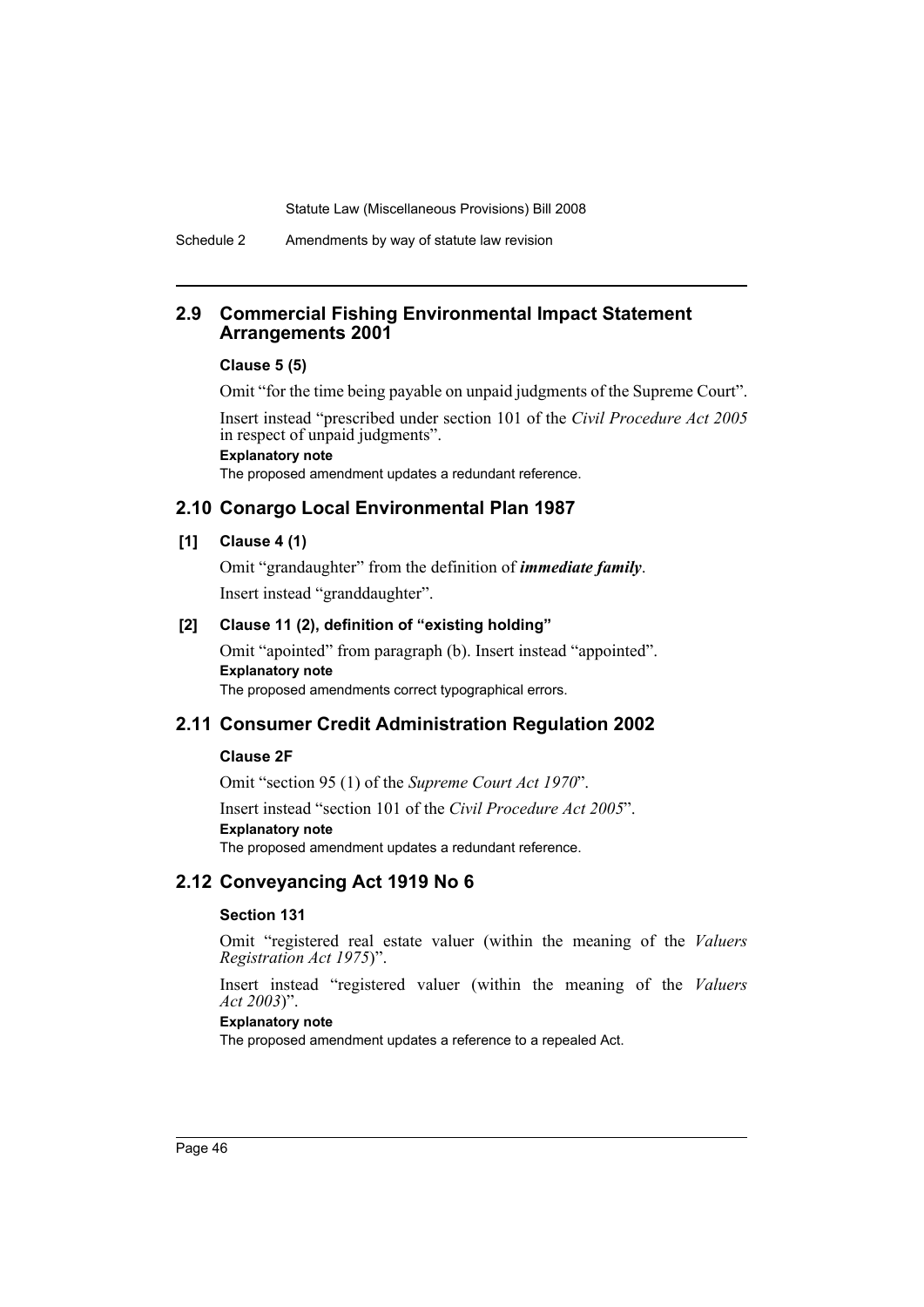## 2.9 Commercial Fishing Environmental Impact Statement Arrangements 2001

**Clause 5 (5)**

Omit "for the time being payable on unpaid judgments of the Supreme Court".

Insert instead "prescribed under section 101 of the *Civil Procedure Act 2005* in respect of unpaid judgments".

**Explanatory note**

The proposed amendment updates a redundant reference.

## 2.10 Conargo Local Environmental Plan 1987

**[1] Clause 4 (1)**

Omit "grandaughter" from the definition of ***immediate family***.

Insert instead "granddaughter".

**[2] Clause 11 (2), definition of "existing holding"**

Omit "apointed" from paragraph (b). Insert instead "appointed".

**Explanatory note**

The proposed amendments correct typographical errors.

## 2.11 Consumer Credit Administration Regulation 2002

**Clause 2F**

Omit "section 95 (1) of the *Supreme Court Act 1970*".

Insert instead "section 101 of the *Civil Procedure Act 2005*".

**Explanatory note**

The proposed amendment updates a redundant reference.

## 2.12 Conveyancing Act 1919 No 6

**Section 131**

Omit "registered real estate valuer (within the meaning of the *Valuers Registration Act 1975*)".

Insert instead "registered valuer (within the meaning of the *Valuers Act 2003*)".

**Explanatory note**

The proposed amendment updates a reference to a repealed Act.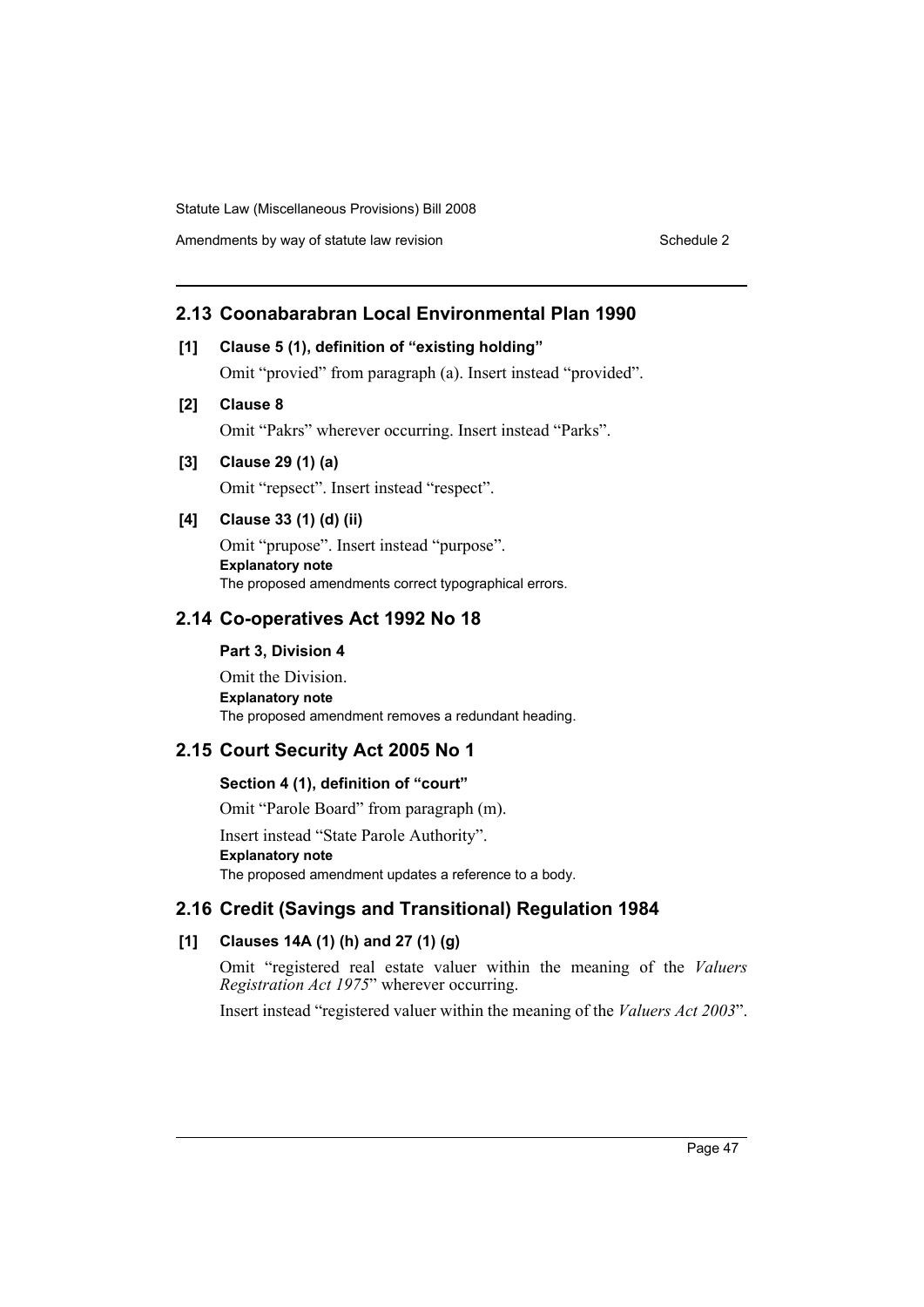## 2.13 Coonabarabran Local Environmental Plan 1990

**[1] Clause 5 (1), definition of "existing holding"**

Omit "provied" from paragraph (a). Insert instead "provided".

**[2] Clause 8**

Omit "Pakrs" wherever occurring. Insert instead "Parks".

**[3] Clause 29 (1) (a)**

Omit "repsect". Insert instead "respect".

**[4] Clause 33 (1) (d) (ii)**

Omit "prupose". Insert instead "purpose".

**Explanatory note**

The proposed amendments correct typographical errors.

## 2.14 Co-operatives Act 1992 No 18

**Part 3, Division 4**

Omit the Division.

**Explanatory note**

The proposed amendment removes a redundant heading.

## 2.15 Court Security Act 2005 No 1

**Section 4 (1), definition of "court"**

Omit "Parole Board" from paragraph (m).

Insert instead "State Parole Authority".

**Explanatory note**

The proposed amendment updates a reference to a body.

## 2.16 Credit (Savings and Transitional) Regulation 1984

**[1] Clauses 14A (1) (h) and 27 (1) (g)**

Omit "registered real estate valuer within the meaning of the *Valuers Registration Act 1975*" wherever occurring.

Insert instead "registered valuer within the meaning of the *Valuers Act 2003*".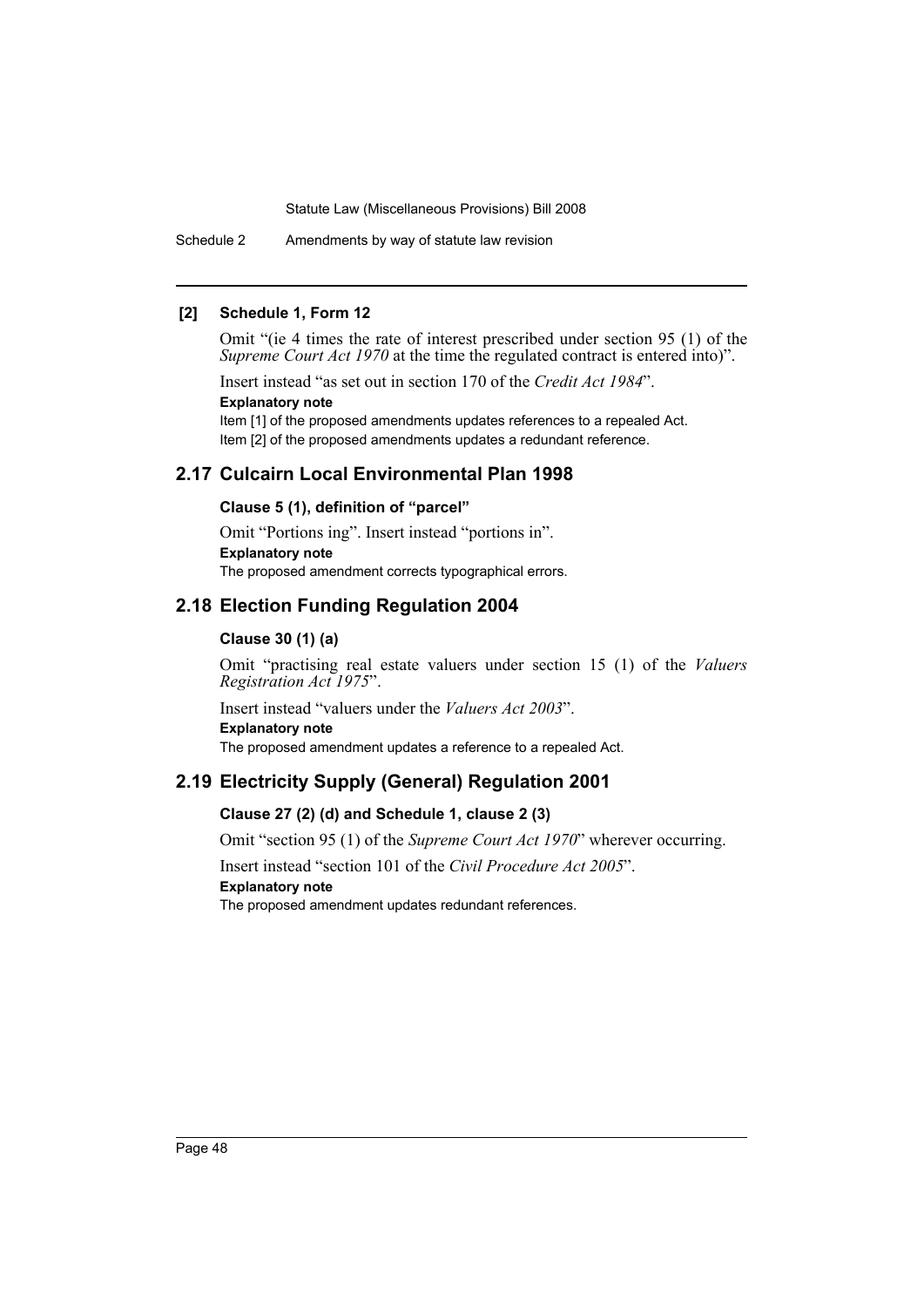**[2] Schedule 1, Form 12**

Omit "(ie 4 times the rate of interest prescribed under section 95 (1) of the *Supreme Court Act 1970* at the time the regulated contract is entered into)".

Insert instead "as set out in section 170 of the *Credit Act 1984*".

**Explanatory note**

Item [1] of the proposed amendments updates references to a repealed Act.

Item [2] of the proposed amendments updates a redundant reference.

## 2.17 Culcairn Local Environmental Plan 1998

**Clause 5 (1), definition of "parcel"**

Omit "Portions ing". Insert instead "portions in".

**Explanatory note**

The proposed amendment corrects typographical errors.

## 2.18 Election Funding Regulation 2004

**Clause 30 (1) (a)**

Omit "practising real estate valuers under section 15 (1) of the *Valuers Registration Act 1975*".

Insert instead "valuers under the *Valuers Act 2003*".

**Explanatory note**

The proposed amendment updates a reference to a repealed Act.

## 2.19 Electricity Supply (General) Regulation 2001

**Clause 27 (2) (d) and Schedule 1, clause 2 (3)**

Omit "section 95 (1) of the *Supreme Court Act 1970*" wherever occurring.

Insert instead "section 101 of the *Civil Procedure Act 2005*".

**Explanatory note**

The proposed amendment updates redundant references.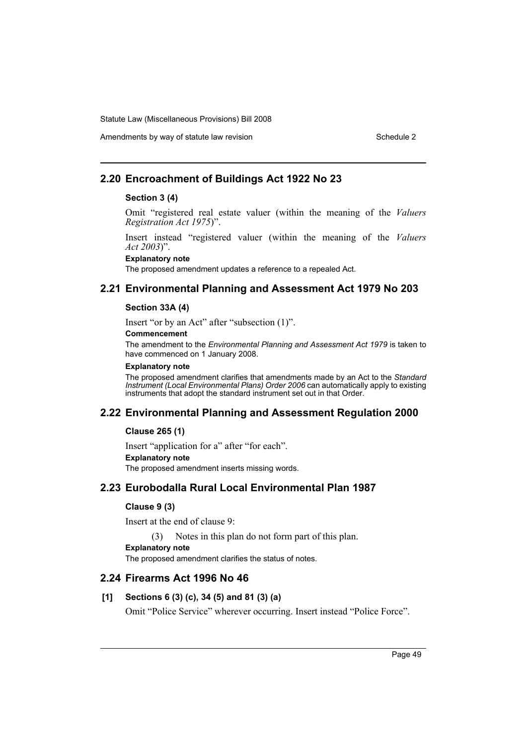## 2.20 Encroachment of Buildings Act 1922 No 23

### Section 3 (4)

Omit "registered real estate valuer (within the meaning of the *Valuers Registration Act 1975*)".

Insert instead "registered valuer (within the meaning of the *Valuers Act 2003*)".

**Explanatory note**

The proposed amendment updates a reference to a repealed Act.

## 2.21 Environmental Planning and Assessment Act 1979 No 203

### Section 33A (4)

Insert "or by an Act" after "subsection (1)".

**Commencement**

The amendment to the *Environmental Planning and Assessment Act 1979* is taken to have commenced on 1 January 2008.

**Explanatory note**

The proposed amendment clarifies that amendments made by an Act to the *Standard Instrument (Local Environmental Plans) Order 2006* can automatically apply to existing instruments that adopt the standard instrument set out in that Order.

## 2.22 Environmental Planning and Assessment Regulation 2000

### Clause 265 (1)

Insert "application for a" after "for each".

**Explanatory note**

The proposed amendment inserts missing words.

## 2.23 Eurobodalla Rural Local Environmental Plan 1987

### Clause 9 (3)

Insert at the end of clause 9:

(3) Notes in this plan do not form part of this plan.

**Explanatory note**

The proposed amendment clarifies the status of notes.

## 2.24 Firearms Act 1996 No 46

### [1] Sections 6 (3) (c), 34 (5) and 81 (3) (a)

Omit "Police Service" wherever occurring. Insert instead "Police Force".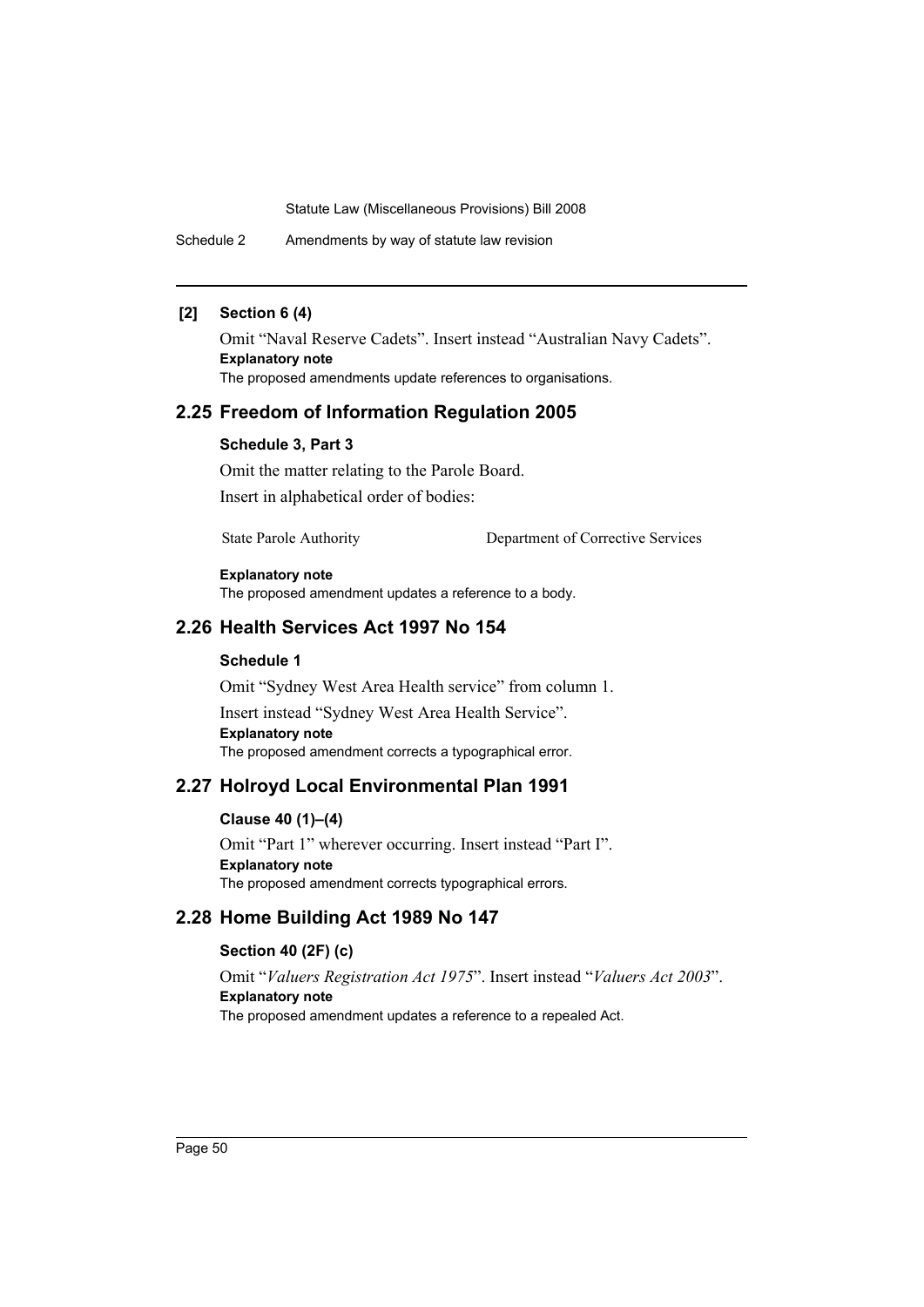**[2] Section 6 (4)**

Omit "Naval Reserve Cadets". Insert instead "Australian Navy Cadets".

**Explanatory note**

The proposed amendments update references to organisations.

## 2.25 Freedom of Information Regulation 2005

**Schedule 3, Part 3**

Omit the matter relating to the Parole Board.

Insert in alphabetical order of bodies:

| State Parole Authority | Department of Corrective Services |
|---|---|

**Explanatory note**

The proposed amendment updates a reference to a body.

## 2.26 Health Services Act 1997 No 154

**Schedule 1**

Omit "Sydney West Area Health service" from column 1.

Insert instead "Sydney West Area Health Service".

**Explanatory note**

The proposed amendment corrects a typographical error.

## 2.27 Holroyd Local Environmental Plan 1991

**Clause 40 (1)–(4)**

Omit "Part 1" wherever occurring. Insert instead "Part I".

**Explanatory note**

The proposed amendment corrects typographical errors.

## 2.28 Home Building Act 1989 No 147

**Section 40 (2F) (c)**

Omit "*Valuers Registration Act 1975*". Insert instead "*Valuers Act 2003*".

**Explanatory note**

The proposed amendment updates a reference to a repealed Act.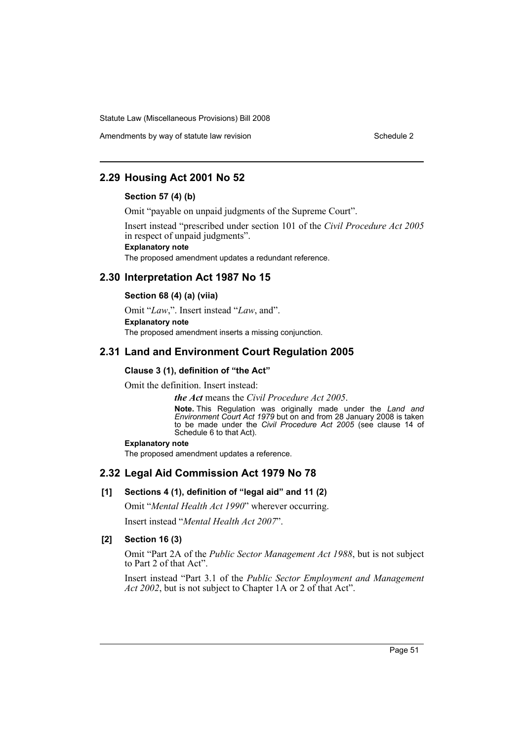## 2.29 Housing Act 2001 No 52

### Section 57 (4) (b)

Omit "payable on unpaid judgments of the Supreme Court".

Insert instead "prescribed under section 101 of the *Civil Procedure Act 2005* in respect of unpaid judgments".

**Explanatory note**

The proposed amendment updates a redundant reference.

## 2.30 Interpretation Act 1987 No 15

### Section 68 (4) (a) (viia)

Omit "*Law*,". Insert instead "*Law*, and".

**Explanatory note**

The proposed amendment inserts a missing conjunction.

## 2.31 Land and Environment Court Regulation 2005

### Clause 3 (1), definition of "the Act"

Omit the definition. Insert instead:

> ***the Act*** means the *Civil Procedure Act 2005*.
>
> **Note.** This Regulation was originally made under the *Land and Environment Court Act 1979* but on and from 28 January 2008 is taken to be made under the *Civil Procedure Act 2005* (see clause 14 of Schedule 6 to that Act).

**Explanatory note**

The proposed amendment updates a reference.

## 2.32 Legal Aid Commission Act 1979 No 78

### [1] Sections 4 (1), definition of "legal aid" and 11 (2)

Omit "*Mental Health Act 1990*" wherever occurring.

Insert instead "*Mental Health Act 2007*".

### [2] Section 16 (3)

Omit "Part 2A of the *Public Sector Management Act 1988*, but is not subject to Part 2 of that Act".

Insert instead "Part 3.1 of the *Public Sector Employment and Management Act 2002*, but is not subject to Chapter 1A or 2 of that Act".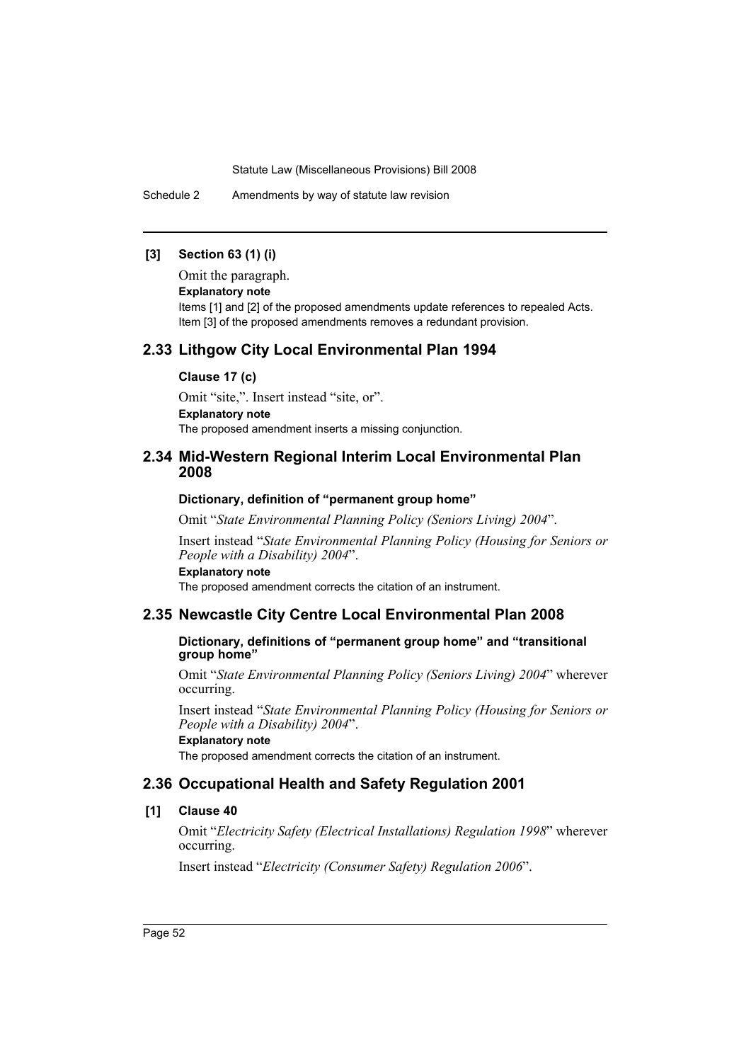#### [3] Section 63 (1) (i)

Omit the paragraph.

**Explanatory note**

Items [1] and [2] of the proposed amendments update references to repealed Acts. Item [3] of the proposed amendments removes a redundant provision.

## 2.33 Lithgow City Local Environmental Plan 1994

#### Clause 17 (c)

Omit "site,". Insert instead "site, or".

**Explanatory note**

The proposed amendment inserts a missing conjunction.

## 2.34 Mid-Western Regional Interim Local Environmental Plan 2008

#### Dictionary, definition of "permanent group home"

Omit "*State Environmental Planning Policy (Seniors Living) 2004*".

Insert instead "*State Environmental Planning Policy (Housing for Seniors or People with a Disability) 2004*".

**Explanatory note**

The proposed amendment corrects the citation of an instrument.

## 2.35 Newcastle City Centre Local Environmental Plan 2008

#### Dictionary, definitions of "permanent group home" and "transitional group home"

Omit "*State Environmental Planning Policy (Seniors Living) 2004*" wherever occurring.

Insert instead "*State Environmental Planning Policy (Housing for Seniors or People with a Disability) 2004*".

**Explanatory note**

The proposed amendment corrects the citation of an instrument.

## 2.36 Occupational Health and Safety Regulation 2001

#### [1] Clause 40

Omit "*Electricity Safety (Electrical Installations) Regulation 1998*" wherever occurring.

Insert instead "*Electricity (Consumer Safety) Regulation 2006*".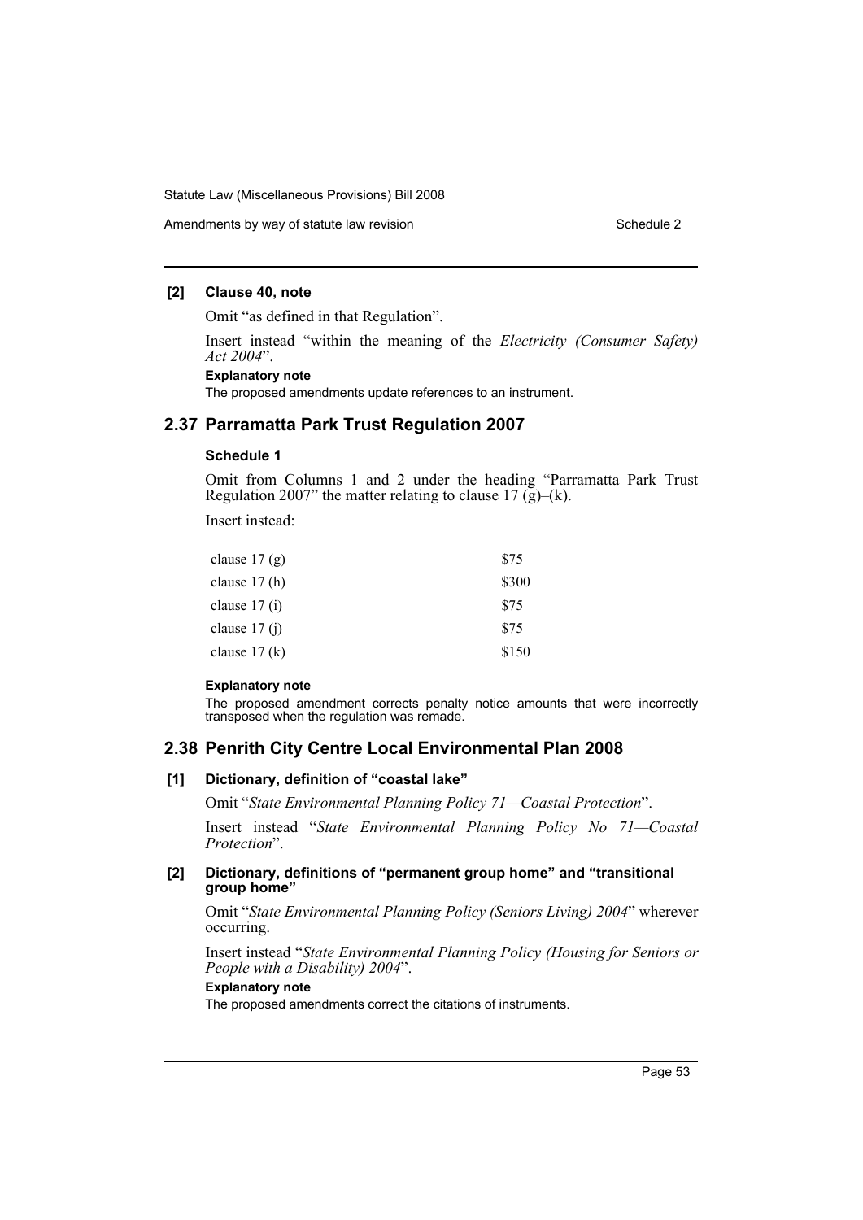**[2] Clause 40, note**

Omit "as defined in that Regulation".

Insert instead "within the meaning of the *Electricity (Consumer Safety) Act 2004*".

**Explanatory note**

The proposed amendments update references to an instrument.

## 2.37 Parramatta Park Trust Regulation 2007

### Schedule 1

Omit from Columns 1 and 2 under the heading "Parramatta Park Trust Regulation 2007" the matter relating to clause 17 (g)–(k).

Insert instead:

| | |
|---|---|
| clause 17 (g) | $75 |
| clause 17 (h) | $300 |
| clause 17 (i) | $75 |
| clause 17 (j) | $75 |
| clause 17 (k) | $150 |

**Explanatory note**

The proposed amendment corrects penalty notice amounts that were incorrectly transposed when the regulation was remade.

## 2.38 Penrith City Centre Local Environmental Plan 2008

**[1] Dictionary, definition of "coastal lake"**

Omit "*State Environmental Planning Policy 71—Coastal Protection*".

Insert instead "*State Environmental Planning Policy No 71—Coastal Protection*".

**[2] Dictionary, definitions of "permanent group home" and "transitional group home"**

Omit "*State Environmental Planning Policy (Seniors Living) 2004*" wherever occurring.

Insert instead "*State Environmental Planning Policy (Housing for Seniors or People with a Disability) 2004*".

**Explanatory note**

The proposed amendments correct the citations of instruments.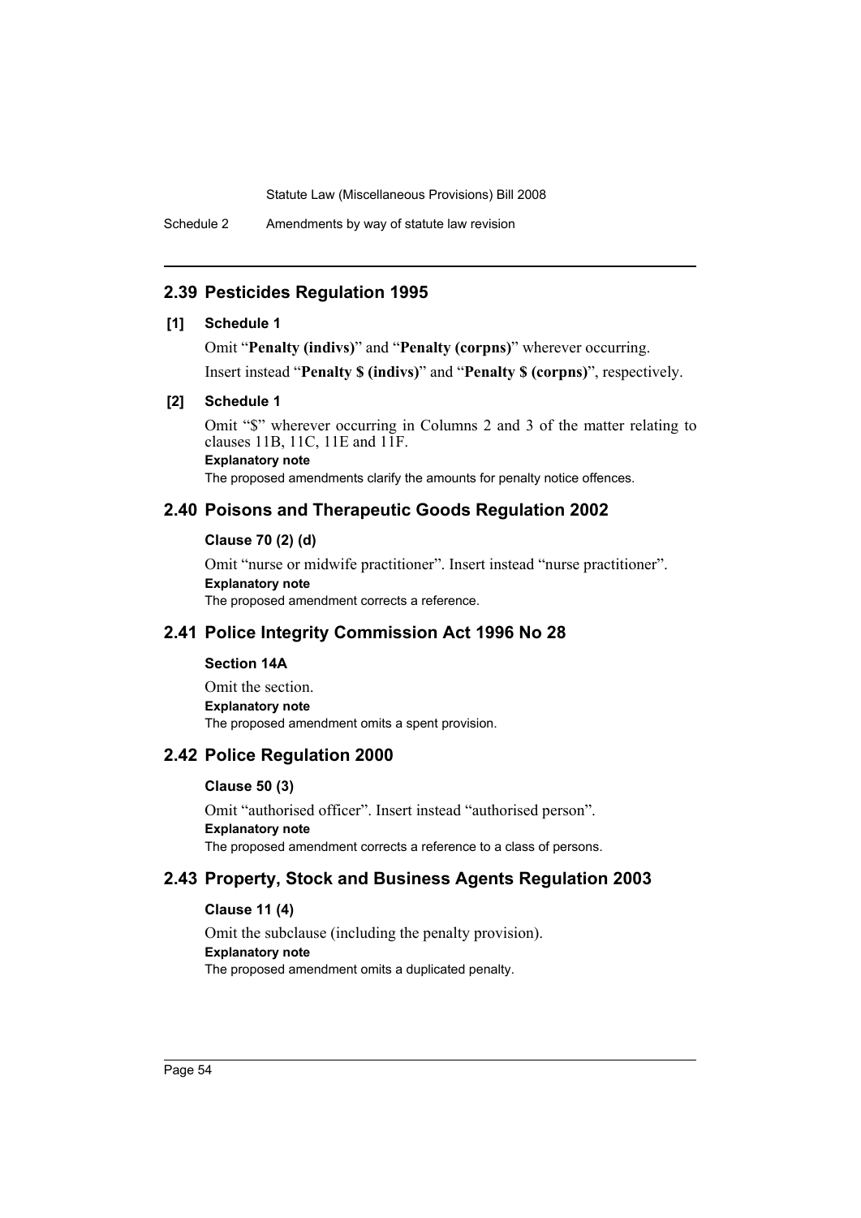## 2.39 Pesticides Regulation 1995

### [1] Schedule 1

Omit "**Penalty (indivs)**" and "**Penalty (corpns)**" wherever occurring.

Insert instead "**Penalty $ (indivs)**" and "**Penalty $ (corpns)**", respectively.

### [2] Schedule 1

Omit "$" wherever occurring in Columns 2 and 3 of the matter relating to clauses 11B, 11C, 11E and 11F.

**Explanatory note**

The proposed amendments clarify the amounts for penalty notice offences.

## 2.40 Poisons and Therapeutic Goods Regulation 2002

### Clause 70 (2) (d)

Omit "nurse or midwife practitioner". Insert instead "nurse practitioner".

**Explanatory note**

The proposed amendment corrects a reference.

## 2.41 Police Integrity Commission Act 1996 No 28

### Section 14A

Omit the section.

**Explanatory note**

The proposed amendment omits a spent provision.

## 2.42 Police Regulation 2000

### Clause 50 (3)

Omit "authorised officer". Insert instead "authorised person".

**Explanatory note**

The proposed amendment corrects a reference to a class of persons.

## 2.43 Property, Stock and Business Agents Regulation 2003

### Clause 11 (4)

Omit the subclause (including the penalty provision).

**Explanatory note**

The proposed amendment omits a duplicated penalty.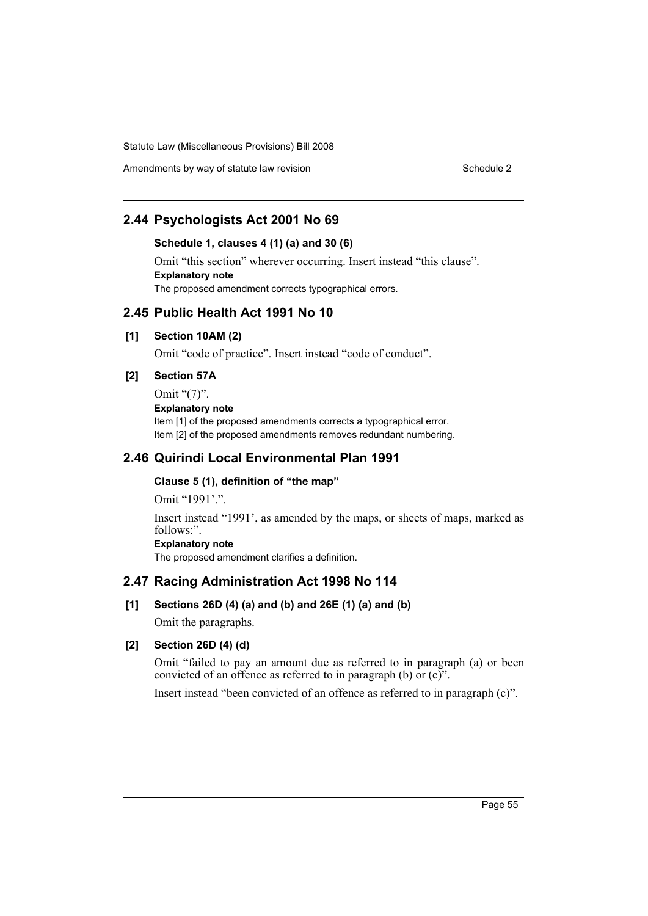## 2.44 Psychologists Act 2001 No 69

### Schedule 1, clauses 4 (1) (a) and 30 (6)

Omit "this section" wherever occurring. Insert instead "this clause".

**Explanatory note**

The proposed amendment corrects typographical errors.

## 2.45 Public Health Act 1991 No 10

### [1] Section 10AM (2)

Omit "code of practice". Insert instead "code of conduct".

### [2] Section 57A

Omit "(7)".

**Explanatory note**

Item [1] of the proposed amendments corrects a typographical error.

Item [2] of the proposed amendments removes redundant numbering.

## 2.46 Quirindi Local Environmental Plan 1991

### Clause 5 (1), definition of "the map"

Omit "1991'.".

Insert instead "1991', as amended by the maps, or sheets of maps, marked as follows:".

**Explanatory note**

The proposed amendment clarifies a definition.

## 2.47 Racing Administration Act 1998 No 114

### [1] Sections 26D (4) (a) and (b) and 26E (1) (a) and (b)

Omit the paragraphs.

### [2] Section 26D (4) (d)

Omit "failed to pay an amount due as referred to in paragraph (a) or been convicted of an offence as referred to in paragraph (b) or (c)".

Insert instead "been convicted of an offence as referred to in paragraph (c)".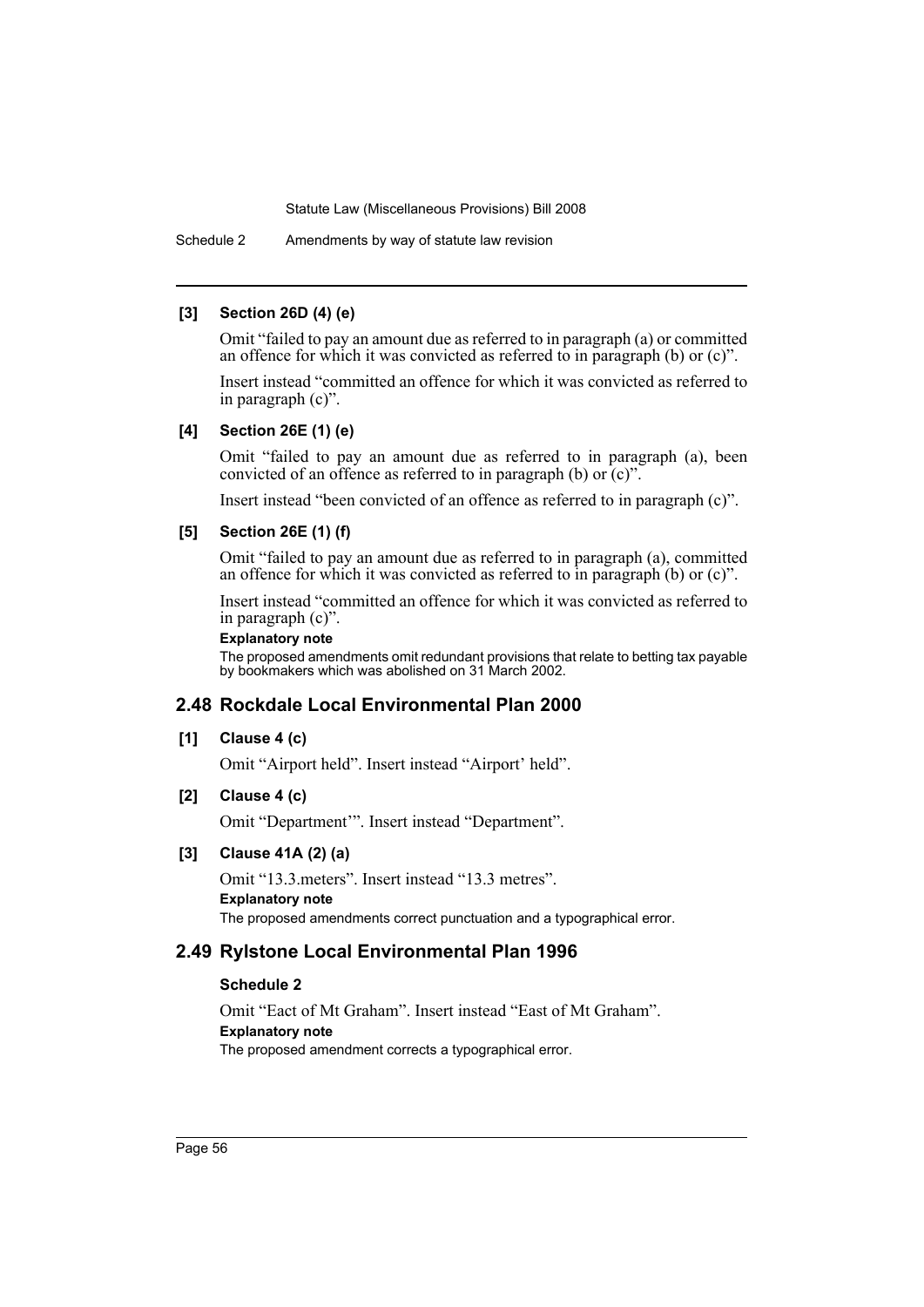**[3] Section 26D (4) (e)**

Omit "failed to pay an amount due as referred to in paragraph (a) or committed an offence for which it was convicted as referred to in paragraph (b) or (c)".

Insert instead "committed an offence for which it was convicted as referred to in paragraph (c)".

**[4] Section 26E (1) (e)**

Omit "failed to pay an amount due as referred to in paragraph (a), been convicted of an offence as referred to in paragraph (b) or (c)".

Insert instead "been convicted of an offence as referred to in paragraph (c)".

**[5] Section 26E (1) (f)**

Omit "failed to pay an amount due as referred to in paragraph (a), committed an offence for which it was convicted as referred to in paragraph (b) or (c)".

Insert instead "committed an offence for which it was convicted as referred to in paragraph (c)".

**Explanatory note**

The proposed amendments omit redundant provisions that relate to betting tax payable by bookmakers which was abolished on 31 March 2002.

## 2.48 Rockdale Local Environmental Plan 2000

**[1] Clause 4 (c)**

Omit "Airport held". Insert instead "Airport' held".

**[2] Clause 4 (c)**

Omit "Department'". Insert instead "Department".

**[3] Clause 41A (2) (a)**

Omit "13.3.meters". Insert instead "13.3 metres".

**Explanatory note**

The proposed amendments correct punctuation and a typographical error.

## 2.49 Rylstone Local Environmental Plan 1996

**Schedule 2**

Omit "Eact of Mt Graham". Insert instead "East of Mt Graham".

**Explanatory note**

The proposed amendment corrects a typographical error.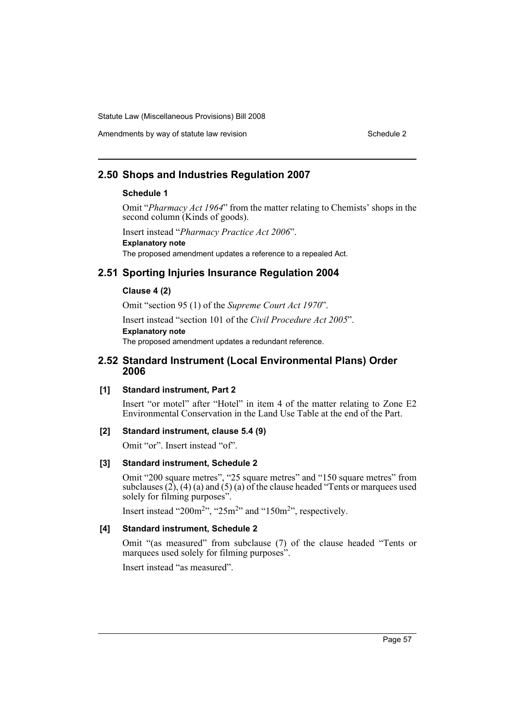## 2.50 Shops and Industries Regulation 2007

### Schedule 1

Omit "*Pharmacy Act 1964*" from the matter relating to Chemists' shops in the second column (Kinds of goods).

Insert instead "*Pharmacy Practice Act 2006*".

**Explanatory note**

The proposed amendment updates a reference to a repealed Act.

## 2.51 Sporting Injuries Insurance Regulation 2004

### Clause 4 (2)

Omit "section 95 (1) of the *Supreme Court Act 1970*".

Insert instead "section 101 of the *Civil Procedure Act 2005*".

**Explanatory note**

The proposed amendment updates a redundant reference.

## 2.52 Standard Instrument (Local Environmental Plans) Order 2006

### [1] Standard instrument, Part 2

Insert "or motel" after "Hotel" in item 4 of the matter relating to Zone E2 Environmental Conservation in the Land Use Table at the end of the Part.

### [2] Standard instrument, clause 5.4 (9)

Omit "or". Insert instead "of".

### [3] Standard instrument, Schedule 2

Omit "200 square metres", "25 square metres" and "150 square metres" from subclauses (2), (4) (a) and (5) (a) of the clause headed "Tents or marquees used solely for filming purposes".

Insert instead "$200m^2$", "$25m^2$" and "$150m^2$", respectively.

### [4] Standard instrument, Schedule 2

Omit "(as measured" from subclause (7) of the clause headed "Tents or marquees used solely for filming purposes".

Insert instead "as measured".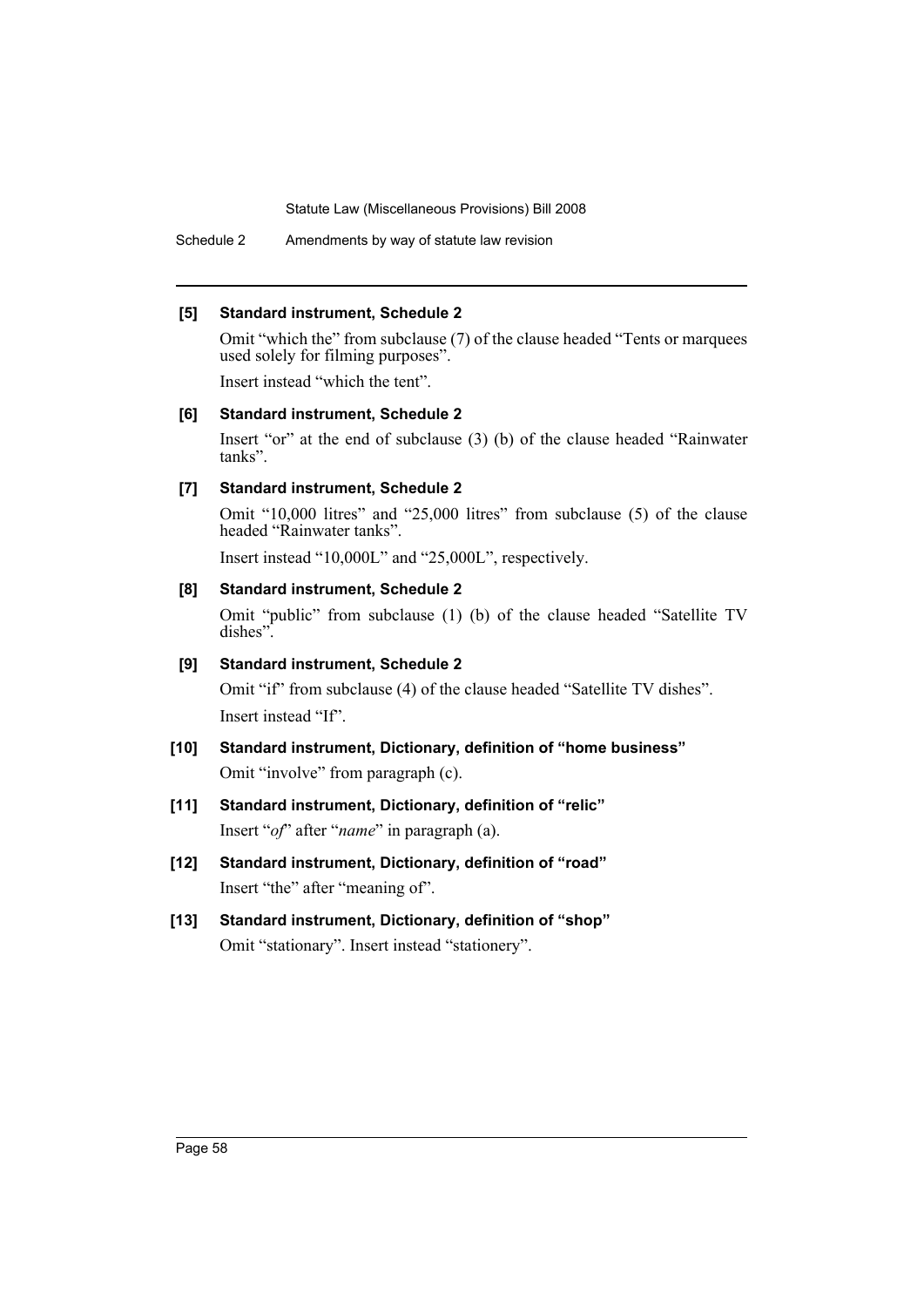**[5] Standard instrument, Schedule 2**

Omit "which the" from subclause (7) of the clause headed "Tents or marquees used solely for filming purposes".

Insert instead "which the tent".

**[6] Standard instrument, Schedule 2**

Insert "or" at the end of subclause (3) (b) of the clause headed "Rainwater tanks".

**[7] Standard instrument, Schedule 2**

Omit "10,000 litres" and "25,000 litres" from subclause (5) of the clause headed "Rainwater tanks".

Insert instead "10,000L" and "25,000L", respectively.

**[8] Standard instrument, Schedule 2**

Omit "public" from subclause (1) (b) of the clause headed "Satellite TV dishes".

**[9] Standard instrument, Schedule 2**

Omit "if" from subclause (4) of the clause headed "Satellite TV dishes".

Insert instead "If".

**[10] Standard instrument, Dictionary, definition of "home business"**

Omit "involve" from paragraph (c).

**[11] Standard instrument, Dictionary, definition of "relic"**

Insert "*of*" after "*name*" in paragraph (a).

**[12] Standard instrument, Dictionary, definition of "road"**

Insert "the" after "meaning of".

**[13] Standard instrument, Dictionary, definition of "shop"**

Omit "stationary". Insert instead "stationery".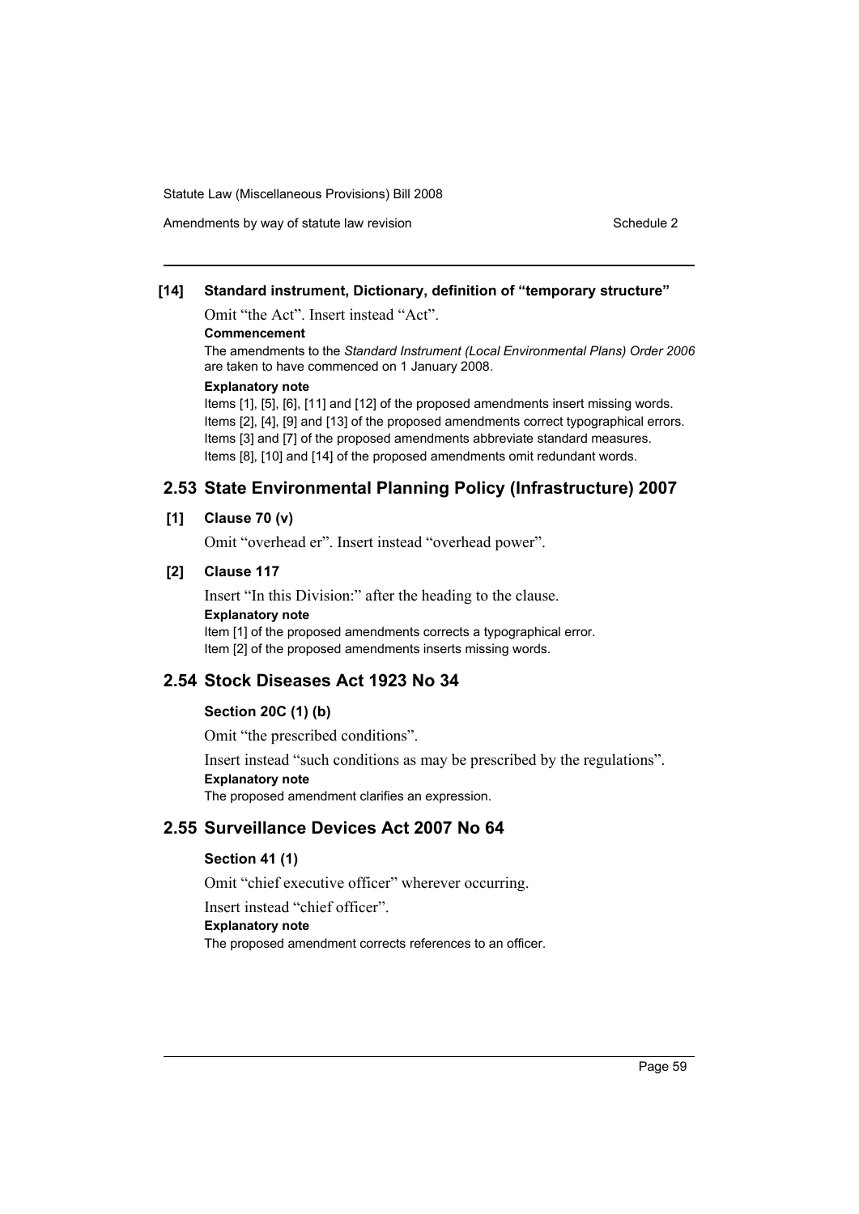**[14] Standard instrument, Dictionary, definition of "temporary structure"**

Omit "the Act". Insert instead "Act".

**Commencement**

The amendments to the *Standard Instrument (Local Environmental Plans) Order 2006* are taken to have commenced on 1 January 2008.

**Explanatory note**

Items [1], [5], [6], [11] and [12] of the proposed amendments insert missing words.
Items [2], [4], [9] and [13] of the proposed amendments correct typographical errors.
Items [3] and [7] of the proposed amendments abbreviate standard measures.
Items [8], [10] and [14] of the proposed amendments omit redundant words.

## 2.53 State Environmental Planning Policy (Infrastructure) 2007

**[1] Clause 70 (v)**

Omit "overhead er". Insert instead "overhead power".

**[2] Clause 117**

Insert "In this Division:" after the heading to the clause.

**Explanatory note**

Item [1] of the proposed amendments corrects a typographical error.
Item [2] of the proposed amendments inserts missing words.

## 2.54 Stock Diseases Act 1923 No 34

**Section 20C (1) (b)**

Omit "the prescribed conditions".

Insert instead "such conditions as may be prescribed by the regulations".

**Explanatory note**

The proposed amendment clarifies an expression.

## 2.55 Surveillance Devices Act 2007 No 64

**Section 41 (1)**

Omit "chief executive officer" wherever occurring.

Insert instead "chief officer".

**Explanatory note**

The proposed amendment corrects references to an officer.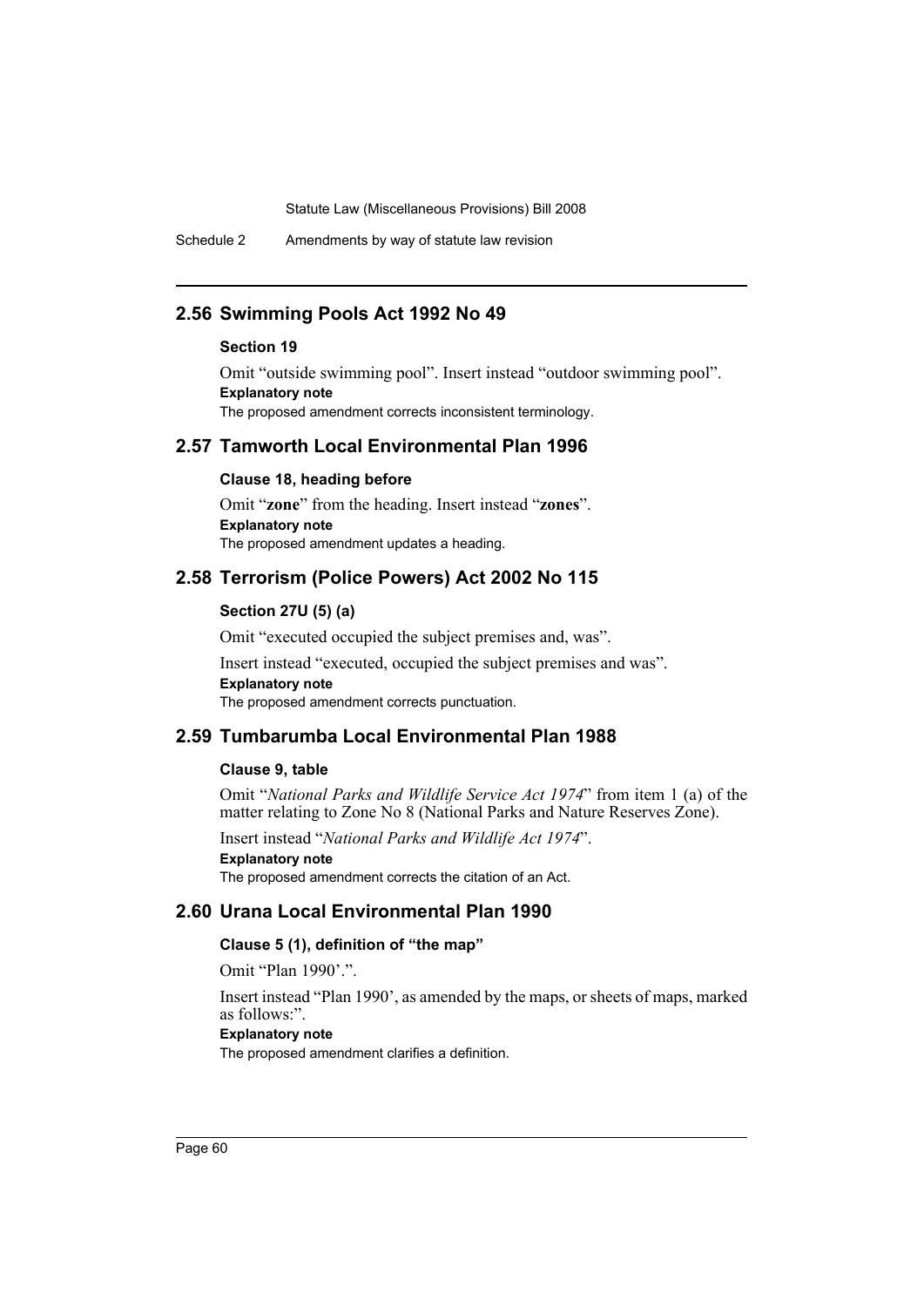## 2.56 Swimming Pools Act 1992 No 49

### Section 19

Omit "outside swimming pool". Insert instead "outdoor swimming pool".

**Explanatory note**

The proposed amendment corrects inconsistent terminology.

## 2.57 Tamworth Local Environmental Plan 1996

### Clause 18, heading before

Omit "**zone**" from the heading. Insert instead "**zones**".

**Explanatory note**

The proposed amendment updates a heading.

## 2.58 Terrorism (Police Powers) Act 2002 No 115

### Section 27U (5) (a)

Omit "executed occupied the subject premises and, was".

Insert instead "executed, occupied the subject premises and was".

**Explanatory note**

The proposed amendment corrects punctuation.

## 2.59 Tumbarumba Local Environmental Plan 1988

### Clause 9, table

Omit "*National Parks and Wildlife Service Act 1974*" from item 1 (a) of the matter relating to Zone No 8 (National Parks and Nature Reserves Zone).

Insert instead "*National Parks and Wildlife Act 1974*".

**Explanatory note**

The proposed amendment corrects the citation of an Act.

## 2.60 Urana Local Environmental Plan 1990

### Clause 5 (1), definition of "the map"

Omit "Plan 1990'.".

Insert instead "Plan 1990', as amended by the maps, or sheets of maps, marked as follows:".

**Explanatory note**

The proposed amendment clarifies a definition.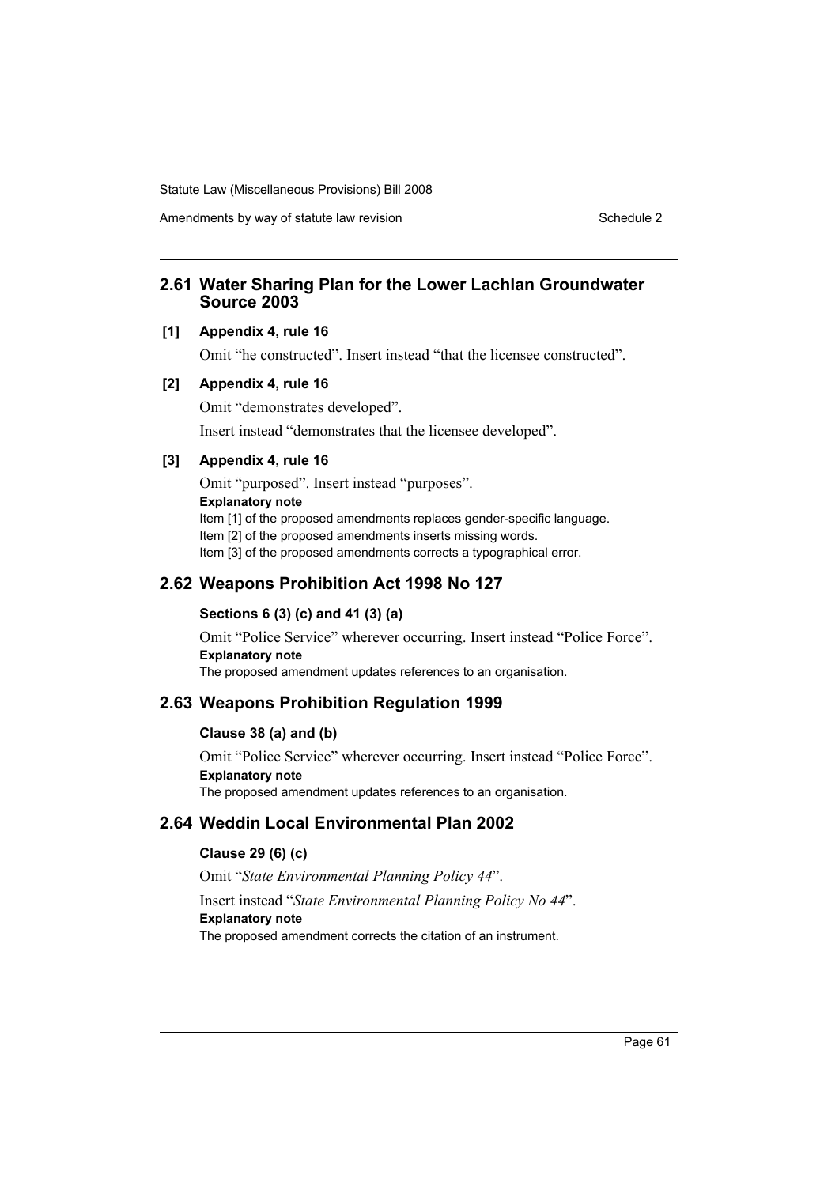## 2.61 Water Sharing Plan for the Lower Lachlan Groundwater Source 2003

### [1] Appendix 4, rule 16

Omit "he constructed". Insert instead "that the licensee constructed".

### [2] Appendix 4, rule 16

Omit "demonstrates developed".

Insert instead "demonstrates that the licensee developed".

### [3] Appendix 4, rule 16

Omit "purposed". Insert instead "purposes".

**Explanatory note**

Item [1] of the proposed amendments replaces gender-specific language.
Item [2] of the proposed amendments inserts missing words.
Item [3] of the proposed amendments corrects a typographical error.

## 2.62 Weapons Prohibition Act 1998 No 127

### Sections 6 (3) (c) and 41 (3) (a)

Omit "Police Service" wherever occurring. Insert instead "Police Force".

**Explanatory note**

The proposed amendment updates references to an organisation.

## 2.63 Weapons Prohibition Regulation 1999

### Clause 38 (a) and (b)

Omit "Police Service" wherever occurring. Insert instead "Police Force".

**Explanatory note**

The proposed amendment updates references to an organisation.

## 2.64 Weddin Local Environmental Plan 2002

### Clause 29 (6) (c)

Omit "*State Environmental Planning Policy 44*".

Insert instead "*State Environmental Planning Policy No 44*".

**Explanatory note**

The proposed amendment corrects the citation of an instrument.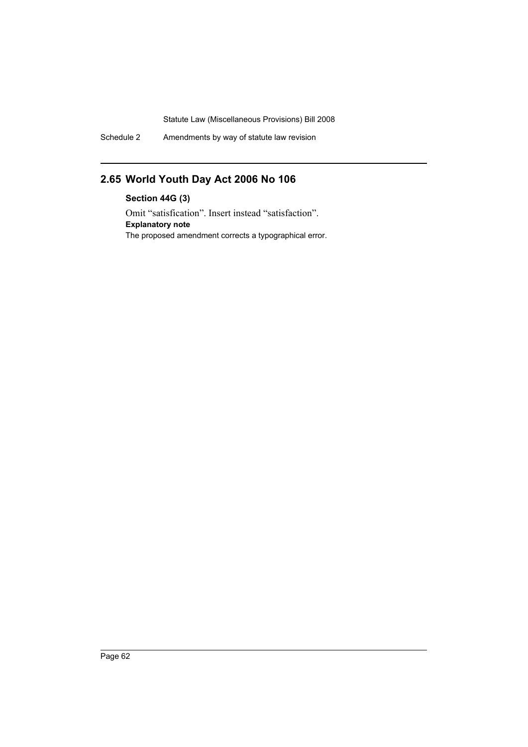## 2.65 World Youth Day Act 2006 No 106

**Section 44G (3)**

Omit "satisfication". Insert instead "satisfaction".

**Explanatory note**

The proposed amendment corrects a typographical error.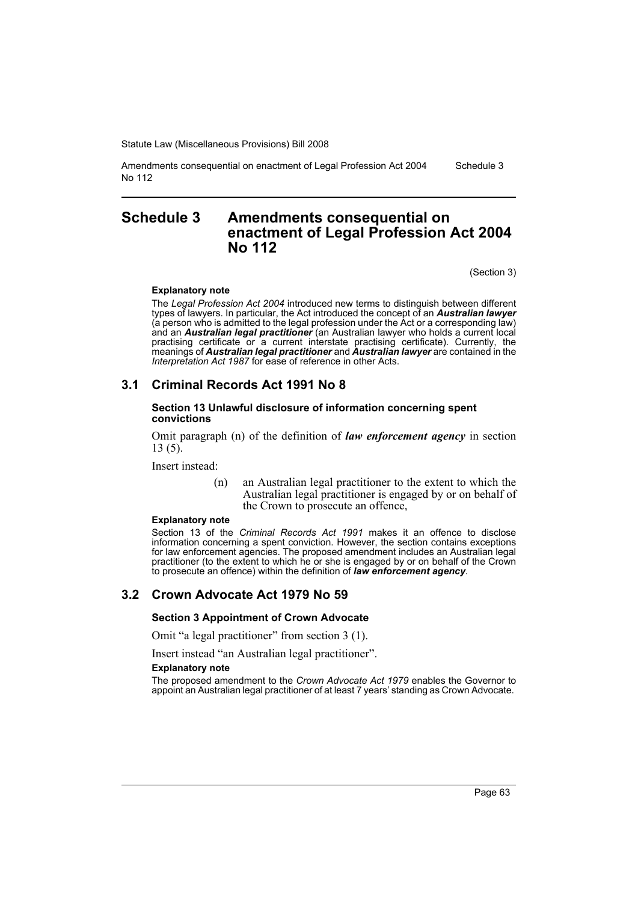# Schedule 3 Amendments consequential on enactment of Legal Profession Act 2004 No 112

(Section 3)

**Explanatory note**

The *Legal Profession Act 2004* introduced new terms to distinguish between different types of lawyers. In particular, the Act introduced the concept of an ***Australian lawyer*** (a person who is admitted to the legal profession under the Act or a corresponding law) and an ***Australian legal practitioner*** (an Australian lawyer who holds a current local practising certificate or a current interstate practising certificate). Currently, the meanings of ***Australian legal practitioner*** and ***Australian lawyer*** are contained in the *Interpretation Act 1987* for ease of reference in other Acts.

## 3.1 Criminal Records Act 1991 No 8

**Section 13 Unlawful disclosure of information concerning spent convictions**

Omit paragraph (n) of the definition of ***law enforcement agency*** in section 13 (5).

Insert instead:

> (n) an Australian legal practitioner to the extent to which the Australian legal practitioner is engaged by or on behalf of the Crown to prosecute an offence,

**Explanatory note**

Section 13 of the *Criminal Records Act 1991* makes it an offence to disclose information concerning a spent conviction. However, the section contains exceptions for law enforcement agencies. The proposed amendment includes an Australian legal practitioner (to the extent to which he or she is engaged by or on behalf of the Crown to prosecute an offence) within the definition of ***law enforcement agency***.

## 3.2 Crown Advocate Act 1979 No 59

**Section 3 Appointment of Crown Advocate**

Omit "a legal practitioner" from section 3 (1).

Insert instead "an Australian legal practitioner".

**Explanatory note**

The proposed amendment to the *Crown Advocate Act 1979* enables the Governor to appoint an Australian legal practitioner of at least 7 years' standing as Crown Advocate.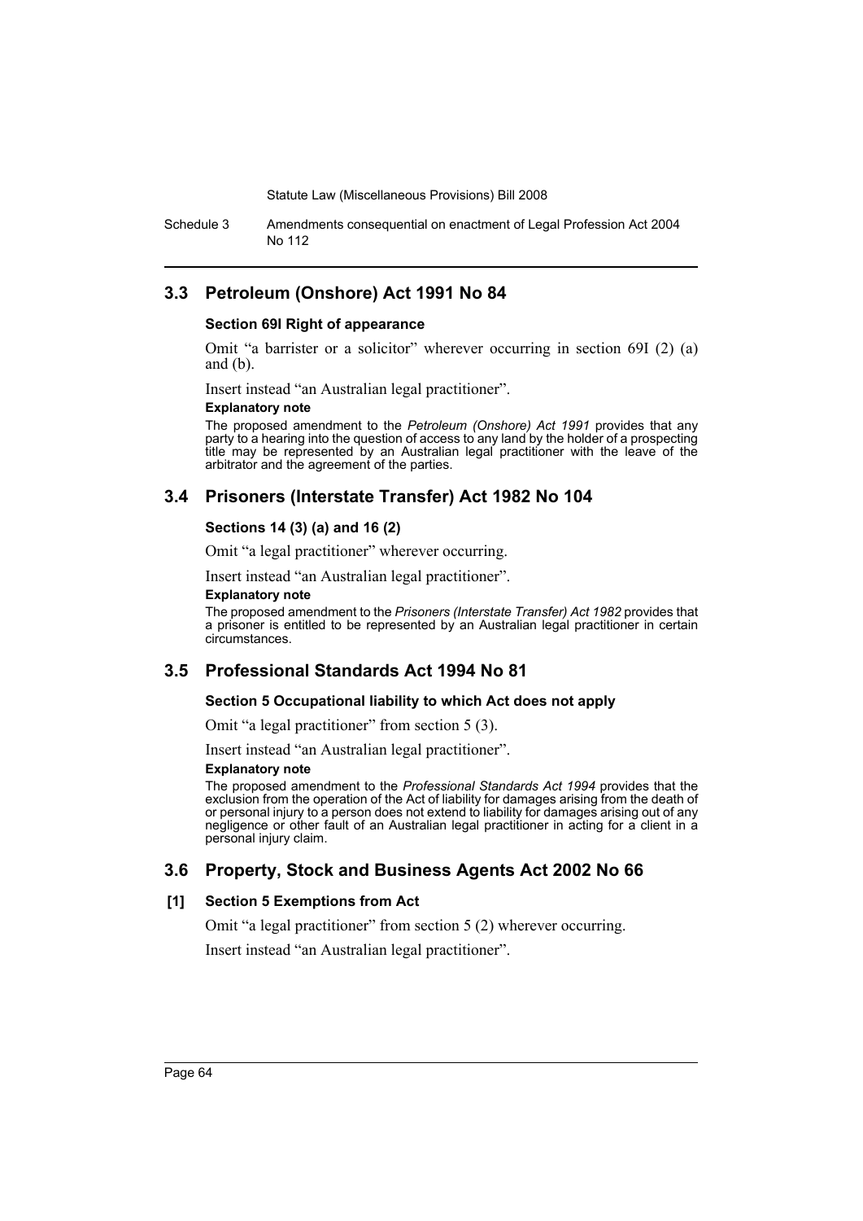## 3.3 Petroleum (Onshore) Act 1991 No 84

### Section 69I Right of appearance

Omit "a barrister or a solicitor" wherever occurring in section 69I (2) (a) and (b).

Insert instead "an Australian legal practitioner".

**Explanatory note**

The proposed amendment to the *Petroleum (Onshore) Act 1991* provides that any party to a hearing into the question of access to any land by the holder of a prospecting title may be represented by an Australian legal practitioner with the leave of the arbitrator and the agreement of the parties.

## 3.4 Prisoners (Interstate Transfer) Act 1982 No 104

### Sections 14 (3) (a) and 16 (2)

Omit "a legal practitioner" wherever occurring.

Insert instead "an Australian legal practitioner".

**Explanatory note**

The proposed amendment to the *Prisoners (Interstate Transfer) Act 1982* provides that a prisoner is entitled to be represented by an Australian legal practitioner in certain circumstances.

## 3.5 Professional Standards Act 1994 No 81

### Section 5 Occupational liability to which Act does not apply

Omit "a legal practitioner" from section 5 (3).

Insert instead "an Australian legal practitioner".

**Explanatory note**

The proposed amendment to the *Professional Standards Act 1994* provides that the exclusion from the operation of the Act of liability for damages arising from the death of or personal injury to a person does not extend to liability for damages arising out of any negligence or other fault of an Australian legal practitioner in acting for a client in a personal injury claim.

## 3.6 Property, Stock and Business Agents Act 2002 No 66

### [1] Section 5 Exemptions from Act

Omit "a legal practitioner" from section 5 (2) wherever occurring.

Insert instead "an Australian legal practitioner".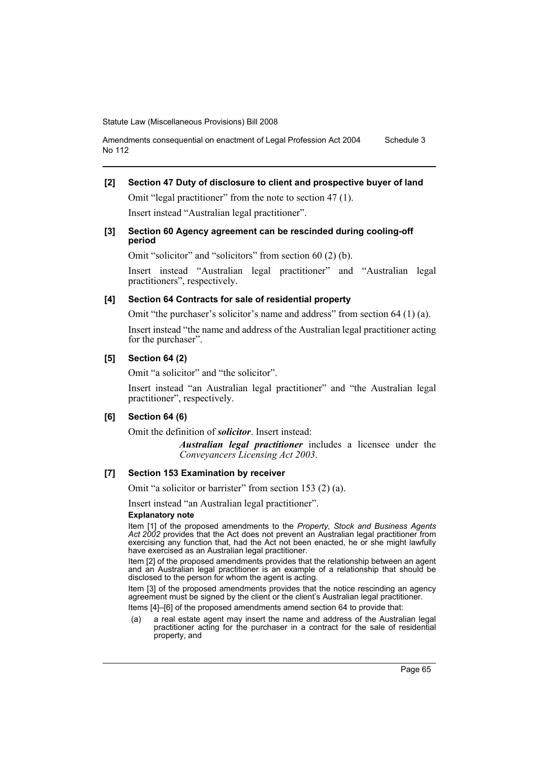**[2] Section 47 Duty of disclosure to client and prospective buyer of land**

Omit "legal practitioner" from the note to section 47 (1).

Insert instead "Australian legal practitioner".

**[3] Section 60 Agency agreement can be rescinded during cooling-off period**

Omit "solicitor" and "solicitors" from section 60 (2) (b).

Insert instead "Australian legal practitioner" and "Australian legal practitioners", respectively.

**[4] Section 64 Contracts for sale of residential property**

Omit "the purchaser's solicitor's name and address" from section 64 (1) (a).

Insert instead "the name and address of the Australian legal practitioner acting for the purchaser".

**[5] Section 64 (2)**

Omit "a solicitor" and "the solicitor".

Insert instead "an Australian legal practitioner" and "the Australian legal practitioner", respectively.

**[6] Section 64 (6)**

Omit the definition of ***solicitor***. Insert instead:

> ***Australian legal practitioner*** includes a licensee under the *Conveyancers Licensing Act 2003*.

**[7] Section 153 Examination by receiver**

Omit "a solicitor or barrister" from section 153 (2) (a).

Insert instead "an Australian legal practitioner".

**Explanatory note**

Item [1] of the proposed amendments to the *Property, Stock and Business Agents Act 2002* provides that the Act does not prevent an Australian legal practitioner from exercising any function that, had the Act not been enacted, he or she might lawfully have exercised as an Australian legal practitioner.

Item [2] of the proposed amendments provides that the relationship between an agent and an Australian legal practitioner is an example of a relationship that should be disclosed to the person for whom the agent is acting.

Item [3] of the proposed amendments provides that the notice rescinding an agency agreement must be signed by the client or the client's Australian legal practitioner.

Items [4]–[6] of the proposed amendments amend section 64 to provide that:

(a) a real estate agent may insert the name and address of the Australian legal practitioner acting for the purchaser in a contract for the sale of residential property, and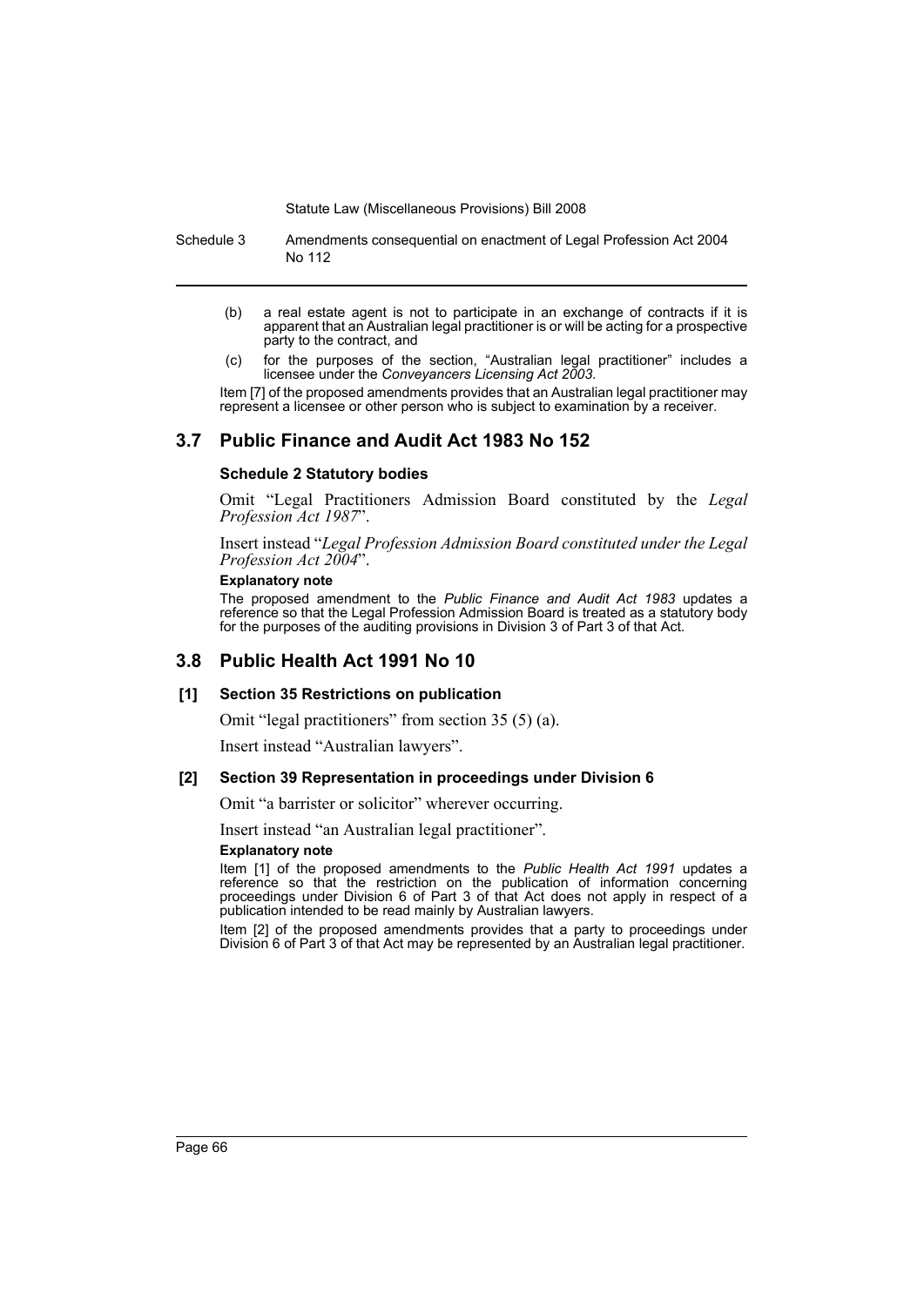(b) a real estate agent is not to participate in an exchange of contracts if it is apparent that an Australian legal practitioner is or will be acting for a prospective party to the contract, and

(c) for the purposes of the section, "Australian legal practitioner" includes a licensee under the *Conveyancers Licensing Act 2003*.

Item [7] of the proposed amendments provides that an Australian legal practitioner may represent a licensee or other person who is subject to examination by a receiver.

## 3.7 Public Finance and Audit Act 1983 No 152

### Schedule 2 Statutory bodies

Omit "Legal Practitioners Admission Board constituted by the *Legal Profession Act 1987*".

Insert instead "*Legal Profession Admission Board constituted under the Legal Profession Act 2004*".

**Explanatory note**

The proposed amendment to the *Public Finance and Audit Act 1983* updates a reference so that the Legal Profession Admission Board is treated as a statutory body for the purposes of the auditing provisions in Division 3 of Part 3 of that Act.

## 3.8 Public Health Act 1991 No 10

### [1] Section 35 Restrictions on publication

Omit "legal practitioners" from section 35 (5) (a).

Insert instead "Australian lawyers".

### [2] Section 39 Representation in proceedings under Division 6

Omit "a barrister or solicitor" wherever occurring.

Insert instead "an Australian legal practitioner".

**Explanatory note**

Item [1] of the proposed amendments to the *Public Health Act 1991* updates a reference so that the restriction on the publication of information concerning proceedings under Division 6 of Part 3 of that Act does not apply in respect of a publication intended to be read mainly by Australian lawyers.

Item [2] of the proposed amendments provides that a party to proceedings under Division 6 of Part 3 of that Act may be represented by an Australian legal practitioner.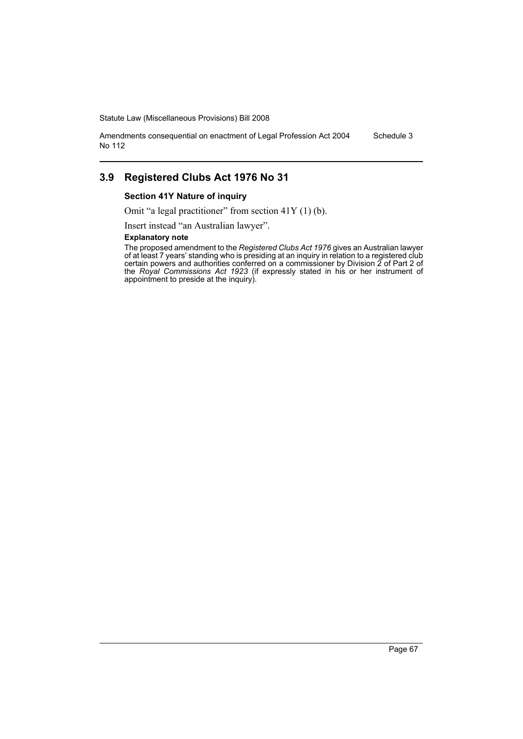## 3.9 Registered Clubs Act 1976 No 31

### Section 41Y Nature of inquiry

Omit "a legal practitioner" from section 41Y (1) (b).

Insert instead "an Australian lawyer".

**Explanatory note**

The proposed amendment to the *Registered Clubs Act 1976* gives an Australian lawyer of at least 7 years' standing who is presiding at an inquiry in relation to a registered club certain powers and authorities conferred on a commissioner by Division 2 of Part 2 of the *Royal Commissions Act 1923* (if expressly stated in his or her instrument of appointment to preside at the inquiry).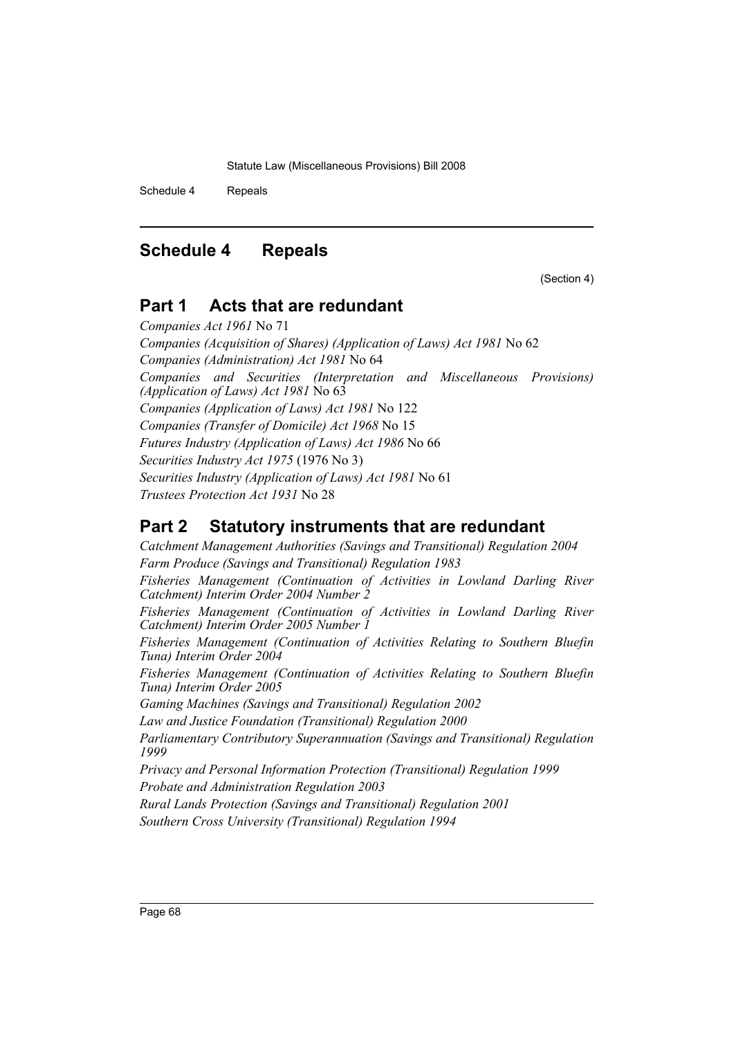## Schedule 4 Repeals

(Section 4)

### Part 1 Acts that are redundant

*Companies Act 1961* No 71

*Companies (Acquisition of Shares) (Application of Laws) Act 1981* No 62

*Companies (Administration) Act 1981* No 64

*Companies and Securities (Interpretation and Miscellaneous Provisions) (Application of Laws) Act 1981* No 63

*Companies (Application of Laws) Act 1981* No 122

*Companies (Transfer of Domicile) Act 1968* No 15

*Futures Industry (Application of Laws) Act 1986* No 66

*Securities Industry Act 1975* (1976 No 3)

*Securities Industry (Application of Laws) Act 1981* No 61

*Trustees Protection Act 1931* No 28

### Part 2 Statutory instruments that are redundant

*Catchment Management Authorities (Savings and Transitional) Regulation 2004*

*Farm Produce (Savings and Transitional) Regulation 1983*

*Fisheries Management (Continuation of Activities in Lowland Darling River Catchment) Interim Order 2004 Number 2*

*Fisheries Management (Continuation of Activities in Lowland Darling River Catchment) Interim Order 2005 Number 1*

*Fisheries Management (Continuation of Activities Relating to Southern Bluefin Tuna) Interim Order 2004*

*Fisheries Management (Continuation of Activities Relating to Southern Bluefin Tuna) Interim Order 2005*

*Gaming Machines (Savings and Transitional) Regulation 2002*

*Law and Justice Foundation (Transitional) Regulation 2000*

*Parliamentary Contributory Superannuation (Savings and Transitional) Regulation 1999*

*Privacy and Personal Information Protection (Transitional) Regulation 1999*

*Probate and Administration Regulation 2003*

*Rural Lands Protection (Savings and Transitional) Regulation 2001*

*Southern Cross University (Transitional) Regulation 1994*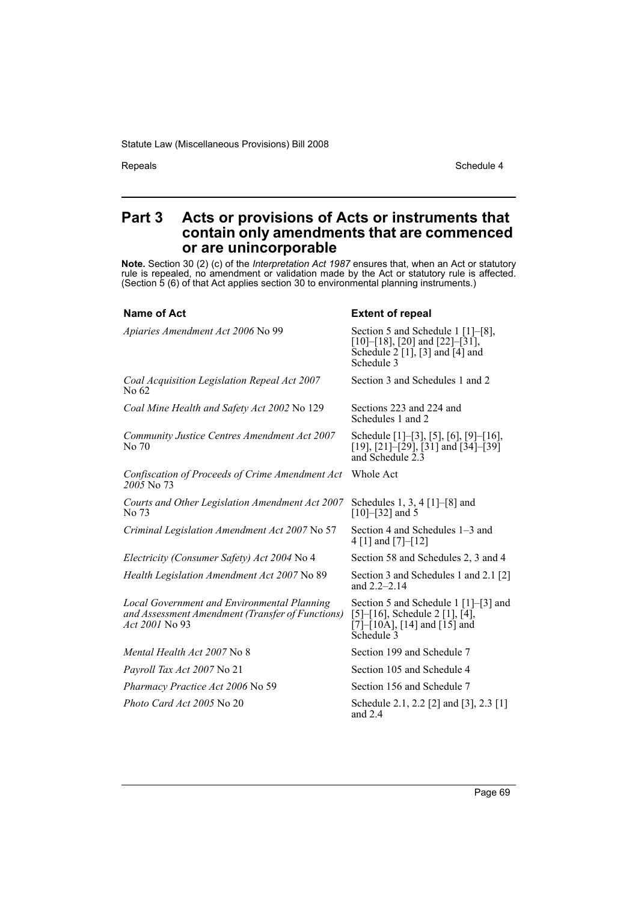## Part 3 Acts or provisions of Acts or instruments that contain only amendments that are commenced or are unincorporable

**Note.** Section 30 (2) (c) of the *Interpretation Act 1987* ensures that, when an Act or statutory rule is repealed, no amendment or validation made by the Act or statutory rule is affected. (Section 5 (6) of that Act applies section 30 to environmental planning instruments.)

| Name of Act | Extent of repeal |
|---|---|
| *Apiaries Amendment Act 2006* No 99 | Section 5 and Schedule 1 [1]–[8], [10]–[18], [20] and [22]–[31], Schedule 2 [1], [3] and [4] and Schedule 3 |
| *Coal Acquisition Legislation Repeal Act 2007* No 62 | Section 3 and Schedules 1 and 2 |
| *Coal Mine Health and Safety Act 2002* No 129 | Sections 223 and 224 and Schedules 1 and 2 |
| *Community Justice Centres Amendment Act 2007* No 70 | Schedule [1]–[3], [5], [6], [9]–[16], [19], [21]–[29], [31] and [34]–[39] and Schedule 2.3 |
| *Confiscation of Proceeds of Crime Amendment Act 2005* No 73 | Whole Act |
| *Courts and Other Legislation Amendment Act 2007* No 73 | Schedules 1, 3, 4 [1]–[8] and [10]–[32] and 5 |
| *Criminal Legislation Amendment Act 2007* No 57 | Section 4 and Schedules 1–3 and 4 [1] and [7]–[12] |
| *Electricity (Consumer Safety) Act 2004* No 4 | Section 58 and Schedules 2, 3 and 4 |
| *Health Legislation Amendment Act 2007* No 89 | Section 3 and Schedules 1 and 2.1 [2] and 2.2–2.14 |
| *Local Government and Environmental Planning and Assessment Amendment (Transfer of Functions) Act 2001* No 93 | Section 5 and Schedule 1 [1]–[3] and [5]–[16], Schedule 2 [1], [4], [7]–[10A], [14] and [15] and Schedule 3 |
| *Mental Health Act 2007* No 8 | Section 199 and Schedule 7 |
| *Payroll Tax Act 2007* No 21 | Section 105 and Schedule 4 |
| *Pharmacy Practice Act 2006* No 59 | Section 156 and Schedule 7 |
| *Photo Card Act 2005* No 20 | Schedule 2.1, 2.2 [2] and [3], 2.3 [1] and 2.4 |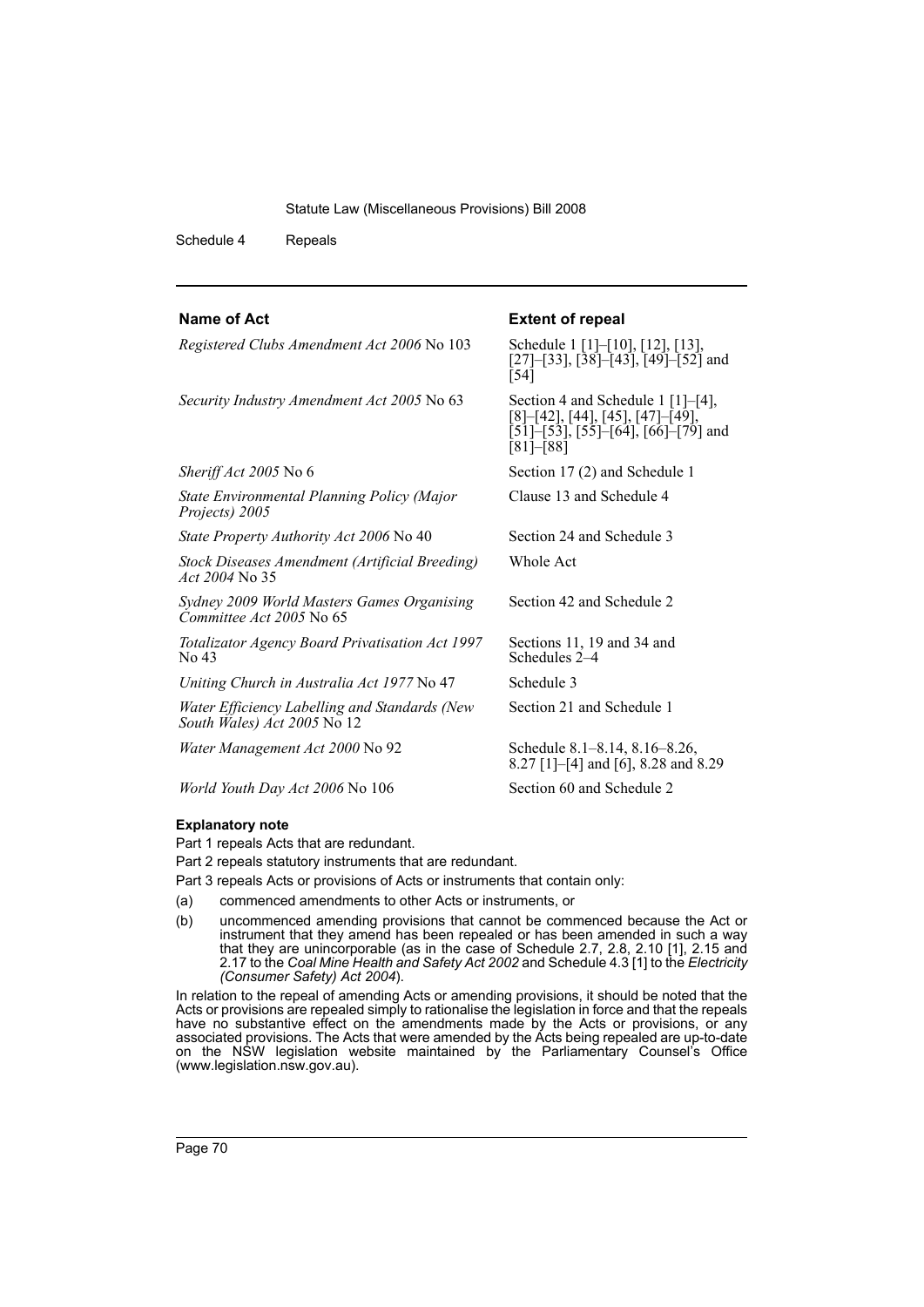| Name of Act | Extent of repeal |
|---|---|
| *Registered Clubs Amendment Act 2006* No 103 | Schedule 1 [1]–[10], [12], [13], [27]–[33], [38]–[43], [49]–[52] and [54] |
| *Security Industry Amendment Act 2005* No 63 | Section 4 and Schedule 1 [1]–[4], [8]–[42], [44], [45], [47]–[49], [51]–[53], [55]–[64], [66]–[79] and [81]–[88] |
| *Sheriff Act 2005* No 6 | Section 17 (2) and Schedule 1 |
| *State Environmental Planning Policy (Major Projects) 2005* | Clause 13 and Schedule 4 |
| *State Property Authority Act 2006* No 40 | Section 24 and Schedule 3 |
| *Stock Diseases Amendment (Artificial Breeding) Act 2004* No 35 | Whole Act |
| *Sydney 2009 World Masters Games Organising Committee Act 2005* No 65 | Section 42 and Schedule 2 |
| *Totalizator Agency Board Privatisation Act 1997* No 43 | Sections 11, 19 and 34 and Schedules 2–4 |
| *Uniting Church in Australia Act 1977* No 47 | Schedule 3 |
| *Water Efficiency Labelling and Standards (New South Wales) Act 2005* No 12 | Section 21 and Schedule 1 |
| *Water Management Act 2000* No 92 | Schedule 8.1–8.14, 8.16–8.26, 8.27 [1]–[4] and [6], 8.28 and 8.29 |
| *World Youth Day Act 2006* No 106 | Section 60 and Schedule 2 |

**Explanatory note**

Part 1 repeals Acts that are redundant.

Part 2 repeals statutory instruments that are redundant.

Part 3 repeals Acts or provisions of Acts or instruments that contain only:

(a) commenced amendments to other Acts or instruments, or

(b) uncommenced amending provisions that cannot be commenced because the Act or instrument that they amend has been repealed or has been amended in such a way that they are unincorporable (as in the case of Schedule 2.7, 2.8, 2.10 [1], 2.15 and 2.17 to the *Coal Mine Health and Safety Act 2002* and Schedule 4.3 [1] to the *Electricity (Consumer Safety) Act 2004*).

In relation to the repeal of amending Acts or amending provisions, it should be noted that the Acts or provisions are repealed simply to rationalise the legislation in force and that the repeals have no substantive effect on the amendments made by the Acts or provisions, or any associated provisions. The Acts that were amended by the Acts being repealed are up-to-date on the NSW legislation website maintained by the Parliamentary Counsel's Office (www.legislation.nsw.gov.au).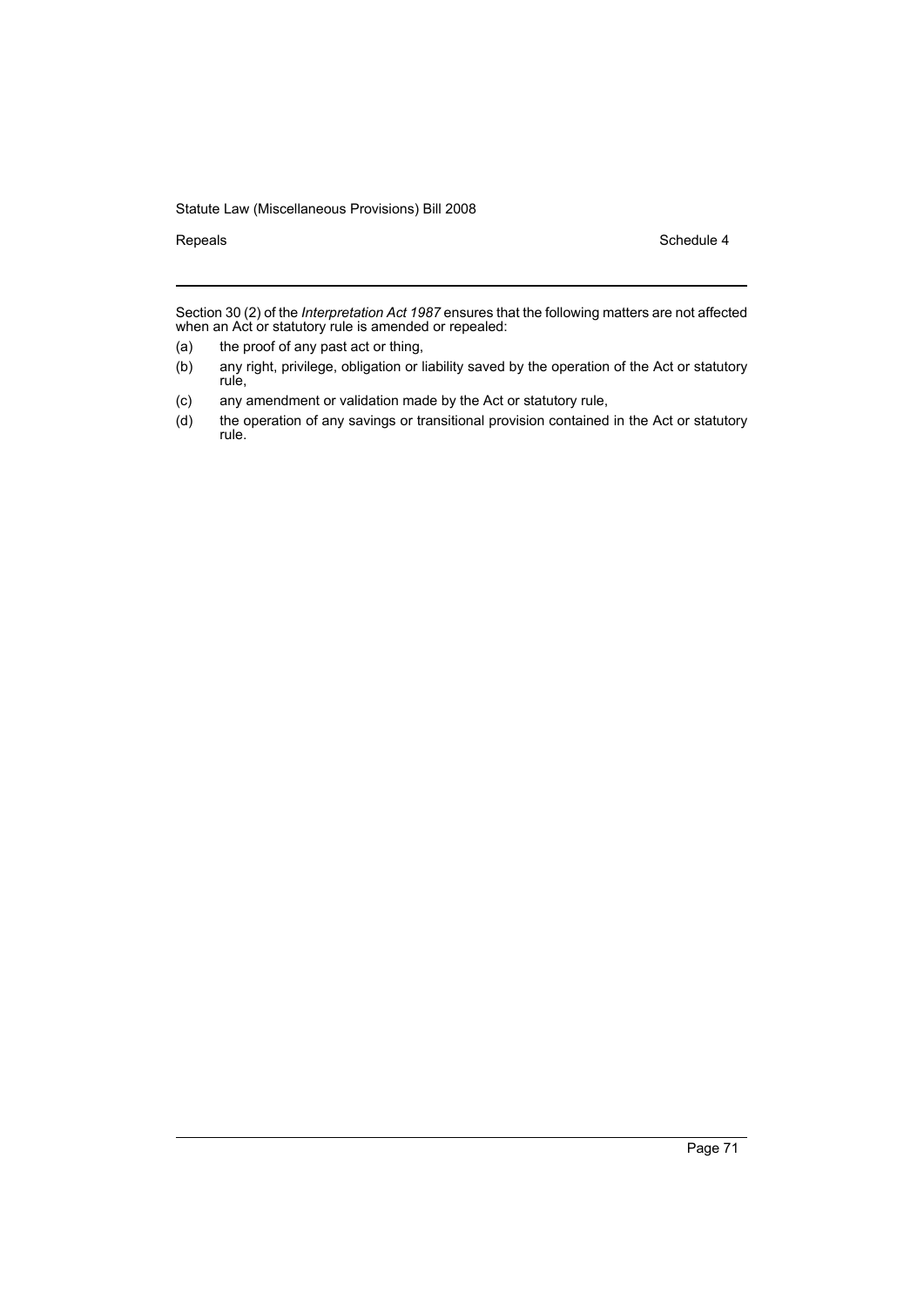Section 30 (2) of the *Interpretation Act 1987* ensures that the following matters are not affected when an Act or statutory rule is amended or repealed:

(a) the proof of any past act or thing,

(b) any right, privilege, obligation or liability saved by the operation of the Act or statutory rule,

(c) any amendment or validation made by the Act or statutory rule,

(d) the operation of any savings or transitional provision contained in the Act or statutory rule.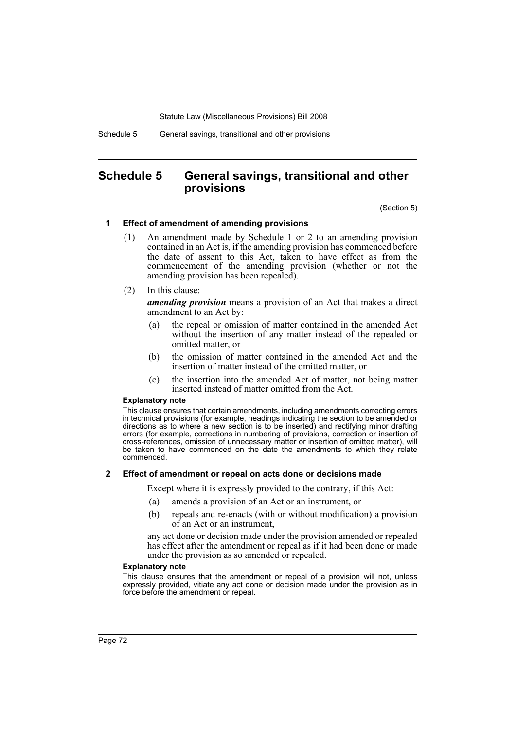## Schedule 5 General savings, transitional and other provisions

(Section 5)

### 1 Effect of amendment of amending provisions

(1) An amendment made by Schedule 1 or 2 to an amending provision contained in an Act is, if the amending provision has commenced before the date of assent to this Act, taken to have effect as from the commencement of the amending provision (whether or not the amending provision has been repealed).

(2) In this clause:

***amending provision*** means a provision of an Act that makes a direct amendment to an Act by:

(a) the repeal or omission of matter contained in the amended Act without the insertion of any matter instead of the repealed or omitted matter, or

(b) the omission of matter contained in the amended Act and the insertion of matter instead of the omitted matter, or

(c) the insertion into the amended Act of matter, not being matter inserted instead of matter omitted from the Act.

**Explanatory note**

This clause ensures that certain amendments, including amendments correcting errors in technical provisions (for example, headings indicating the section to be amended or directions as to where a new section is to be inserted) and rectifying minor drafting errors (for example, corrections in numbering of provisions, correction or insertion of cross-references, omission of unnecessary matter or insertion of omitted matter), will be taken to have commenced on the date the amendments to which they relate commenced.

### 2 Effect of amendment or repeal on acts done or decisions made

Except where it is expressly provided to the contrary, if this Act:

(a) amends a provision of an Act or an instrument, or

(b) repeals and re-enacts (with or without modification) a provision of an Act or an instrument,

any act done or decision made under the provision amended or repealed has effect after the amendment or repeal as if it had been done or made under the provision as so amended or repealed.

**Explanatory note**

This clause ensures that the amendment or repeal of a provision will not, unless expressly provided, vitiate any act done or decision made under the provision as in force before the amendment or repeal.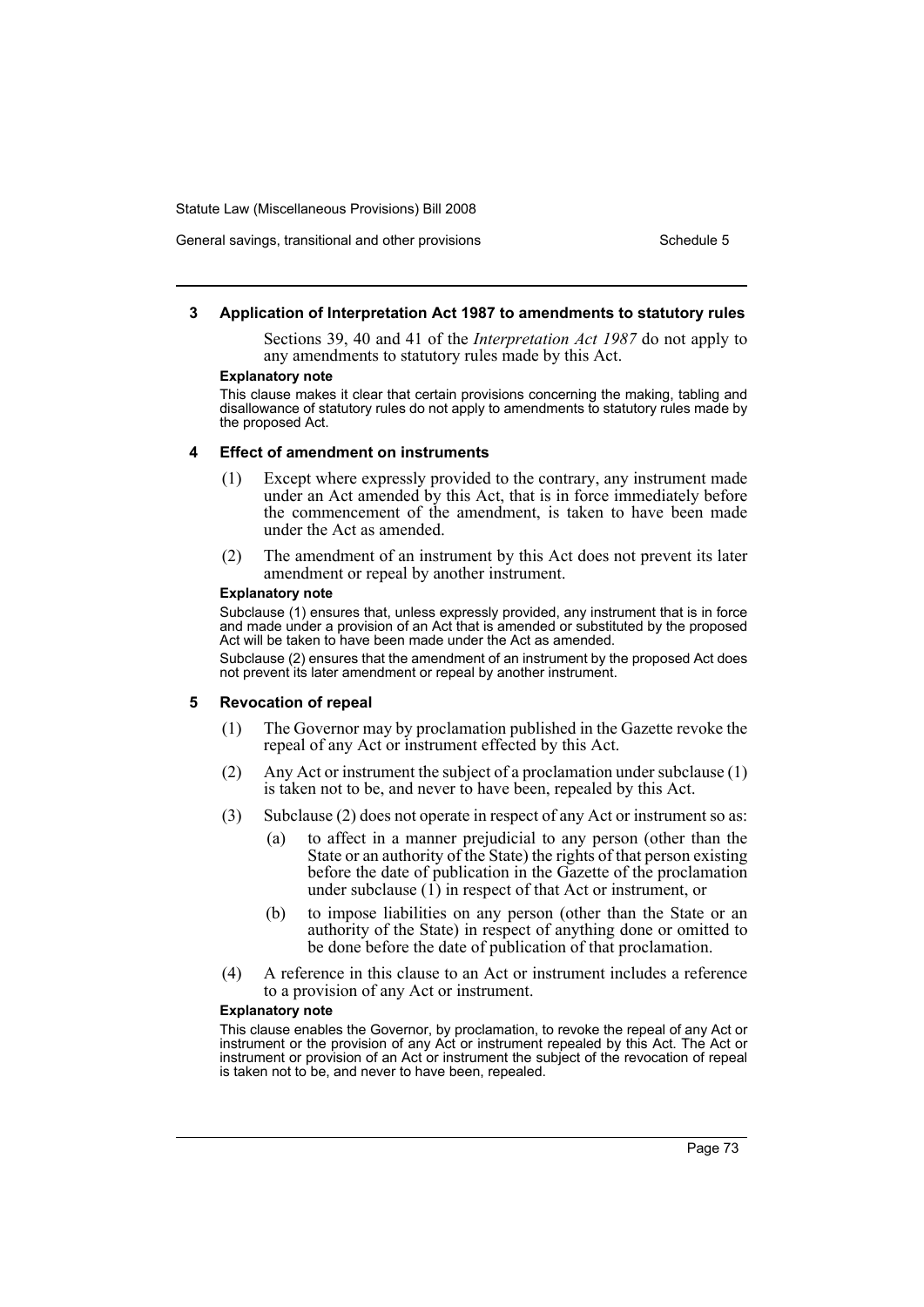## 3 Application of Interpretation Act 1987 to amendments to statutory rules

Sections 39, 40 and 41 of the *Interpretation Act 1987* do not apply to any amendments to statutory rules made by this Act.

**Explanatory note**

This clause makes it clear that certain provisions concerning the making, tabling and disallowance of statutory rules do not apply to amendments to statutory rules made by the proposed Act.

## 4 Effect of amendment on instruments

(1) Except where expressly provided to the contrary, any instrument made under an Act amended by this Act, that is in force immediately before the commencement of the amendment, is taken to have been made under the Act as amended.

(2) The amendment of an instrument by this Act does not prevent its later amendment or repeal by another instrument.

**Explanatory note**

Subclause (1) ensures that, unless expressly provided, any instrument that is in force and made under a provision of an Act that is amended or substituted by the proposed Act will be taken to have been made under the Act as amended.

Subclause (2) ensures that the amendment of an instrument by the proposed Act does not prevent its later amendment or repeal by another instrument.

## 5 Revocation of repeal

(1) The Governor may by proclamation published in the Gazette revoke the repeal of any Act or instrument effected by this Act.

(2) Any Act or instrument the subject of a proclamation under subclause (1) is taken not to be, and never to have been, repealed by this Act.

(3) Subclause (2) does not operate in respect of any Act or instrument so as:

- (a) to affect in a manner prejudicial to any person (other than the State or an authority of the State) the rights of that person existing before the date of publication in the Gazette of the proclamation under subclause (1) in respect of that Act or instrument, or
- (b) to impose liabilities on any person (other than the State or an authority of the State) in respect of anything done or omitted to be done before the date of publication of that proclamation.

(4) A reference in this clause to an Act or instrument includes a reference to a provision of any Act or instrument.

**Explanatory note**

This clause enables the Governor, by proclamation, to revoke the repeal of any Act or instrument or the provision of any Act or instrument repealed by this Act. The Act or instrument or provision of an Act or instrument the subject of the revocation of repeal is taken not to be, and never to have been, repealed.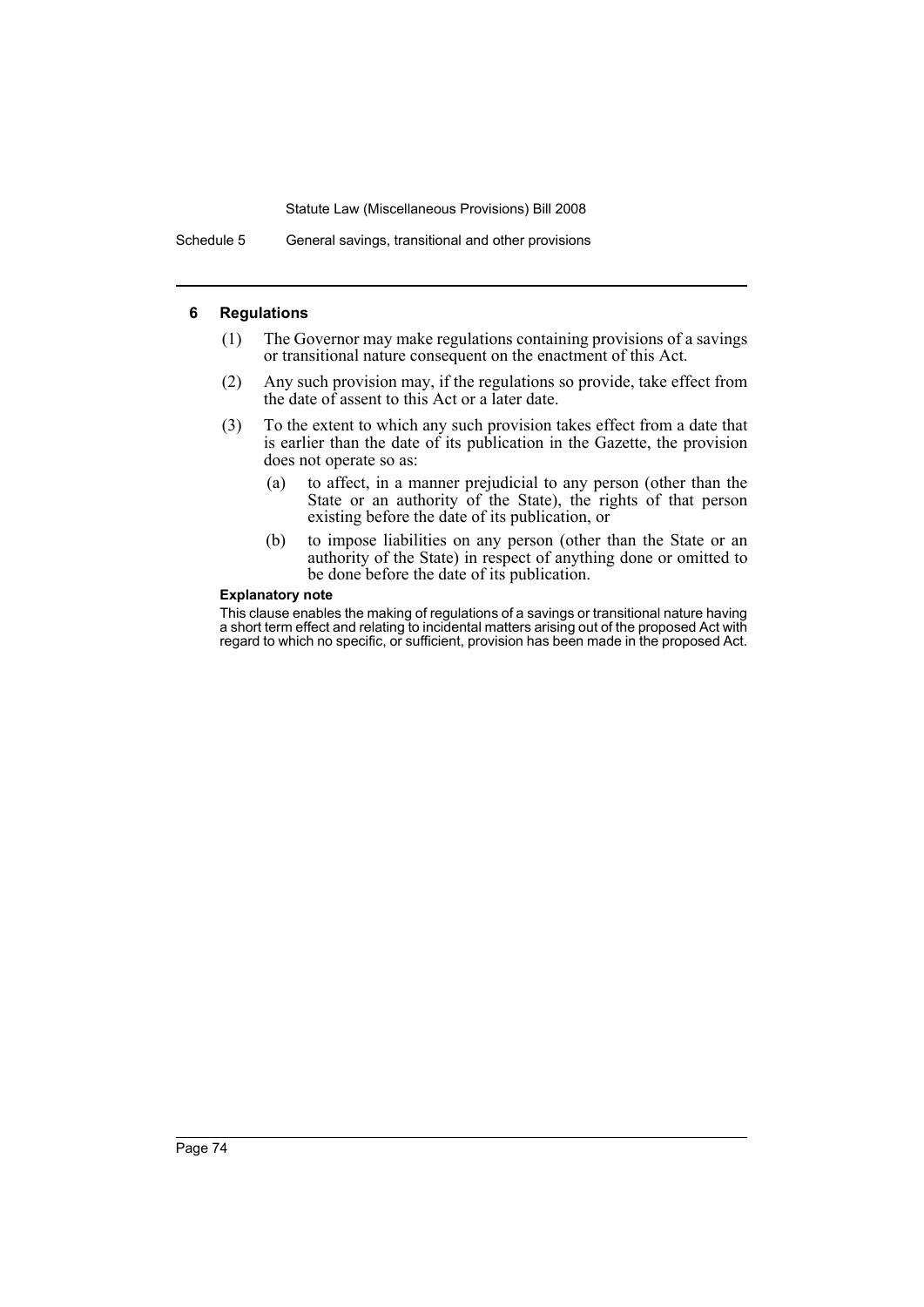## 6 Regulations

(1) The Governor may make regulations containing provisions of a savings or transitional nature consequent on the enactment of this Act.

(2) Any such provision may, if the regulations so provide, take effect from the date of assent to this Act or a later date.

(3) To the extent to which any such provision takes effect from a date that is earlier than the date of its publication in the Gazette, the provision does not operate so as:

- (a) to affect, in a manner prejudicial to any person (other than the State or an authority of the State), the rights of that person existing before the date of its publication, or
- (b) to impose liabilities on any person (other than the State or an authority of the State) in respect of anything done or omitted to be done before the date of its publication.

**Explanatory note**

This clause enables the making of regulations of a savings or transitional nature having a short term effect and relating to incidental matters arising out of the proposed Act with regard to which no specific, or sufficient, provision has been made in the proposed Act.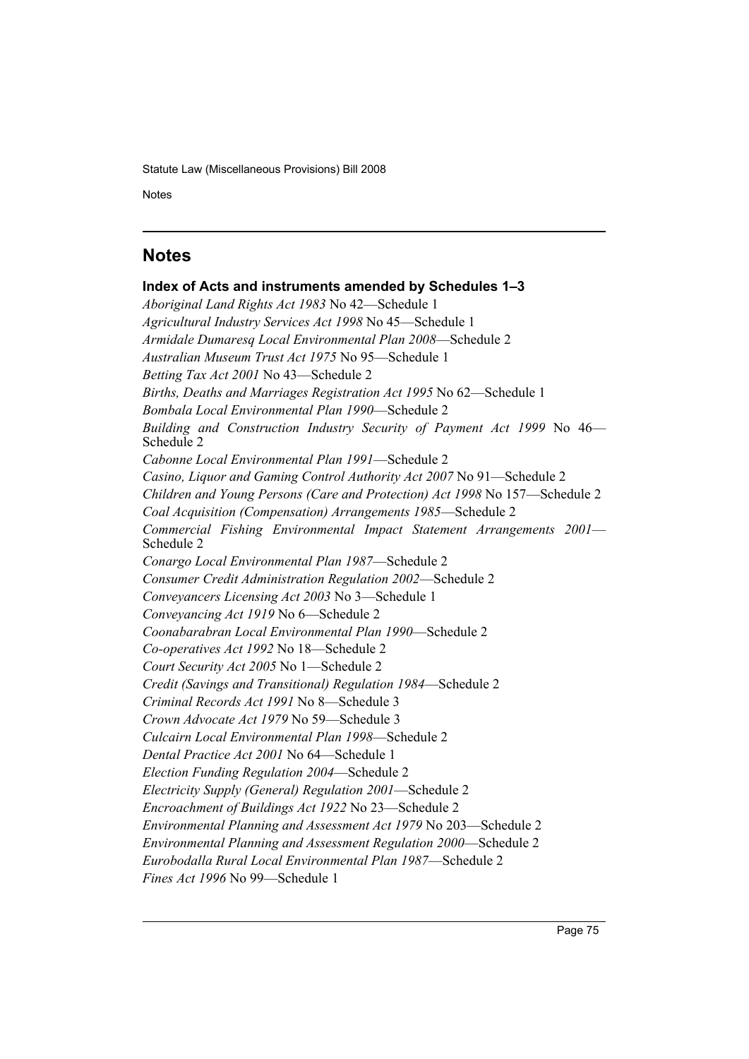## Notes

### Index of Acts and instruments amended by Schedules 1–3

*Aboriginal Land Rights Act 1983* No 42—Schedule 1

*Agricultural Industry Services Act 1998* No 45—Schedule 1

*Armidale Dumaresq Local Environmental Plan 2008*—Schedule 2

*Australian Museum Trust Act 1975* No 95—Schedule 1

*Betting Tax Act 2001* No 43—Schedule 2

*Births, Deaths and Marriages Registration Act 1995* No 62—Schedule 1

*Bombala Local Environmental Plan 1990*—Schedule 2

*Building and Construction Industry Security of Payment Act 1999* No 46—Schedule 2

*Cabonne Local Environmental Plan 1991*—Schedule 2

*Casino, Liquor and Gaming Control Authority Act 2007* No 91—Schedule 2

*Children and Young Persons (Care and Protection) Act 1998* No 157—Schedule 2

*Coal Acquisition (Compensation) Arrangements 1985*—Schedule 2

*Commercial Fishing Environmental Impact Statement Arrangements 2001*—Schedule 2

*Conargo Local Environmental Plan 1987*—Schedule 2

*Consumer Credit Administration Regulation 2002*—Schedule 2

*Conveyancers Licensing Act 2003* No 3—Schedule 1

*Conveyancing Act 1919* No 6—Schedule 2

*Coonabarabran Local Environmental Plan 1990*—Schedule 2

*Co-operatives Act 1992* No 18—Schedule 2

*Court Security Act 2005* No 1—Schedule 2

*Credit (Savings and Transitional) Regulation 1984*—Schedule 2

*Criminal Records Act 1991* No 8—Schedule 3

*Crown Advocate Act 1979* No 59—Schedule 3

*Culcairn Local Environmental Plan 1998*—Schedule 2

*Dental Practice Act 2001* No 64—Schedule 1

*Election Funding Regulation 2004*—Schedule 2

*Electricity Supply (General) Regulation 2001*—Schedule 2

*Encroachment of Buildings Act 1922* No 23—Schedule 2

*Environmental Planning and Assessment Act 1979* No 203—Schedule 2

*Environmental Planning and Assessment Regulation 2000*—Schedule 2

*Eurobodalla Rural Local Environmental Plan 1987*—Schedule 2

*Fines Act 1996* No 99—Schedule 1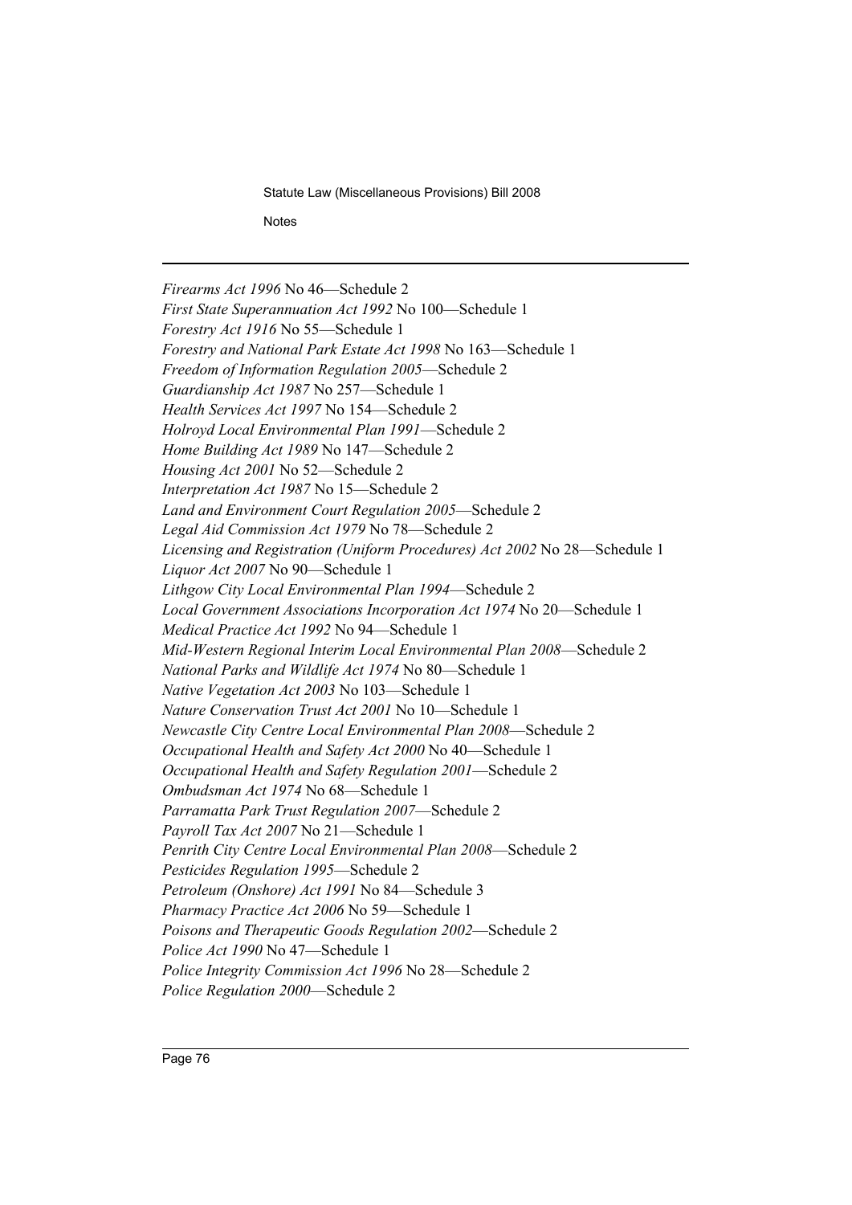*Firearms Act 1996* No 46—Schedule 2
*First State Superannuation Act 1992* No 100—Schedule 1
*Forestry Act 1916* No 55—Schedule 1
*Forestry and National Park Estate Act 1998* No 163—Schedule 1
*Freedom of Information Regulation 2005*—Schedule 2
*Guardianship Act 1987* No 257—Schedule 1
*Health Services Act 1997* No 154—Schedule 2
*Holroyd Local Environmental Plan 1991*—Schedule 2
*Home Building Act 1989* No 147—Schedule 2
*Housing Act 2001* No 52—Schedule 2
*Interpretation Act 1987* No 15—Schedule 2
*Land and Environment Court Regulation 2005*—Schedule 2
*Legal Aid Commission Act 1979* No 78—Schedule 2
*Licensing and Registration (Uniform Procedures) Act 2002* No 28—Schedule 1
*Liquor Act 2007* No 90—Schedule 1
*Lithgow City Local Environmental Plan 1994*—Schedule 2
*Local Government Associations Incorporation Act 1974* No 20—Schedule 1
*Medical Practice Act 1992* No 94—Schedule 1
*Mid-Western Regional Interim Local Environmental Plan 2008*—Schedule 2
*National Parks and Wildlife Act 1974* No 80—Schedule 1
*Native Vegetation Act 2003* No 103—Schedule 1
*Nature Conservation Trust Act 2001* No 10—Schedule 1
*Newcastle City Centre Local Environmental Plan 2008*—Schedule 2
*Occupational Health and Safety Act 2000* No 40—Schedule 1
*Occupational Health and Safety Regulation 2001*—Schedule 2
*Ombudsman Act 1974* No 68—Schedule 1
*Parramatta Park Trust Regulation 2007*—Schedule 2
*Payroll Tax Act 2007* No 21—Schedule 1
*Penrith City Centre Local Environmental Plan 2008*—Schedule 2
*Pesticides Regulation 1995*—Schedule 2
*Petroleum (Onshore) Act 1991* No 84—Schedule 3
*Pharmacy Practice Act 2006* No 59—Schedule 1
*Poisons and Therapeutic Goods Regulation 2002*—Schedule 2
*Police Act 1990* No 47—Schedule 1
*Police Integrity Commission Act 1996* No 28—Schedule 2
*Police Regulation 2000*—Schedule 2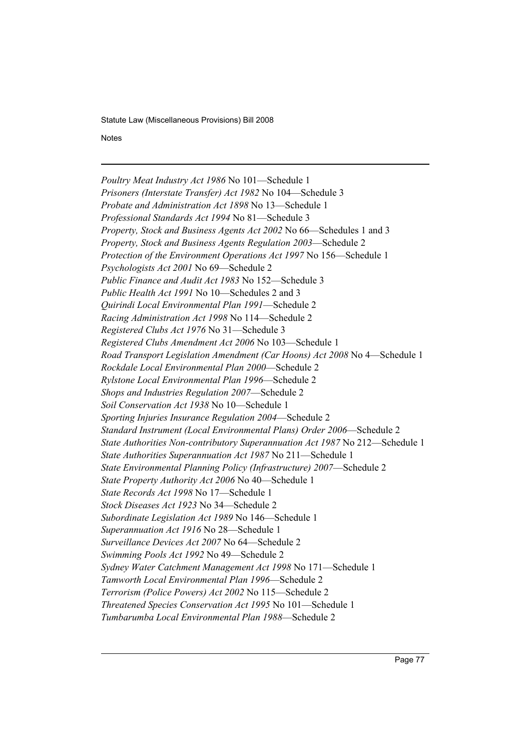*Poultry Meat Industry Act 1986* No 101—Schedule 1
*Prisoners (Interstate Transfer) Act 1982* No 104—Schedule 3
*Probate and Administration Act 1898* No 13—Schedule 1
*Professional Standards Act 1994* No 81—Schedule 3
*Property, Stock and Business Agents Act 2002* No 66—Schedules 1 and 3
*Property, Stock and Business Agents Regulation 2003*—Schedule 2
*Protection of the Environment Operations Act 1997* No 156—Schedule 1
*Psychologists Act 2001* No 69—Schedule 2
*Public Finance and Audit Act 1983* No 152—Schedule 3
*Public Health Act 1991* No 10—Schedules 2 and 3
*Quirindi Local Environmental Plan 1991*—Schedule 2
*Racing Administration Act 1998* No 114—Schedule 2
*Registered Clubs Act 1976* No 31—Schedule 3
*Registered Clubs Amendment Act 2006* No 103—Schedule 1
*Road Transport Legislation Amendment (Car Hoons) Act 2008* No 4—Schedule 1
*Rockdale Local Environmental Plan 2000*—Schedule 2
*Rylstone Local Environmental Plan 1996*—Schedule 2
*Shops and Industries Regulation 2007*—Schedule 2
*Soil Conservation Act 1938* No 10—Schedule 1
*Sporting Injuries Insurance Regulation 2004*—Schedule 2
*Standard Instrument (Local Environmental Plans) Order 2006*—Schedule 2
*State Authorities Non-contributory Superannuation Act 1987* No 212—Schedule 1
*State Authorities Superannuation Act 1987* No 211—Schedule 1
*State Environmental Planning Policy (Infrastructure) 2007*—Schedule 2
*State Property Authority Act 2006* No 40—Schedule 1
*State Records Act 1998* No 17—Schedule 1
*Stock Diseases Act 1923* No 34—Schedule 2
*Subordinate Legislation Act 1989* No 146—Schedule 1
*Superannuation Act 1916* No 28—Schedule 1
*Surveillance Devices Act 2007* No 64—Schedule 2
*Swimming Pools Act 1992* No 49—Schedule 2
*Sydney Water Catchment Management Act 1998* No 171—Schedule 1
*Tamworth Local Environmental Plan 1996*—Schedule 2
*Terrorism (Police Powers) Act 2002* No 115—Schedule 2
*Threatened Species Conservation Act 1995* No 101—Schedule 1
*Tumbarumba Local Environmental Plan 1988*—Schedule 2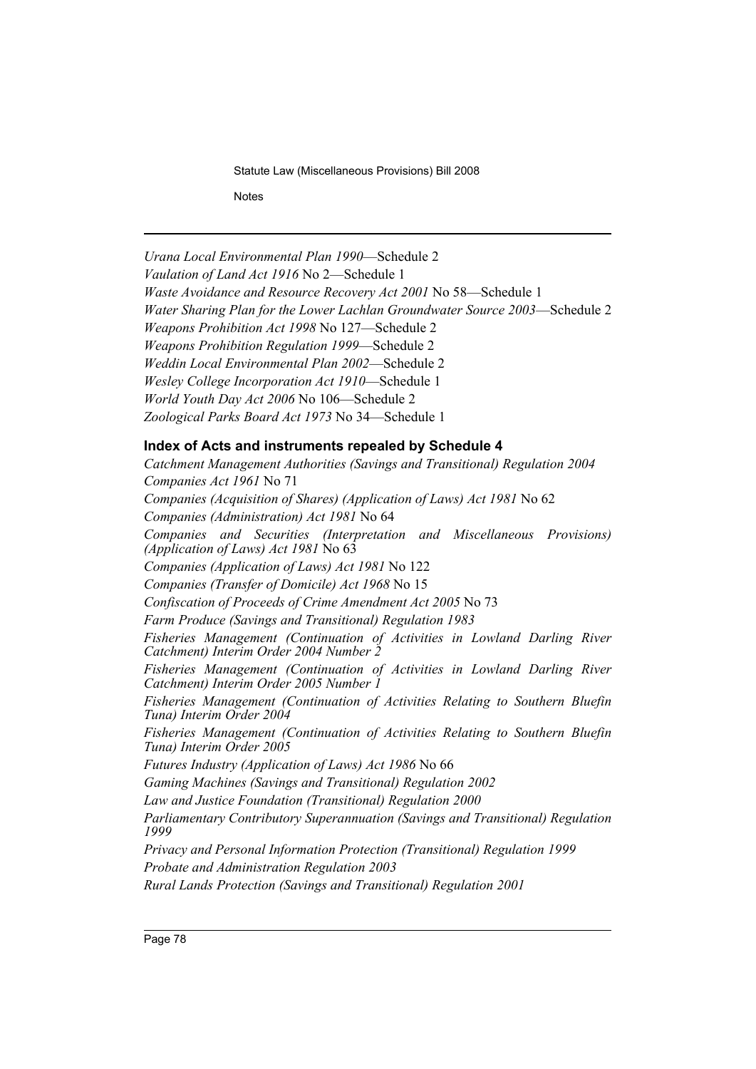*Urana Local Environmental Plan 1990*—Schedule 2

*Vaulation of Land Act 1916* No 2—Schedule 1

*Waste Avoidance and Resource Recovery Act 2001* No 58—Schedule 1

*Water Sharing Plan for the Lower Lachlan Groundwater Source 2003*—Schedule 2

*Weapons Prohibition Act 1998* No 127—Schedule 2

*Weapons Prohibition Regulation 1999*—Schedule 2

*Weddin Local Environmental Plan 2002*—Schedule 2

*Wesley College Incorporation Act 1910*—Schedule 1

*World Youth Day Act 2006* No 106—Schedule 2

*Zoological Parks Board Act 1973* No 34—Schedule 1

### Index of Acts and instruments repealed by Schedule 4

*Catchment Management Authorities (Savings and Transitional) Regulation 2004*

*Companies Act 1961* No 71

*Companies (Acquisition of Shares) (Application of Laws) Act 1981* No 62

*Companies (Administration) Act 1981* No 64

*Companies and Securities (Interpretation and Miscellaneous Provisions) (Application of Laws) Act 1981* No 63

*Companies (Application of Laws) Act 1981* No 122

*Companies (Transfer of Domicile) Act 1968* No 15

*Confiscation of Proceeds of Crime Amendment Act 2005* No 73

*Farm Produce (Savings and Transitional) Regulation 1983*

*Fisheries Management (Continuation of Activities in Lowland Darling River Catchment) Interim Order 2004 Number 2*

*Fisheries Management (Continuation of Activities in Lowland Darling River Catchment) Interim Order 2005 Number 1*

*Fisheries Management (Continuation of Activities Relating to Southern Bluefin Tuna) Interim Order 2004*

*Fisheries Management (Continuation of Activities Relating to Southern Bluefin Tuna) Interim Order 2005*

*Futures Industry (Application of Laws) Act 1986* No 66

*Gaming Machines (Savings and Transitional) Regulation 2002*

*Law and Justice Foundation (Transitional) Regulation 2000*

*Parliamentary Contributory Superannuation (Savings and Transitional) Regulation 1999*

*Privacy and Personal Information Protection (Transitional) Regulation 1999*

*Probate and Administration Regulation 2003*

*Rural Lands Protection (Savings and Transitional) Regulation 2001*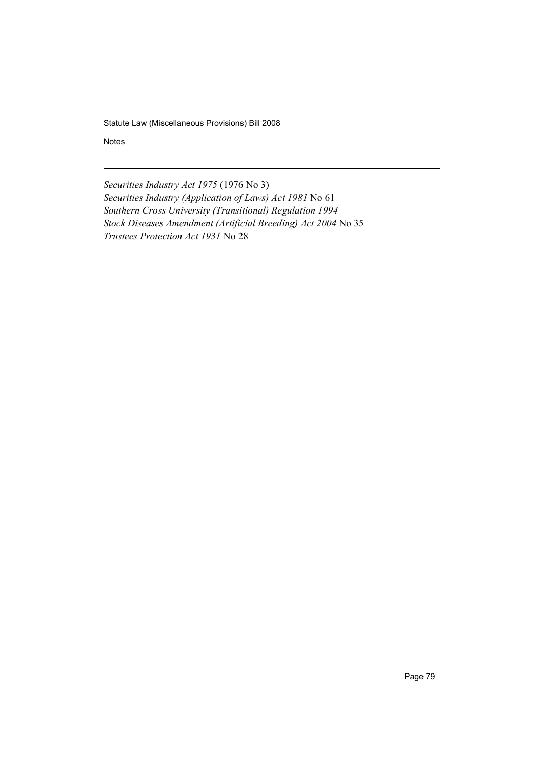*Securities Industry Act 1975* (1976 No 3)
*Securities Industry (Application of Laws) Act 1981* No 61
*Southern Cross University (Transitional) Regulation 1994*
*Stock Diseases Amendment (Artificial Breeding) Act 2004* No 35
*Trustees Protection Act 1931* No 28